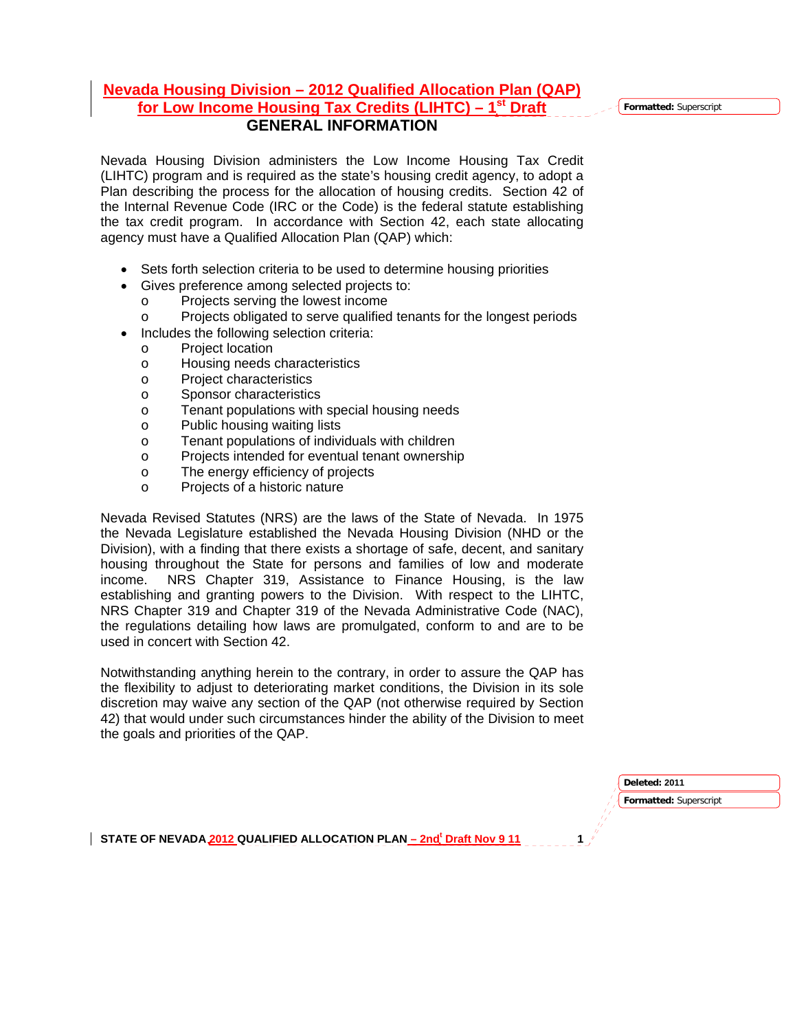# Nevada Housing Division – 2012 Qualified Allocation Plan (QAP) for Low Income Housing Tax Credits (LIHTC) – 1st Draft

## GENERAL INFORMATION

Nevada Housing Division administers the Low Income Housing Tax Credit (LIHTC) program and is required as the state's housing credit agency, to adopt a Plan describing the process for the allocation of housing credits. Section 42 of the Internal Revenue Code (IRC or the Code) is the federal statute establishing the tax credit program. In accordance with Section 42, each state allocating agency must have a Qualified Allocation Plan (QAP) which:

- Sets forth selection criteria to be used to determine housing priorities
- Gives preference among selected projects to:
  - Projects serving the lowest income
  - Projects obligated to serve qualified tenants for the longest periods
- Includes the following selection criteria:
  - Project location
  - Housing needs characteristics
  - Project characteristics
  - Sponsor characteristics
  - Tenant populations with special housing needs
  - Public housing waiting lists
  - Tenant populations of individuals with children
  - Projects intended for eventual tenant ownership
  - The energy efficiency of projects
  - Projects of a historic nature

Nevada Revised Statutes (NRS) are the laws of the State of Nevada. In 1975 the Nevada Legislature established the Nevada Housing Division (NHD or the Division), with a finding that there exists a shortage of safe, decent, and sanitary housing throughout the State for persons and families of low and moderate income. NRS Chapter 319, Assistance to Finance Housing, is the law establishing and granting powers to the Division. With respect to the LIHTC, NRS Chapter 319 and Chapter 319 of the Nevada Administrative Code (NAC), the regulations detailing how laws are promulgated, conform to and are to be used in concert with Section 42.

Notwithstanding anything herein to the contrary, in order to assure the QAP has the flexibility to adjust to deteriorating market conditions, the Division in its sole discretion may waive any section of the QAP (not otherwise required by Section 42) that would under such circumstances hinder the ability of the Division to meet the goals and priorities of the QAP.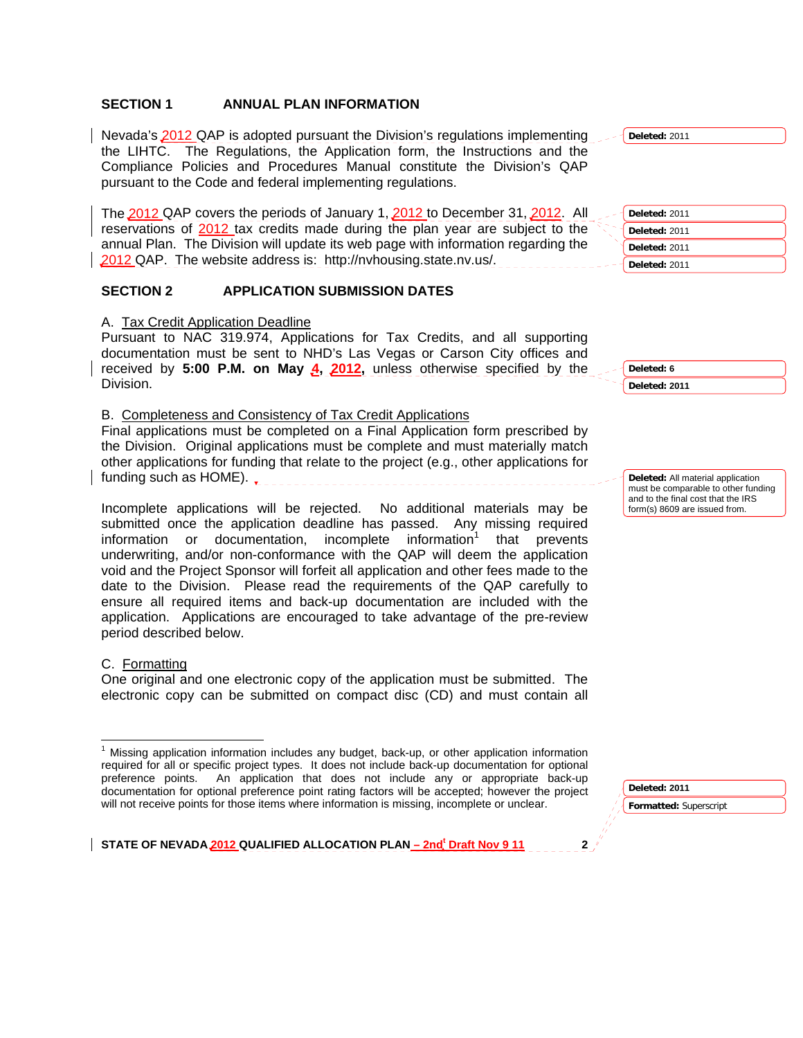## SECTION 1 ANNUAL PLAN INFORMATION

Nevada's 2012 QAP is adopted pursuant the Division's regulations implementing the LIHTC. The Regulations, the Application form, the Instructions and the Compliance Policies and Procedures Manual constitute the Division's QAP pursuant to the Code and federal implementing regulations.

The 2012 QAP covers the periods of January 1, 2012 to December 31, 2012. All reservations of 2012 tax credits made during the plan year are subject to the annual Plan. The Division will update its web page with information regarding the 2012 QAP. The website address is: http://nvhousing.state.nv.us/.

## SECTION 2 APPLICATION SUBMISSION DATES

A. Tax Credit Application Deadline

Pursuant to NAC 319.974, Applications for Tax Credits, and all supporting documentation must be sent to NHD's Las Vegas or Carson City offices and received by **5:00 P.M. on May 4, 2012,** unless otherwise specified by the Division.

B. Completeness and Consistency of Tax Credit Applications

Final applications must be completed on a Final Application form prescribed by the Division. Original applications must be complete and must materially match other applications for funding that relate to the project (e.g., other applications for funding such as HOME).

Incomplete applications will be rejected. No additional materials may be submitted once the application deadline has passed. Any missing required information or documentation, incomplete information[1] that prevents underwriting, and/or non-conformance with the QAP will deem the application void and the Project Sponsor will forfeit all application and other fees made to the date to the Division. Please read the requirements of the QAP carefully to ensure all required items and back-up documentation are included with the application. Applications are encouraged to take advantage of the pre-review period described below.

C. Formatting

One original and one electronic copy of the application must be submitted. The electronic copy can be submitted on compact disc (CD) and must contain all

[1] Missing application information includes any budget, back-up, or other application information required for all or specific project types. It does not include back-up documentation for optional preference points. An application that does not include any or appropriate back-up documentation for optional preference point rating factors will be accepted; however the project will not receive points for those items where information is missing, incomplete or unclear.

Deleted: 2011

Deleted: 2011

Deleted: 2011

Deleted: 2011

Deleted: 2011

Deleted: 6

Deleted: 2011

Deleted: All material application must be comparable to other funding and to the final cost that the IRS form(s) 8609 are issued from.

Deleted: 2011

Formatted: Superscript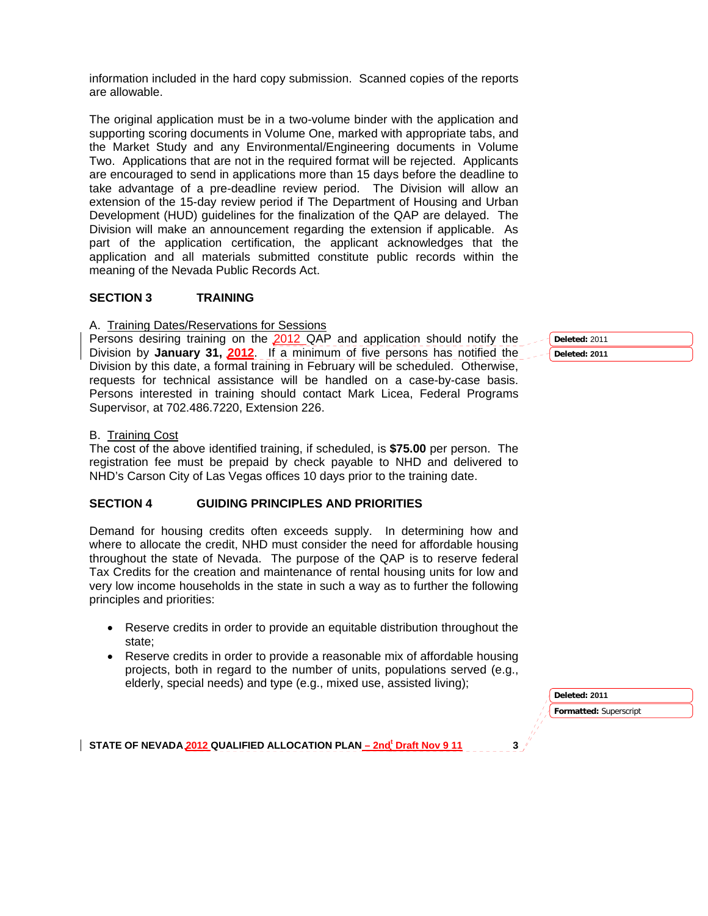information included in the hard copy submission. Scanned copies of the reports are allowable.

The original application must be in a two-volume binder with the application and supporting scoring documents in Volume One, marked with appropriate tabs, and the Market Study and any Environmental/Engineering documents in Volume Two. Applications that are not in the required format will be rejected. Applicants are encouraged to send in applications more than 15 days before the deadline to take advantage of a pre-deadline review period. The Division will allow an extension of the 15-day review period if The Department of Housing and Urban Development (HUD) guidelines for the finalization of the QAP are delayed. The Division will make an announcement regarding the extension if applicable. As part of the application certification, the applicant acknowledges that the application and all materials submitted constitute public records within the meaning of the Nevada Public Records Act.

## SECTION 3 TRAINING

A. Training Dates/Reservations for Sessions

Persons desiring training on the 2012 QAP and application should notify the Division by **January 31, 2012**. If a minimum of five persons has notified the Division by this date, a formal training in February will be scheduled. Otherwise, requests for technical assistance will be handled on a case-by-case basis. Persons interested in training should contact Mark Licea, Federal Programs Supervisor, at 702.486.7220, Extension 226.

B. Training Cost

The cost of the above identified training, if scheduled, is **$75.00** per person. The registration fee must be prepaid by check payable to NHD and delivered to NHD's Carson City of Las Vegas offices 10 days prior to the training date.

## SECTION 4 GUIDING PRINCIPLES AND PRIORITIES

Demand for housing credits often exceeds supply. In determining how and where to allocate the credit, NHD must consider the need for affordable housing throughout the state of Nevada. The purpose of the QAP is to reserve federal Tax Credits for the creation and maintenance of rental housing units for low and very low income households in the state in such a way as to further the following principles and priorities:

- Reserve credits in order to provide an equitable distribution throughout the state;
- Reserve credits in order to provide a reasonable mix of affordable housing projects, both in regard to the number of units, populations served (e.g., elderly, special needs) and type (e.g., mixed use, assisted living);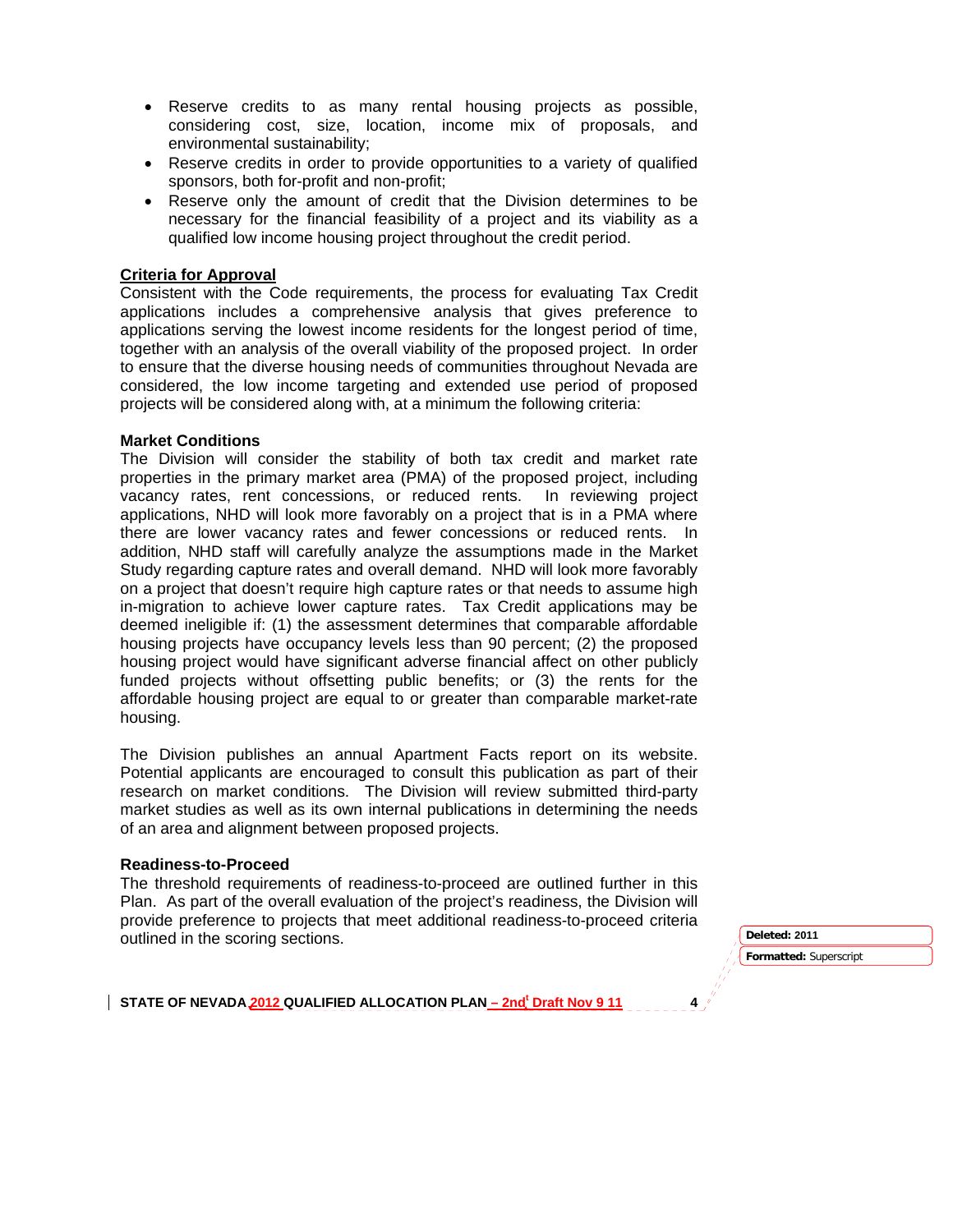- Reserve credits to as many rental housing projects as possible, considering cost, size, location, income mix of proposals, and environmental sustainability;
- Reserve credits in order to provide opportunities to a variety of qualified sponsors, both for-profit and non-profit;
- Reserve only the amount of credit that the Division determines to be necessary for the financial feasibility of a project and its viability as a qualified low income housing project throughout the credit period.

**Criteria for Approval**

Consistent with the Code requirements, the process for evaluating Tax Credit applications includes a comprehensive analysis that gives preference to applications serving the lowest income residents for the longest period of time, together with an analysis of the overall viability of the proposed project. In order to ensure that the diverse housing needs of communities throughout Nevada are considered, the low income targeting and extended use period of proposed projects will be considered along with, at a minimum the following criteria:

**Market Conditions**

The Division will consider the stability of both tax credit and market rate properties in the primary market area (PMA) of the proposed project, including vacancy rates, rent concessions, or reduced rents. In reviewing project applications, NHD will look more favorably on a project that is in a PMA where there are lower vacancy rates and fewer concessions or reduced rents. In addition, NHD staff will carefully analyze the assumptions made in the Market Study regarding capture rates and overall demand. NHD will look more favorably on a project that doesn't require high capture rates or that needs to assume high in-migration to achieve lower capture rates. Tax Credit applications may be deemed ineligible if: (1) the assessment determines that comparable affordable housing projects have occupancy levels less than 90 percent; (2) the proposed housing project would have significant adverse financial affect on other publicly funded projects without offsetting public benefits; or (3) the rents for the affordable housing project are equal to or greater than comparable market-rate housing.

The Division publishes an annual Apartment Facts report on its website. Potential applicants are encouraged to consult this publication as part of their research on market conditions. The Division will review submitted third-party market studies as well as its own internal publications in determining the needs of an area and alignment between proposed projects.

**Readiness-to-Proceed**

The threshold requirements of readiness-to-proceed are outlined further in this Plan. As part of the overall evaluation of the project's readiness, the Division will provide preference to projects that meet additional readiness-to-proceed criteria outlined in the scoring sections.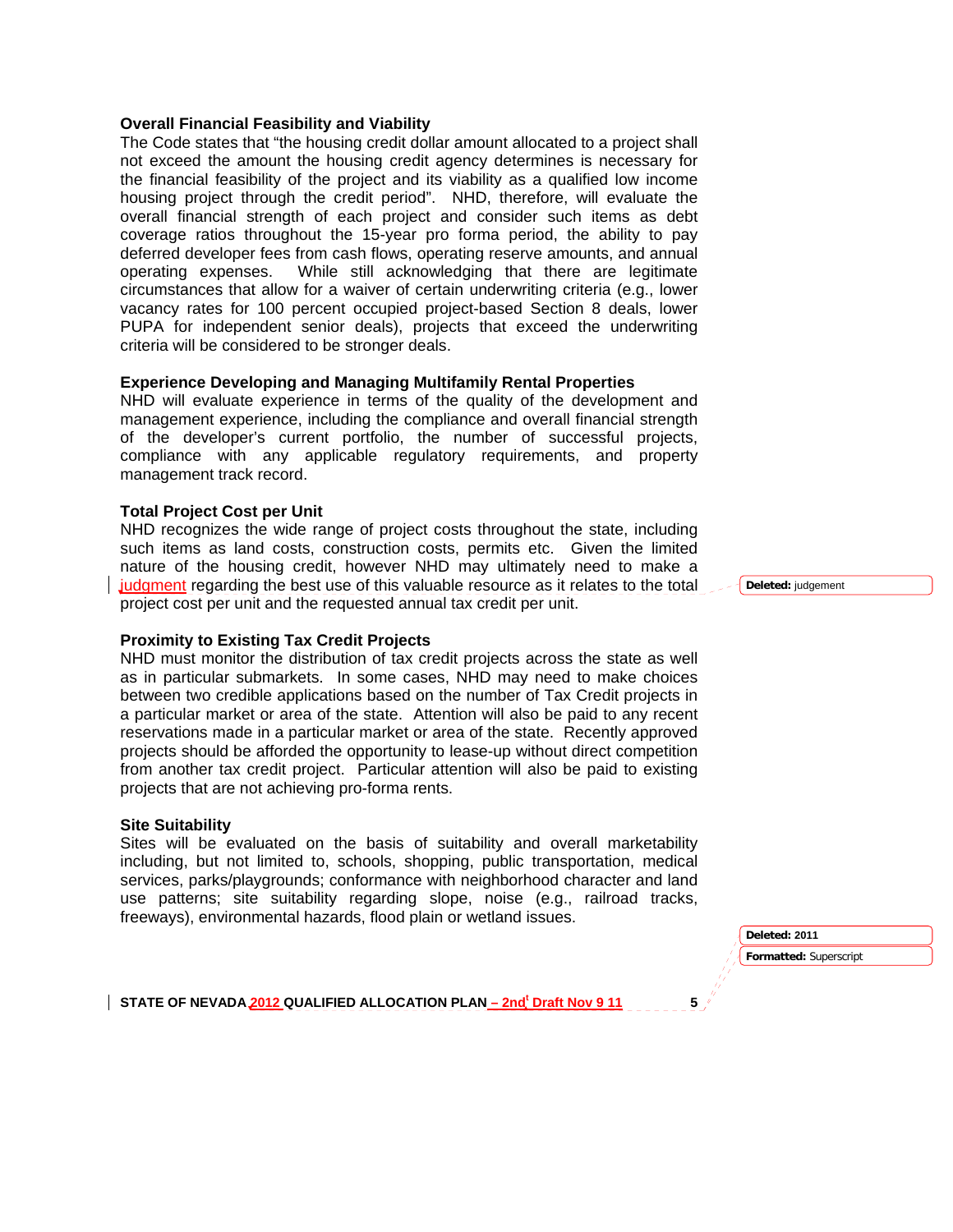**Overall Financial Feasibility and Viability**

The Code states that "the housing credit dollar amount allocated to a project shall not exceed the amount the housing credit agency determines is necessary for the financial feasibility of the project and its viability as a qualified low income housing project through the credit period". NHD, therefore, will evaluate the overall financial strength of each project and consider such items as debt coverage ratios throughout the 15-year pro forma period, the ability to pay deferred developer fees from cash flows, operating reserve amounts, and annual operating expenses. While still acknowledging that there are legitimate circumstances that allow for a waiver of certain underwriting criteria (e.g., lower vacancy rates for 100 percent occupied project-based Section 8 deals, lower PUPA for independent senior deals), projects that exceed the underwriting criteria will be considered to be stronger deals.

**Experience Developing and Managing Multifamily Rental Properties**

NHD will evaluate experience in terms of the quality of the development and management experience, including the compliance and overall financial strength of the developer's current portfolio, the number of successful projects, compliance with any applicable regulatory requirements, and property management track record.

**Total Project Cost per Unit**

NHD recognizes the wide range of project costs throughout the state, including such items as land costs, construction costs, permits etc. Given the limited nature of the housing credit, however NHD may ultimately need to make a judgment regarding the best use of this valuable resource as it relates to the total project cost per unit and the requested annual tax credit per unit.

**Proximity to Existing Tax Credit Projects**

NHD must monitor the distribution of tax credit projects across the state as well as in particular submarkets. In some cases, NHD may need to make choices between two credible applications based on the number of Tax Credit projects in a particular market or area of the state. Attention will also be paid to any recent reservations made in a particular market or area of the state. Recently approved projects should be afforded the opportunity to lease-up without direct competition from another tax credit project. Particular attention will also be paid to existing projects that are not achieving pro-forma rents.

**Site Suitability**

Sites will be evaluated on the basis of suitability and overall marketability including, but not limited to, schools, shopping, public transportation, medical services, parks/playgrounds; conformance with neighborhood character and land use patterns; site suitability regarding slope, noise (e.g., railroad tracks, freeways), environmental hazards, flood plain or wetland issues.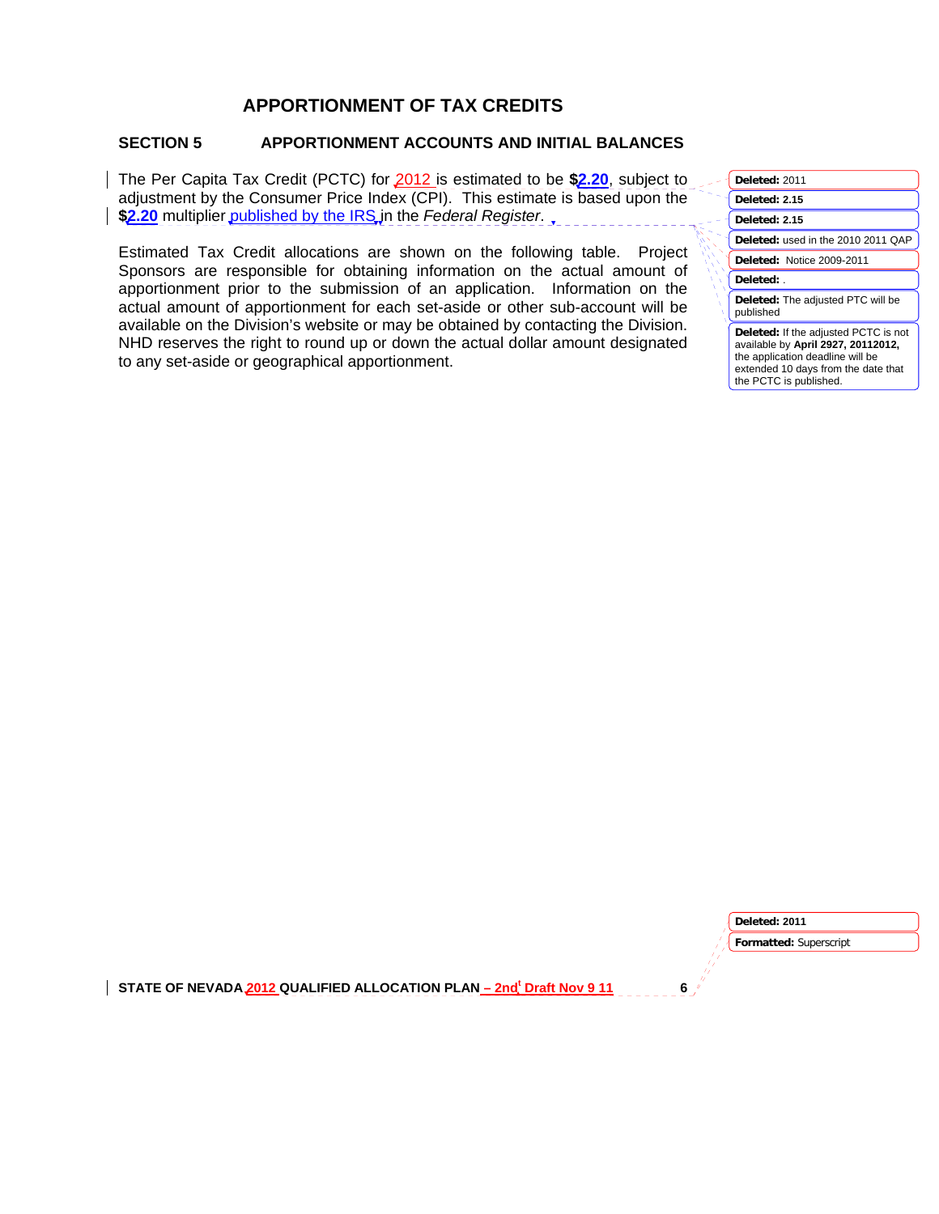# APPORTIONMENT OF TAX CREDITS

## SECTION 5 APPORTIONMENT ACCOUNTS AND INITIAL BALANCES

The Per Capita Tax Credit (PCTC) for 2012 is estimated to be **$2.20**, subject to adjustment by the Consumer Price Index (CPI). This estimate is based upon the **$2.20** multiplier published by the IRS in the *Federal Register*.

Estimated Tax Credit allocations are shown on the following table. Project Sponsors are responsible for obtaining information on the actual amount of apportionment prior to the submission of an application. Information on the actual amount of apportionment for each set-aside or other sub-account will be available on the Division's website or may be obtained by contacting the Division. NHD reserves the right to round up or down the actual dollar amount designated to any set-aside or geographical apportionment.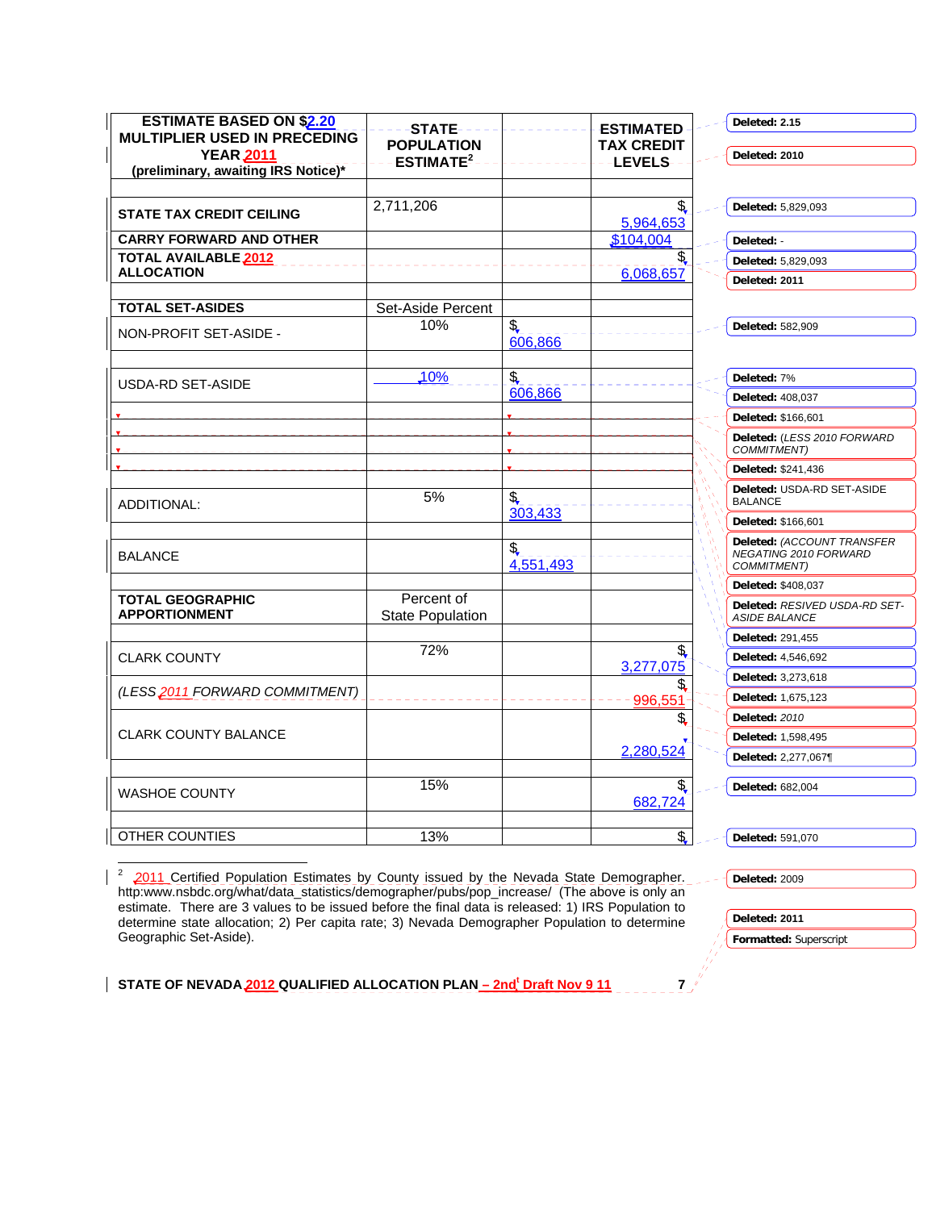| ESTIMATE BASED ON $2.20 MULTIPLIER USED IN PRECEDING YEAR 2011 (preliminary, awaiting IRS Notice)* | STATE POPULATION ESTIMATE[2] | | ESTIMATED TAX CREDIT LEVELS |
|---|---|---|---|
| | | | |
| STATE TAX CREDIT CEILING | 2,711,206 | | $ 5,964,653 |
| CARRY FORWARD AND OTHER | | | $104,004 |
| TOTAL AVAILABLE 2012 ALLOCATION | | | $ 6,068,657 |
| | | | |
| TOTAL SET-ASIDES | Set-Aside Percent | | |
| NON-PROFIT SET-ASIDE - | 10% | $ 606,866 | |
| | | | |
| USDA-RD SET-ASIDE | 10% | $ 606,866 | |
| | | | |
| | | | |
| | | | |
| | | | |
| | | | |
| ADDITIONAL: | 5% | $ 303,433 | |
| | | | |
| BALANCE | | $ 4,551,493 | |
| | | | |
| TOTAL GEOGRAPHIC APPORTIONMENT | Percent of State Population | | |
| | | | |
| CLARK COUNTY | 72% | | $ 3,277,075 |
| *(LESS 2011 FORWARD COMMITMENT)* | | | $ 996,551 |
| CLARK COUNTY BALANCE | | | $ 2,280,524 |
| | | | |
| WASHOE COUNTY | 15% | | $ 682,724 |
| | | | |
| OTHER COUNTIES | 13% | | $ |

[2] 2011 Certified Population Estimates by County issued by the Nevada State Demographer. http:www.nsbdc.org/what/data_statistics/demographer/pubs/pop_increase/ (The above is only an estimate. There are 3 values to be issued before the final data is released: 1) IRS Population to determine state allocation; 2) Per capita rate; 3) Nevada Demographer Population to determine Geographic Set-Aside).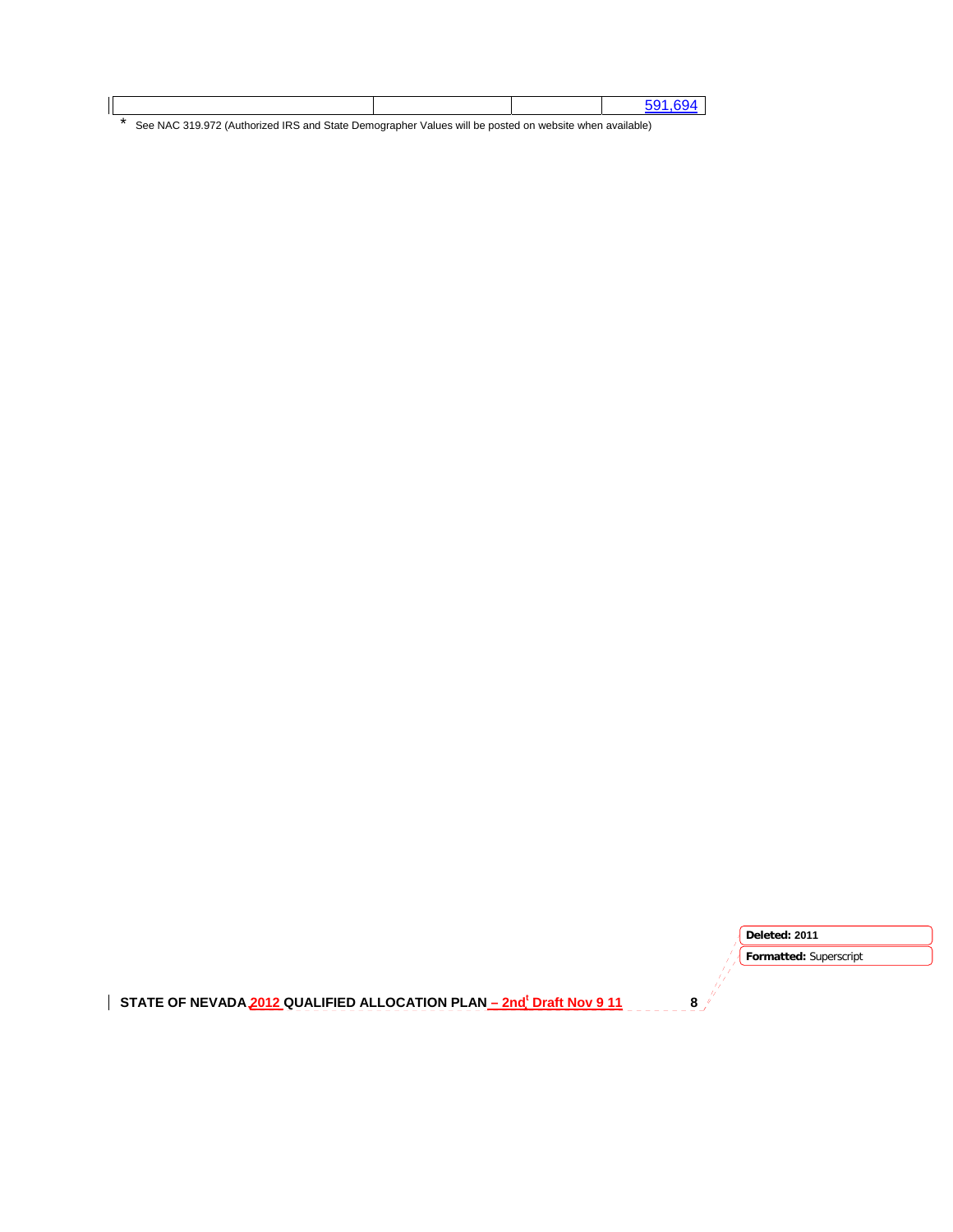|  |  |  | 591,694 |
|---|---|---|---|

\* See NAC 319.972 (Authorized IRS and State Demographer Values will be posted on website when available)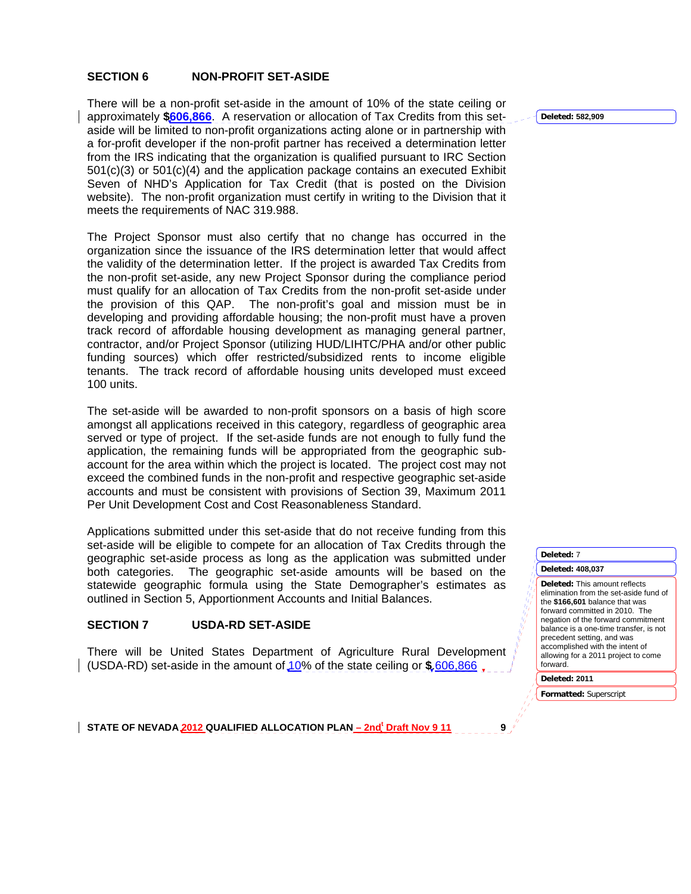## SECTION 6 NON-PROFIT SET-ASIDE

There will be a non-profit set-aside in the amount of 10% of the state ceiling or approximately **$606,866**. A reservation or allocation of Tax Credits from this set-aside will be limited to non-profit organizations acting alone or in partnership with a for-profit developer if the non-profit partner has received a determination letter from the IRS indicating that the organization is qualified pursuant to IRC Section 501(c)(3) or 501(c)(4) and the application package contains an executed Exhibit Seven of NHD's Application for Tax Credit (that is posted on the Division website). The non-profit organization must certify in writing to the Division that it meets the requirements of NAC 319.988.

The Project Sponsor must also certify that no change has occurred in the organization since the issuance of the IRS determination letter that would affect the validity of the determination letter. If the project is awarded Tax Credits from the non-profit set-aside, any new Project Sponsor during the compliance period must qualify for an allocation of Tax Credits from the non-profit set-aside under the provision of this QAP. The non-profit's goal and mission must be in developing and providing affordable housing; the non-profit must have a proven track record of affordable housing development as managing general partner, contractor, and/or Project Sponsor (utilizing HUD/LIHTC/PHA and/or other public funding sources) which offer restricted/subsidized rents to income eligible tenants. The track record of affordable housing units developed must exceed 100 units.

The set-aside will be awarded to non-profit sponsors on a basis of high score amongst all applications received in this category, regardless of geographic area served or type of project. If the set-aside funds are not enough to fully fund the application, the remaining funds will be appropriated from the geographic sub-account for the area within which the project is located. The project cost may not exceed the combined funds in the non-profit and respective geographic set-aside accounts and must be consistent with provisions of Section 39, Maximum 2011 Per Unit Development Cost and Cost Reasonableness Standard.

Applications submitted under this set-aside that do not receive funding from this set-aside will be eligible to compete for an allocation of Tax Credits through the geographic set-aside process as long as the application was submitted under both categories. The geographic set-aside amounts will be based on the statewide geographic formula using the State Demographer's estimates as outlined in Section 5, Apportionment Accounts and Initial Balances.

## SECTION 7 USDA-RD SET-ASIDE

There will be United States Department of Agriculture Rural Development (USDA-RD) set-aside in the amount of 10% of the state ceiling or $ 606,866

Deleted: 582,909

Deleted: 7

Deleted: 408,037

Deleted: This amount reflects elimination from the set-aside fund of the **$166,601** balance that was forward committed in 2010. The negation of the forward commitment balance is a one-time transfer, is not precedent setting, and was accomplished with the intent of allowing for a 2011 project to come forward.

Deleted: 2011

Formatted: Superscript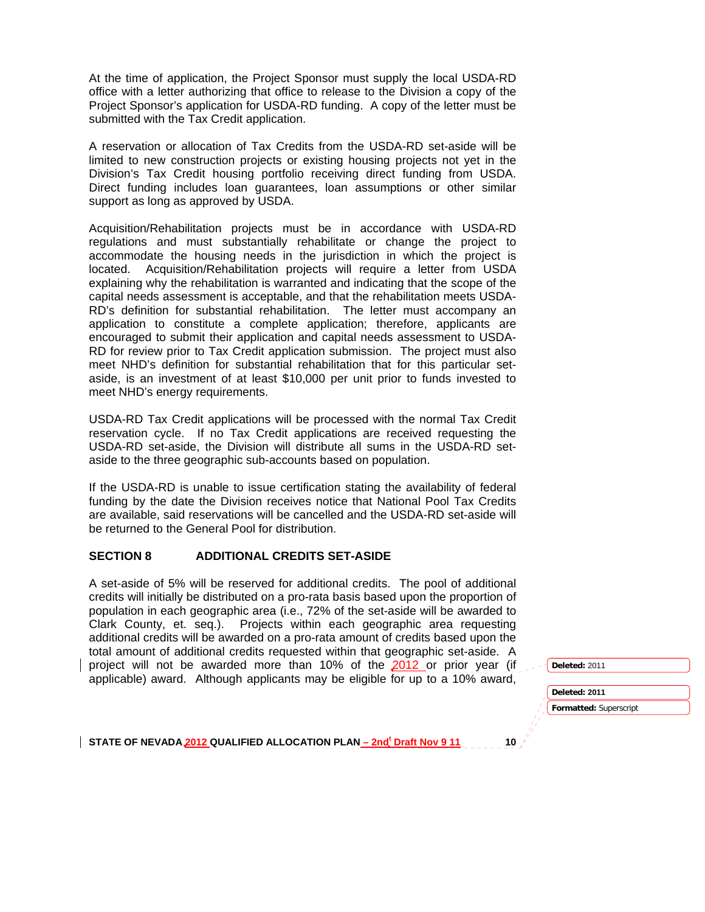At the time of application, the Project Sponsor must supply the local USDA-RD office with a letter authorizing that office to release to the Division a copy of the Project Sponsor's application for USDA-RD funding. A copy of the letter must be submitted with the Tax Credit application.

A reservation or allocation of Tax Credits from the USDA-RD set-aside will be limited to new construction projects or existing housing projects not yet in the Division's Tax Credit housing portfolio receiving direct funding from USDA. Direct funding includes loan guarantees, loan assumptions or other similar support as long as approved by USDA.

Acquisition/Rehabilitation projects must be in accordance with USDA-RD regulations and must substantially rehabilitate or change the project to accommodate the housing needs in the jurisdiction in which the project is located. Acquisition/Rehabilitation projects will require a letter from USDA explaining why the rehabilitation is warranted and indicating that the scope of the capital needs assessment is acceptable, and that the rehabilitation meets USDA-RD's definition for substantial rehabilitation. The letter must accompany an application to constitute a complete application; therefore, applicants are encouraged to submit their application and capital needs assessment to USDA-RD for review prior to Tax Credit application submission. The project must also meet NHD's definition for substantial rehabilitation that for this particular set-aside, is an investment of at least $10,000 per unit prior to funds invested to meet NHD's energy requirements.

USDA-RD Tax Credit applications will be processed with the normal Tax Credit reservation cycle. If no Tax Credit applications are received requesting the USDA-RD set-aside, the Division will distribute all sums in the USDA-RD set-aside to the three geographic sub-accounts based on population.

If the USDA-RD is unable to issue certification stating the availability of federal funding by the date the Division receives notice that National Pool Tax Credits are available, said reservations will be cancelled and the USDA-RD set-aside will be returned to the General Pool for distribution.

## SECTION 8 ADDITIONAL CREDITS SET-ASIDE

A set-aside of 5% will be reserved for additional credits. The pool of additional credits will initially be distributed on a pro-rata basis based upon the proportion of population in each geographic area (i.e., 72% of the set-aside will be awarded to Clark County, et. seq.). Projects within each geographic area requesting additional credits will be awarded on a pro-rata amount of credits based upon the total amount of additional credits requested within that geographic set-aside. A project will not be awarded more than 10% of the 2012 or prior year (if applicable) award. Although applicants may be eligible for up to a 10% award,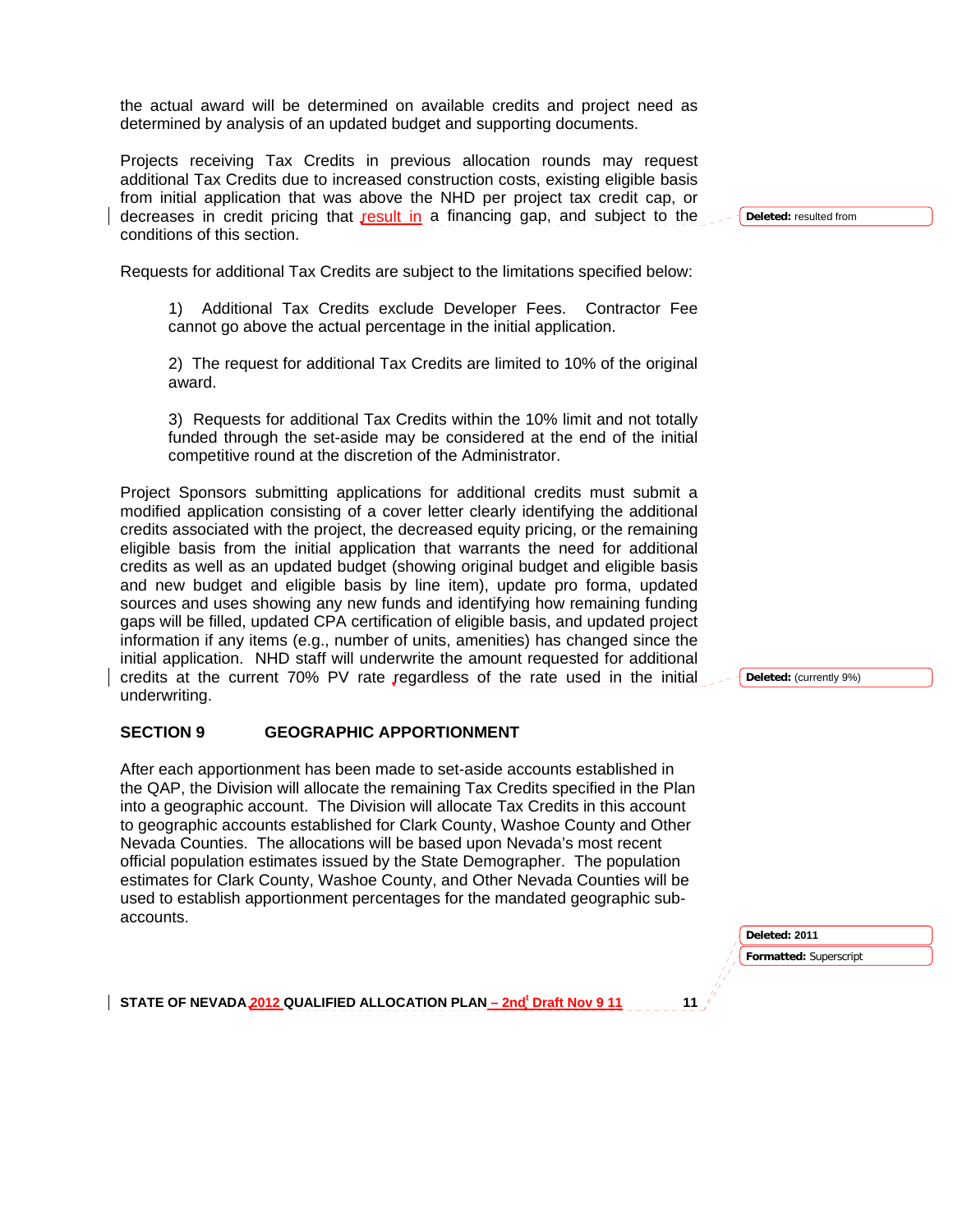the actual award will be determined on available credits and project need as determined by analysis of an updated budget and supporting documents.

Projects receiving Tax Credits in previous allocation rounds may request additional Tax Credits due to increased construction costs, existing eligible basis from initial application that was above the NHD per project tax credit cap, or decreases in credit pricing that result in a financing gap, and subject to the conditions of this section.

Requests for additional Tax Credits are subject to the limitations specified below:

1) Additional Tax Credits exclude Developer Fees. Contractor Fee cannot go above the actual percentage in the initial application.

2) The request for additional Tax Credits are limited to 10% of the original award.

3) Requests for additional Tax Credits within the 10% limit and not totally funded through the set-aside may be considered at the end of the initial competitive round at the discretion of the Administrator.

Project Sponsors submitting applications for additional credits must submit a modified application consisting of a cover letter clearly identifying the additional credits associated with the project, the decreased equity pricing, or the remaining eligible basis from the initial application that warrants the need for additional credits as well as an updated budget (showing original budget and eligible basis and new budget and eligible basis by line item), update pro forma, updated sources and uses showing any new funds and identifying how remaining funding gaps will be filled, updated CPA certification of eligible basis, and updated project information if any items (e.g., number of units, amenities) has changed since the initial application. NHD staff will underwrite the amount requested for additional credits at the current 70% PV rate regardless of the rate used in the initial underwriting.

## SECTION 9 GEOGRAPHIC APPORTIONMENT

After each apportionment has been made to set-aside accounts established in the QAP, the Division will allocate the remaining Tax Credits specified in the Plan into a geographic account. The Division will allocate Tax Credits in this account to geographic accounts established for Clark County, Washoe County and Other Nevada Counties. The allocations will be based upon Nevada's most recent official population estimates issued by the State Demographer. The population estimates for Clark County, Washoe County, and Other Nevada Counties will be used to establish apportionment percentages for the mandated geographic sub-accounts.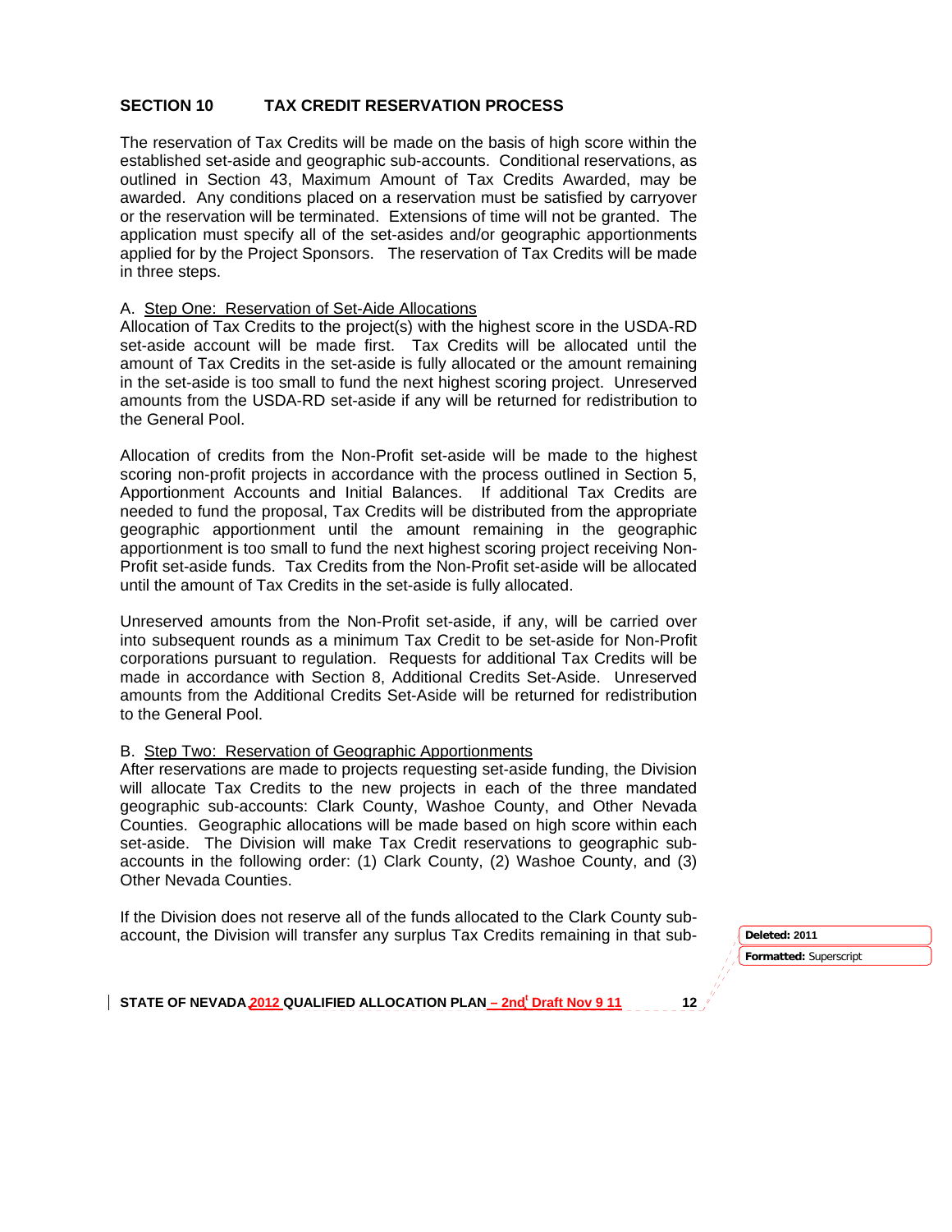## SECTION 10 TAX CREDIT RESERVATION PROCESS

The reservation of Tax Credits will be made on the basis of high score within the established set-aside and geographic sub-accounts. Conditional reservations, as outlined in Section 43, Maximum Amount of Tax Credits Awarded, may be awarded. Any conditions placed on a reservation must be satisfied by carryover or the reservation will be terminated. Extensions of time will not be granted. The application must specify all of the set-asides and/or geographic apportionments applied for by the Project Sponsors. The reservation of Tax Credits will be made in three steps.

A. Step One: Reservation of Set-Aide Allocations

Allocation of Tax Credits to the project(s) with the highest score in the USDA-RD set-aside account will be made first. Tax Credits will be allocated until the amount of Tax Credits in the set-aside is fully allocated or the amount remaining in the set-aside is too small to fund the next highest scoring project. Unreserved amounts from the USDA-RD set-aside if any will be returned for redistribution to the General Pool.

Allocation of credits from the Non-Profit set-aside will be made to the highest scoring non-profit projects in accordance with the process outlined in Section 5, Apportionment Accounts and Initial Balances. If additional Tax Credits are needed to fund the proposal, Tax Credits will be distributed from the appropriate geographic apportionment until the amount remaining in the geographic apportionment is too small to fund the next highest scoring project receiving Non-Profit set-aside funds. Tax Credits from the Non-Profit set-aside will be allocated until the amount of Tax Credits in the set-aside is fully allocated.

Unreserved amounts from the Non-Profit set-aside, if any, will be carried over into subsequent rounds as a minimum Tax Credit to be set-aside for Non-Profit corporations pursuant to regulation. Requests for additional Tax Credits will be made in accordance with Section 8, Additional Credits Set-Aside. Unreserved amounts from the Additional Credits Set-Aside will be returned for redistribution to the General Pool.

B. Step Two: Reservation of Geographic Apportionments

After reservations are made to projects requesting set-aside funding, the Division will allocate Tax Credits to the new projects in each of the three mandated geographic sub-accounts: Clark County, Washoe County, and Other Nevada Counties. Geographic allocations will be made based on high score within each set-aside. The Division will make Tax Credit reservations to geographic sub-accounts in the following order: (1) Clark County, (2) Washoe County, and (3) Other Nevada Counties.

If the Division does not reserve all of the funds allocated to the Clark County sub-account, the Division will transfer any surplus Tax Credits remaining in that sub-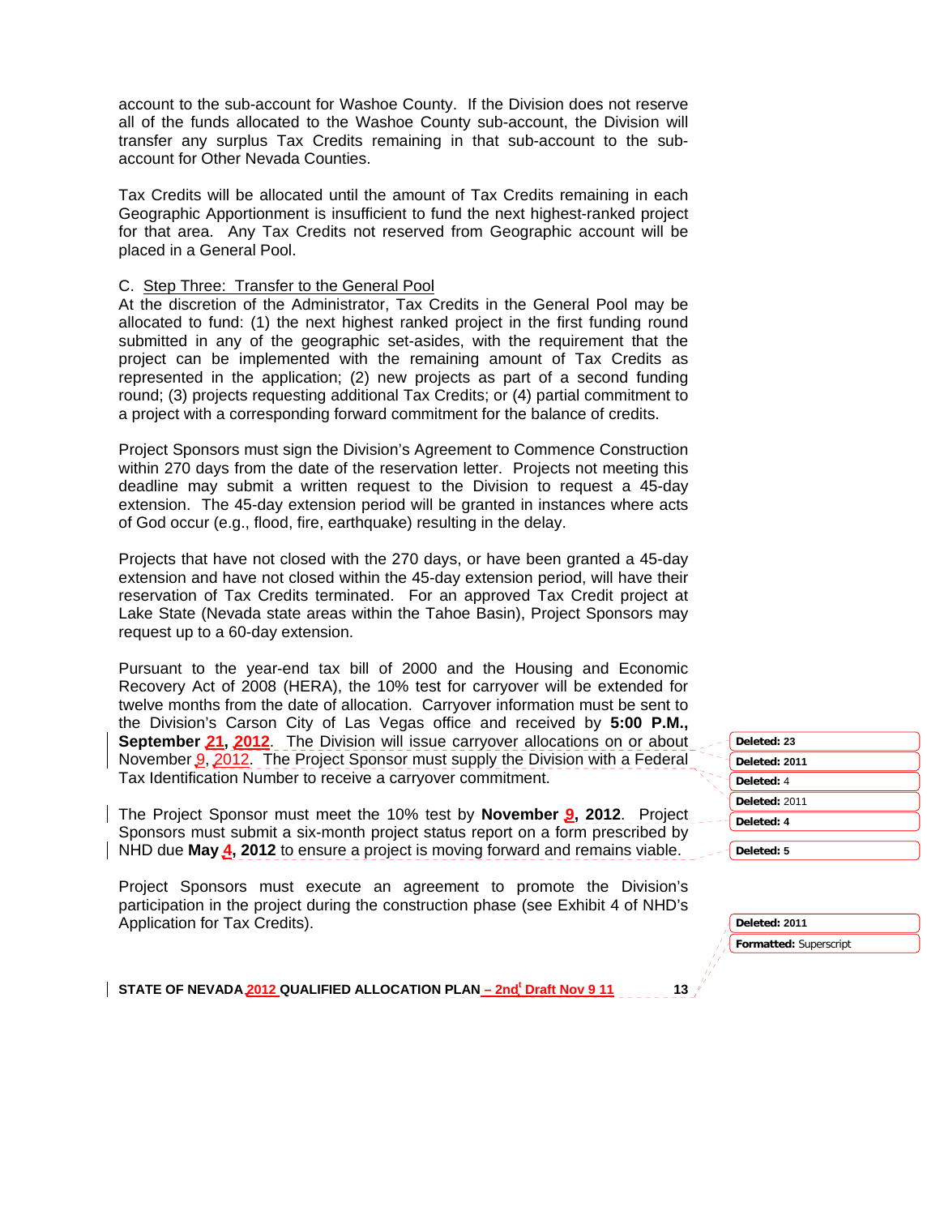account to the sub-account for Washoe County. If the Division does not reserve all of the funds allocated to the Washoe County sub-account, the Division will transfer any surplus Tax Credits remaining in that sub-account to the sub-account for Other Nevada Counties.

Tax Credits will be allocated until the amount of Tax Credits remaining in each Geographic Apportionment is insufficient to fund the next highest-ranked project for that area. Any Tax Credits not reserved from Geographic account will be placed in a General Pool.

C. Step Three: Transfer to the General Pool

At the discretion of the Administrator, Tax Credits in the General Pool may be allocated to fund: (1) the next highest ranked project in the first funding round submitted in any of the geographic set-asides, with the requirement that the project can be implemented with the remaining amount of Tax Credits as represented in the application; (2) new projects as part of a second funding round; (3) projects requesting additional Tax Credits; or (4) partial commitment to a project with a corresponding forward commitment for the balance of credits.

Project Sponsors must sign the Division's Agreement to Commence Construction within 270 days from the date of the reservation letter. Projects not meeting this deadline may submit a written request to the Division to request a 45-day extension. The 45-day extension period will be granted in instances where acts of God occur (e.g., flood, fire, earthquake) resulting in the delay.

Projects that have not closed with the 270 days, or have been granted a 45-day extension and have not closed within the 45-day extension period, will have their reservation of Tax Credits terminated. For an approved Tax Credit project at Lake State (Nevada state areas within the Tahoe Basin), Project Sponsors may request up to a 60-day extension.

Pursuant to the year-end tax bill of 2000 and the Housing and Economic Recovery Act of 2008 (HERA), the 10% test for carryover will be extended for twelve months from the date of allocation. Carryover information must be sent to the Division's Carson City of Las Vegas office and received by **5:00 P.M., September 21, 2012**. The Division will issue carryover allocations on or about November 9, 2012. The Project Sponsor must supply the Division with a Federal Tax Identification Number to receive a carryover commitment.

The Project Sponsor must meet the 10% test by **November 9, 2012**. Project Sponsors must submit a six-month project status report on a form prescribed by NHD due **May 4, 2012** to ensure a project is moving forward and remains viable.

Project Sponsors must execute an agreement to promote the Division's participation in the project during the construction phase (see Exhibit 4 of NHD's Application for Tax Credits).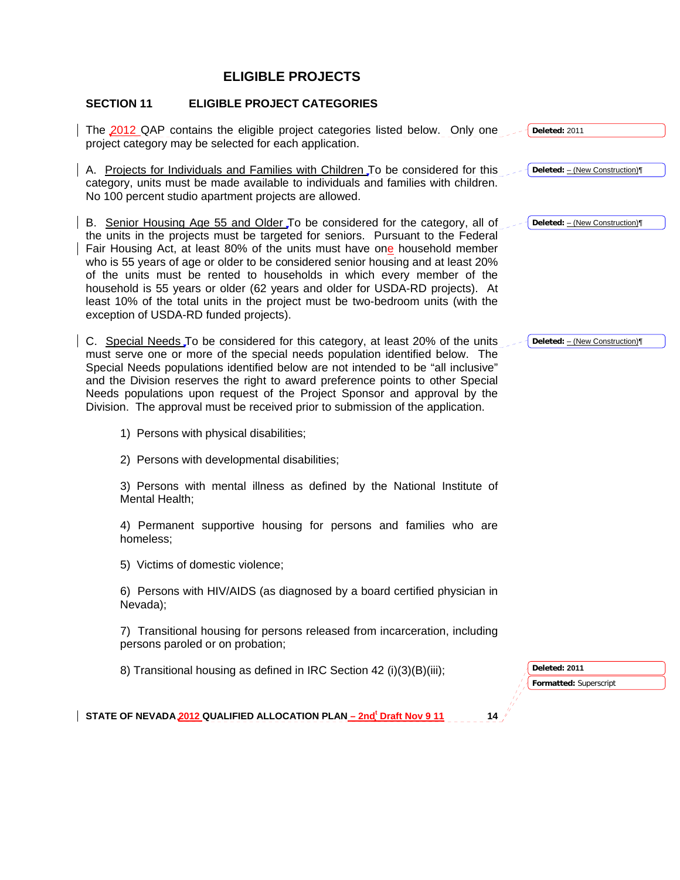# ELIGIBLE PROJECTS

## SECTION 11 ELIGIBLE PROJECT CATEGORIES

The 2012 QAP contains the eligible project categories listed below. Only one project category may be selected for each application.

A. Projects for Individuals and Families with Children To be considered for this category, units must be made available to individuals and families with children. No 100 percent studio apartment projects are allowed.

B. Senior Housing Age 55 and Older To be considered for the category, all of the units in the projects must be targeted for seniors. Pursuant to the Federal Fair Housing Act, at least 80% of the units must have one household member who is 55 years of age or older to be considered senior housing and at least 20% of the units must be rented to households in which every member of the household is 55 years or older (62 years and older for USDA-RD projects). At least 10% of the total units in the project must be two-bedroom units (with the exception of USDA-RD funded projects).

C. Special Needs To be considered for this category, at least 20% of the units must serve one or more of the special needs population identified below. The Special Needs populations identified below are not intended to be "all inclusive" and the Division reserves the right to award preference points to other Special Needs populations upon request of the Project Sponsor and approval by the Division. The approval must be received prior to submission of the application.

1) Persons with physical disabilities;

2) Persons with developmental disabilities;

3) Persons with mental illness as defined by the National Institute of Mental Health;

4) Permanent supportive housing for persons and families who are homeless;

5) Victims of domestic violence;

6) Persons with HIV/AIDS (as diagnosed by a board certified physician in Nevada);

7) Transitional housing for persons released from incarceration, including persons paroled or on probation;

8) Transitional housing as defined in IRC Section 42 (i)(3)(B)(iii);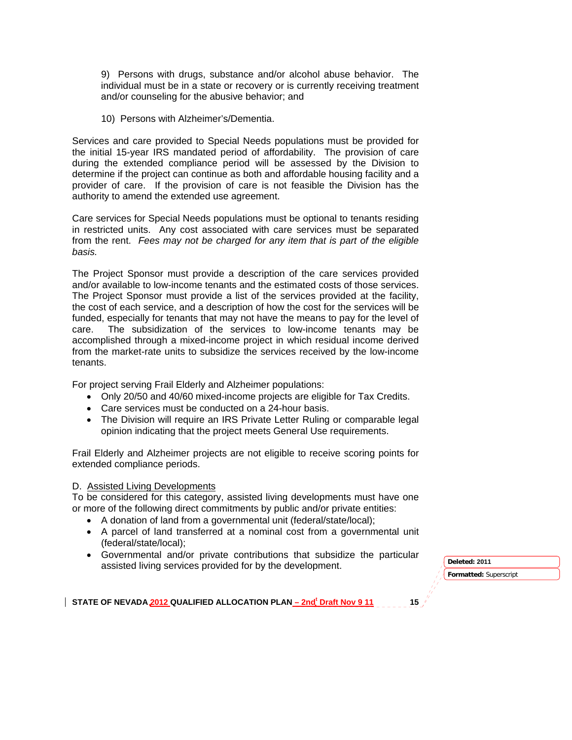9) Persons with drugs, substance and/or alcohol abuse behavior. The individual must be in a state or recovery or is currently receiving treatment and/or counseling for the abusive behavior; and

10) Persons with Alzheimer's/Dementia.

Services and care provided to Special Needs populations must be provided for the initial 15-year IRS mandated period of affordability. The provision of care during the extended compliance period will be assessed by the Division to determine if the project can continue as both and affordable housing facility and a provider of care. If the provision of care is not feasible the Division has the authority to amend the extended use agreement.

Care services for Special Needs populations must be optional to tenants residing in restricted units. Any cost associated with care services must be separated from the rent. *Fees may not be charged for any item that is part of the eligible basis.*

The Project Sponsor must provide a description of the care services provided and/or available to low-income tenants and the estimated costs of those services. The Project Sponsor must provide a list of the services provided at the facility, the cost of each service, and a description of how the cost for the services will be funded, especially for tenants that may not have the means to pay for the level of care. The subsidization of the services to low-income tenants may be accomplished through a mixed-income project in which residual income derived from the market-rate units to subsidize the services received by the low-income tenants.

For project serving Frail Elderly and Alzheimer populations:

- Only 20/50 and 40/60 mixed-income projects are eligible for Tax Credits.
- Care services must be conducted on a 24-hour basis.
- The Division will require an IRS Private Letter Ruling or comparable legal opinion indicating that the project meets General Use requirements.

Frail Elderly and Alzheimer projects are not eligible to receive scoring points for extended compliance periods.

D. <u>Assisted Living Developments</u>
To be considered for this category, assisted living developments must have one or more of the following direct commitments by public and/or private entities:

- A donation of land from a governmental unit (federal/state/local);
- A parcel of land transferred at a nominal cost from a governmental unit (federal/state/local);
- Governmental and/or private contributions that subsidize the particular assisted living services provided for by the development.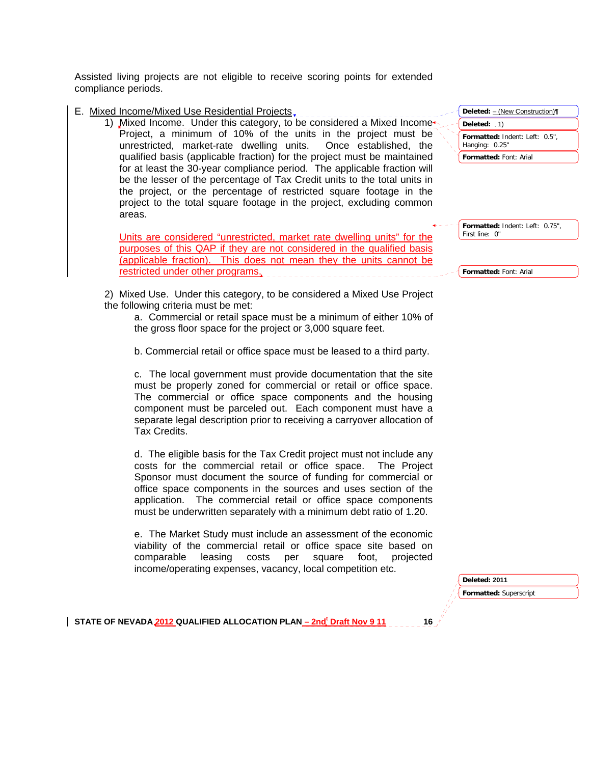Assisted living projects are not eligible to receive scoring points for extended compliance periods.

E. Mixed Income/Mixed Use Residential Projects

1) Mixed Income. Under this category, to be considered a Mixed Income Project, a minimum of 10% of the units in the project must be unrestricted, market-rate dwelling units. Once established, the qualified basis (applicable fraction) for the project must be maintained for at least the 30-year compliance period. The applicable fraction will be the lesser of the percentage of Tax Credit units to the total units in the project, or the percentage of restricted square footage in the project to the total square footage in the project, excluding common areas.

   Units are considered "unrestricted, market rate dwelling units" for the purposes of this QAP if they are not considered in the qualified basis (applicable fraction). This does not mean they the units cannot be restricted under other programs.

2) Mixed Use. Under this category, to be considered a Mixed Use Project the following criteria must be met:

   a. Commercial or retail space must be a minimum of either 10% of the gross floor space for the project or 3,000 square feet.

   b. Commercial retail or office space must be leased to a third party.

   c. The local government must provide documentation that the site must be properly zoned for commercial or retail or office space. The commercial or office space components and the housing component must be parceled out. Each component must have a separate legal description prior to receiving a carryover allocation of Tax Credits.

   d. The eligible basis for the Tax Credit project must not include any costs for the commercial retail or office space. The Project Sponsor must document the source of funding for commercial or office space components in the sources and uses section of the application. The commercial retail or office space components must be underwritten separately with a minimum debt ratio of 1.20.

   e. The Market Study must include an assessment of the economic viability of the commercial retail or office space site based on comparable leasing costs per square foot, projected income/operating expenses, vacancy, local competition etc.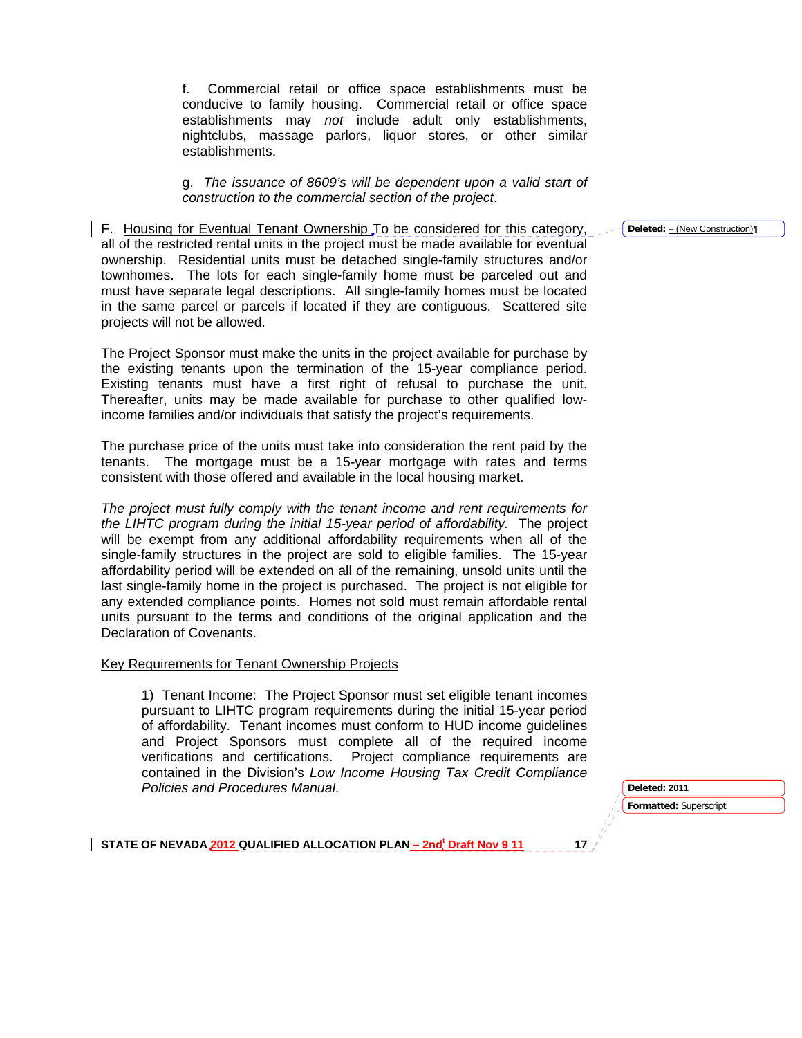f. Commercial retail or office space establishments must be conducive to family housing. Commercial retail or office space establishments may *not* include adult only establishments, nightclubs, massage parlors, liquor stores, or other similar establishments.

g. *The issuance of 8609's will be dependent upon a valid start of construction to the commercial section of the project*.

F. Housing for Eventual Tenant Ownership To be considered for this category, all of the restricted rental units in the project must be made available for eventual ownership. Residential units must be detached single-family structures and/or townhomes. The lots for each single-family home must be parceled out and must have separate legal descriptions. All single-family homes must be located in the same parcel or parcels if located if they are contiguous. Scattered site projects will not be allowed.

The Project Sponsor must make the units in the project available for purchase by the existing tenants upon the termination of the 15-year compliance period. Existing tenants must have a first right of refusal to purchase the unit. Thereafter, units may be made available for purchase to other qualified low-income families and/or individuals that satisfy the project's requirements.

The purchase price of the units must take into consideration the rent paid by the tenants. The mortgage must be a 15-year mortgage with rates and terms consistent with those offered and available in the local housing market.

*The project must fully comply with the tenant income and rent requirements for the LIHTC program during the initial 15-year period of affordability.* The project will be exempt from any additional affordability requirements when all of the single-family structures in the project are sold to eligible families. The 15-year affordability period will be extended on all of the remaining, unsold units until the last single-family home in the project is purchased. The project is not eligible for any extended compliance points. Homes not sold must remain affordable rental units pursuant to the terms and conditions of the original application and the Declaration of Covenants.

Key Requirements for Tenant Ownership Projects

1) Tenant Income: The Project Sponsor must set eligible tenant incomes pursuant to LIHTC program requirements during the initial 15-year period of affordability. Tenant incomes must conform to HUD income guidelines and Project Sponsors must complete all of the required income verifications and certifications. Project compliance requirements are contained in the Division's *Low Income Housing Tax Credit Compliance Policies and Procedures Manual*.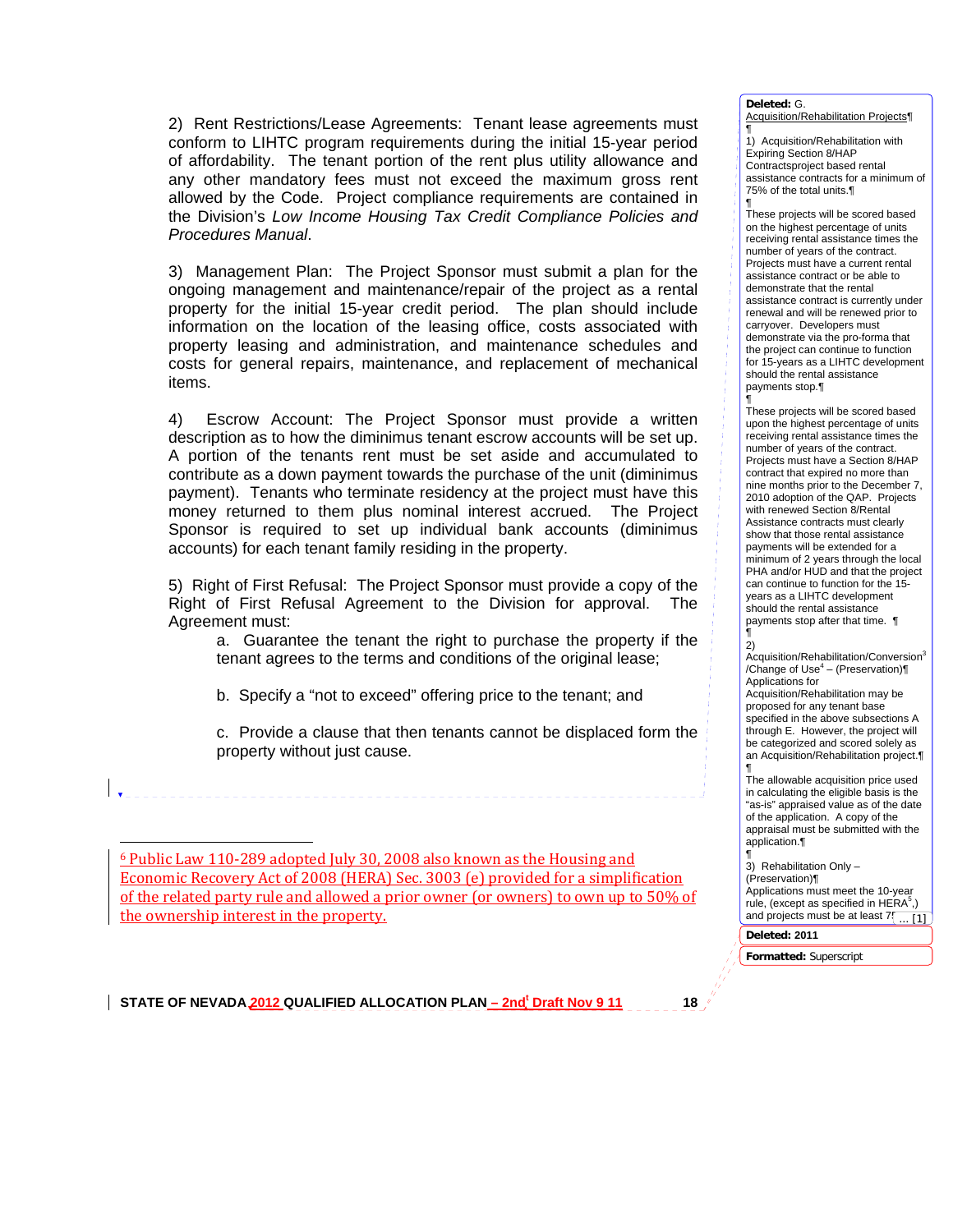2) Rent Restrictions/Lease Agreements: Tenant lease agreements must conform to LIHTC program requirements during the initial 15-year period of affordability. The tenant portion of the rent plus utility allowance and any other mandatory fees must not exceed the maximum gross rent allowed by the Code. Project compliance requirements are contained in the Division's *Low Income Housing Tax Credit Compliance Policies and Procedures Manual*.

3) Management Plan: The Project Sponsor must submit a plan for the ongoing management and maintenance/repair of the project as a rental property for the initial 15-year credit period. The plan should include information on the location of the leasing office, costs associated with property leasing and administration, and maintenance schedules and costs for general repairs, maintenance, and replacement of mechanical items.

4) Escrow Account: The Project Sponsor must provide a written description as to how the diminimus tenant escrow accounts will be set up. A portion of the tenants rent must be set aside and accumulated to contribute as a down payment towards the purchase of the unit (diminimus payment). Tenants who terminate residency at the project must have this money returned to them plus nominal interest accrued. The Project Sponsor is required to set up individual bank accounts (diminimus accounts) for each tenant family residing in the property.

5) Right of First Refusal: The Project Sponsor must provide a copy of the Right of First Refusal Agreement to the Division for approval. The Agreement must:

a. Guarantee the tenant the right to purchase the property if the tenant agrees to the terms and conditions of the original lease;

b. Specify a "not to exceed" offering price to the tenant; and

c. Provide a clause that then tenants cannot be displaced form the property without just cause.

---

[6] Public Law 110-289 adopted July 30, 2008 also known as the Housing and Economic Recovery Act of 2008 (HERA) Sec. 3003 (e) provided for a simplification of the related party rule and allowed a prior owner (or owners) to own up to 50% of the ownership interest in the property.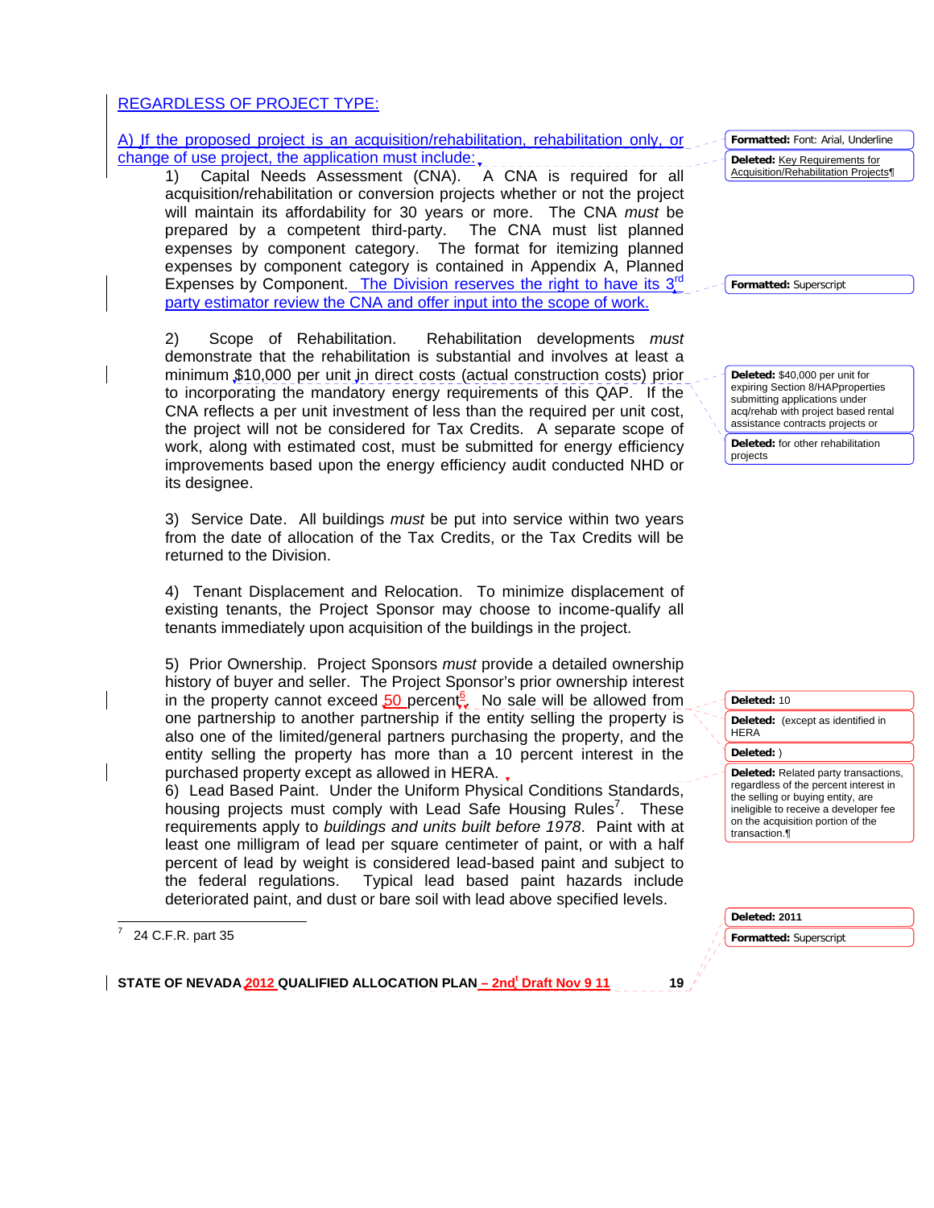REGARDLESS OF PROJECT TYPE:

A) If the proposed project is an acquisition/rehabilitation, rehabilitation only, or change of use project, the application must include:

1) Capital Needs Assessment (CNA). A CNA is required for all acquisition/rehabilitation or conversion projects whether or not the project will maintain its affordability for 30 years or more. The CNA *must* be prepared by a competent third-party. The CNA must list planned expenses by component category. The format for itemizing planned expenses by component category is contained in Appendix A, Planned Expenses by Component. The Division reserves the right to have its 3rd party estimator review the CNA and offer input into the scope of work.

2) Scope of Rehabilitation. Rehabilitation developments *must* demonstrate that the rehabilitation is substantial and involves at least a minimum $10,000 per unit in direct costs (actual construction costs) prior to incorporating the mandatory energy requirements of this QAP. If the CNA reflects a per unit investment of less than the required per unit cost, the project will not be considered for Tax Credits. A separate scope of work, along with estimated cost, must be submitted for energy efficiency improvements based upon the energy efficiency audit conducted NHD or its designee.

3) Service Date. All buildings *must* be put into service within two years from the date of allocation of the Tax Credits, or the Tax Credits will be returned to the Division.

4) Tenant Displacement and Relocation. To minimize displacement of existing tenants, the Project Sponsor may choose to income-qualify all tenants immediately upon acquisition of the buildings in the project.

5) Prior Ownership. Project Sponsors *must* provide a detailed ownership history of buyer and seller. The Project Sponsor's prior ownership interest in the property cannot exceed 50 percent[6]. No sale will be allowed from one partnership to another partnership if the entity selling the property is also one of the limited/general partners purchasing the property, and the entity selling the property has more than a 10 percent interest in the purchased property except as allowed in HERA.

6) Lead Based Paint. Under the Uniform Physical Conditions Standards, housing projects must comply with Lead Safe Housing Rules[7]. These requirements apply to *buildings and units built before 1978*. Paint with at least one milligram of lead per square centimeter of paint, or with a half percent of lead by weight is considered lead-based paint and subject to the federal regulations. Typical lead based paint hazards include deteriorated paint, and dust or bare soil with lead above specified levels.

[7] 24 C.F.R. part 35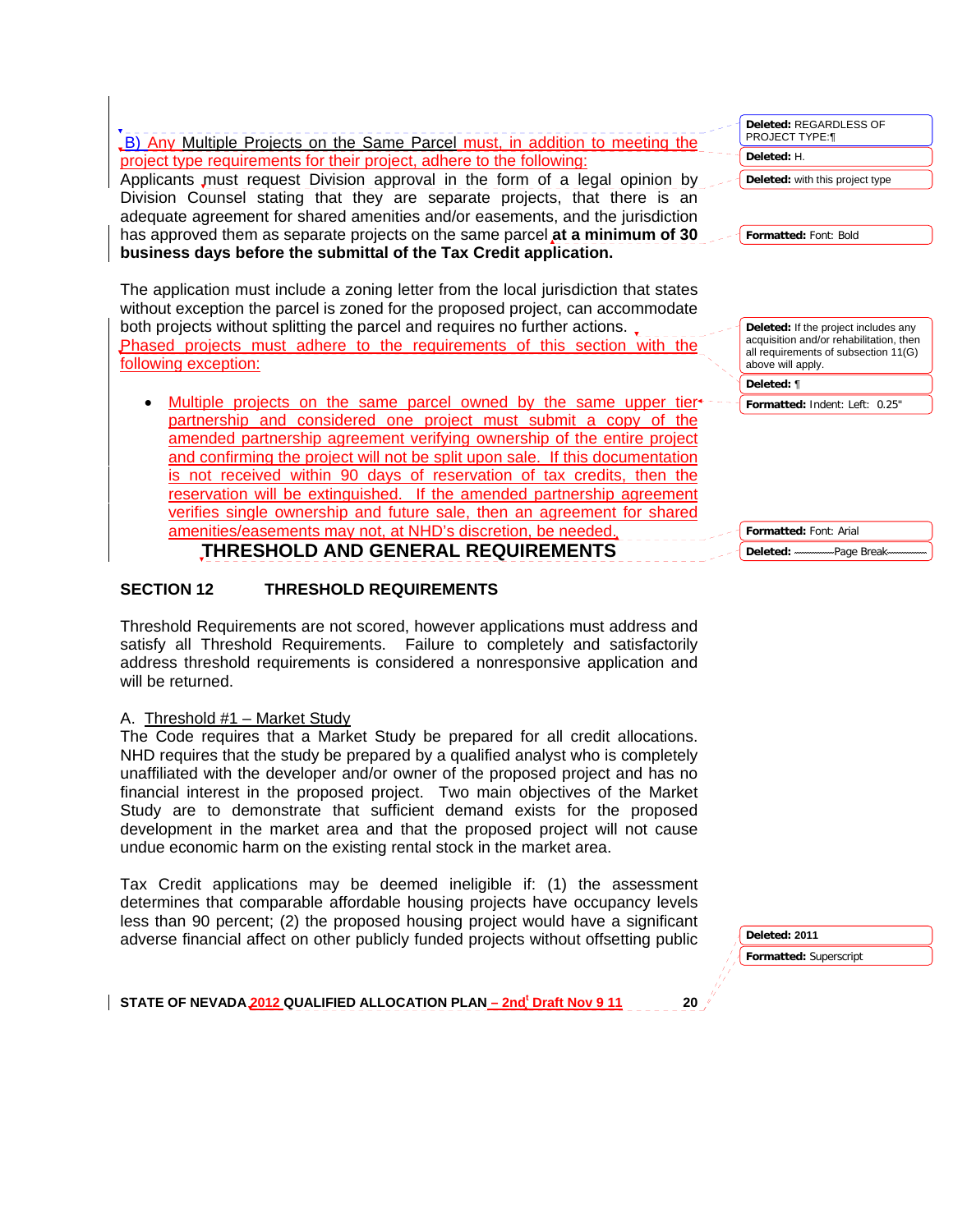B) Any Multiple Projects on the Same Parcel must, in addition to meeting the project type requirements for their project, adhere to the following:

Applicants must request Division approval in the form of a legal opinion by Division Counsel stating that they are separate projects, that there is an adequate agreement for shared amenities and/or easements, and the jurisdiction has approved them as separate projects on the same parcel **at a minimum of 30 business days before the submittal of the Tax Credit application.**

The application must include a zoning letter from the local jurisdiction that states without exception the parcel is zoned for the proposed project, can accommodate both projects without splitting the parcel and requires no further actions.

Phased projects must adhere to the requirements of this section with the following exception:

- Multiple projects on the same parcel owned by the same upper tier partnership and considered one project must submit a copy of the amended partnership agreement verifying ownership of the entire project and confirming the project will not be split upon sale. If this documentation is not received within 90 days of reservation of tax credits, then the reservation will be extinguished. If the amended partnership agreement verifies single ownership and future sale, then an agreement for shared amenities/easements may not, at NHD's discretion, be needed.

# THRESHOLD AND GENERAL REQUIREMENTS

## SECTION 12 THRESHOLD REQUIREMENTS

Threshold Requirements are not scored, however applications must address and satisfy all Threshold Requirements. Failure to completely and satisfactorily address threshold requirements is considered a nonresponsive application and will be returned.

A. Threshold #1 – Market Study

The Code requires that a Market Study be prepared for all credit allocations. NHD requires that the study be prepared by a qualified analyst who is completely unaffiliated with the developer and/or owner of the proposed project and has no financial interest in the proposed project. Two main objectives of the Market Study are to demonstrate that sufficient demand exists for the proposed development in the market area and that the proposed project will not cause undue economic harm on the existing rental stock in the market area.

Tax Credit applications may be deemed ineligible if: (1) the assessment determines that comparable affordable housing projects have occupancy levels less than 90 percent; (2) the proposed housing project would have a significant adverse financial affect on other publicly funded projects without offsetting public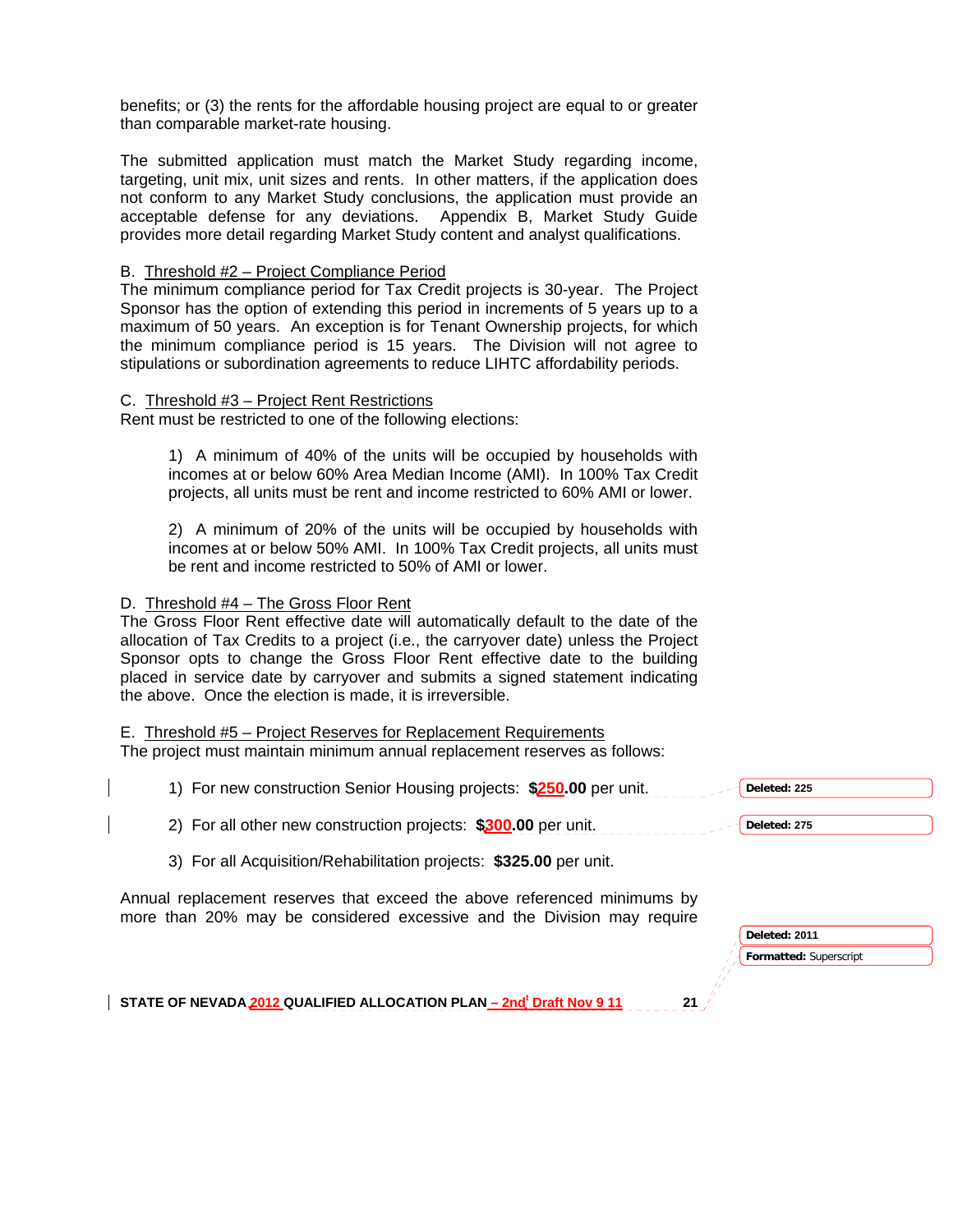benefits; or (3) the rents for the affordable housing project are equal to or greater than comparable market-rate housing.

The submitted application must match the Market Study regarding income, targeting, unit mix, unit sizes and rents. In other matters, if the application does not conform to any Market Study conclusions, the application must provide an acceptable defense for any deviations. Appendix B, Market Study Guide provides more detail regarding Market Study content and analyst qualifications.

B. Threshold #2 – Project Compliance Period

The minimum compliance period for Tax Credit projects is 30-year. The Project Sponsor has the option of extending this period in increments of 5 years up to a maximum of 50 years. An exception is for Tenant Ownership projects, for which the minimum compliance period is 15 years. The Division will not agree to stipulations or subordination agreements to reduce LIHTC affordability periods.

C. Threshold #3 – Project Rent Restrictions

Rent must be restricted to one of the following elections:

1) A minimum of 40% of the units will be occupied by households with incomes at or below 60% Area Median Income (AMI). In 100% Tax Credit projects, all units must be rent and income restricted to 60% AMI or lower.

2) A minimum of 20% of the units will be occupied by households with incomes at or below 50% AMI. In 100% Tax Credit projects, all units must be rent and income restricted to 50% of AMI or lower.

D. Threshold #4 – The Gross Floor Rent

The Gross Floor Rent effective date will automatically default to the date of the allocation of Tax Credits to a project (i.e., the carryover date) unless the Project Sponsor opts to change the Gross Floor Rent effective date to the building placed in service date by carryover and submits a signed statement indicating the above. Once the election is made, it is irreversible.

E. Threshold #5 – Project Reserves for Replacement Requirements

The project must maintain minimum annual replacement reserves as follows:

1) For new construction Senior Housing projects: **$250.00** per unit.

2) For all other new construction projects: **$300.00** per unit.

3) For all Acquisition/Rehabilitation projects: **$325.00** per unit.

Annual replacement reserves that exceed the above referenced minimums by more than 20% may be considered excessive and the Division may require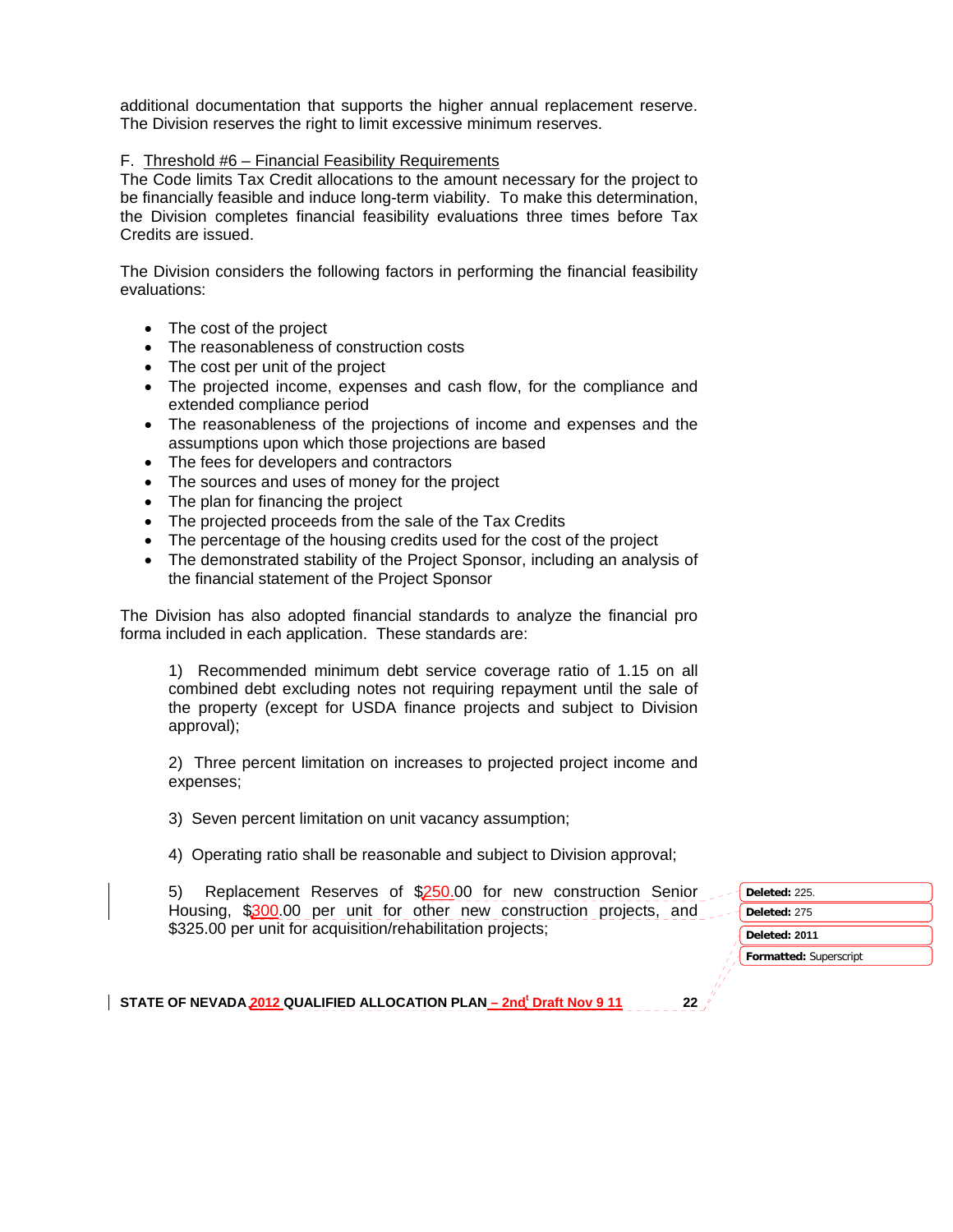additional documentation that supports the higher annual replacement reserve. The Division reserves the right to limit excessive minimum reserves.

F. Threshold #6 – Financial Feasibility Requirements

The Code limits Tax Credit allocations to the amount necessary for the project to be financially feasible and induce long-term viability. To make this determination, the Division completes financial feasibility evaluations three times before Tax Credits are issued.

The Division considers the following factors in performing the financial feasibility evaluations:

- The cost of the project
- The reasonableness of construction costs
- The cost per unit of the project
- The projected income, expenses and cash flow, for the compliance and extended compliance period
- The reasonableness of the projections of income and expenses and the assumptions upon which those projections are based
- The fees for developers and contractors
- The sources and uses of money for the project
- The plan for financing the project
- The projected proceeds from the sale of the Tax Credits
- The percentage of the housing credits used for the cost of the project
- The demonstrated stability of the Project Sponsor, including an analysis of the financial statement of the Project Sponsor

The Division has also adopted financial standards to analyze the financial pro forma included in each application. These standards are:

1) Recommended minimum debt service coverage ratio of 1.15 on all combined debt excluding notes not requiring repayment until the sale of the property (except for USDA finance projects and subject to Division approval);

2) Three percent limitation on increases to projected project income and expenses;

3) Seven percent limitation on unit vacancy assumption;

4) Operating ratio shall be reasonable and subject to Division approval;

5) Replacement Reserves of $250.00 for new construction Senior Housing, $300.00 per unit for other new construction projects, and $325.00 per unit for acquisition/rehabilitation projects;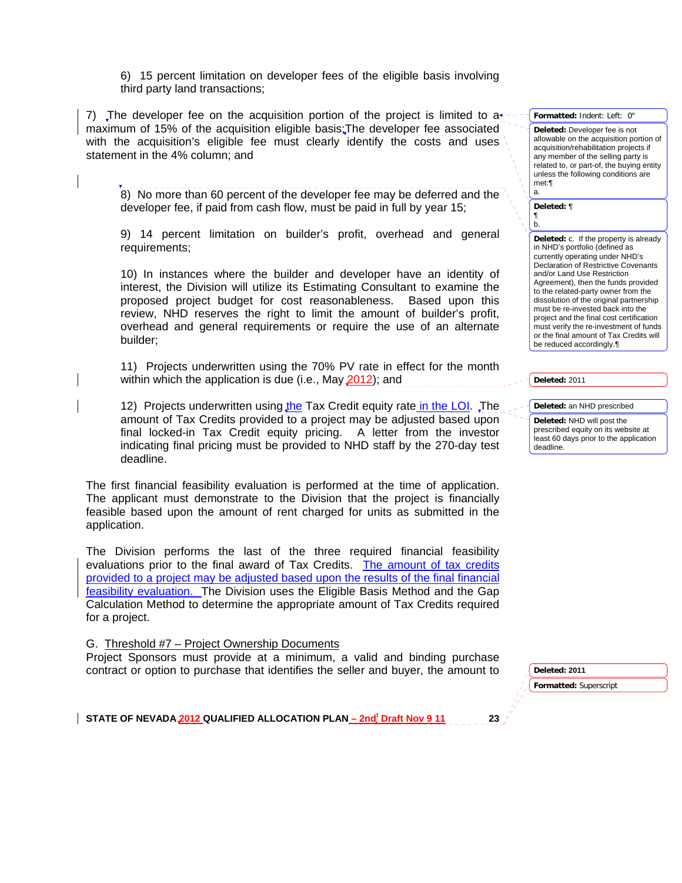6) 15 percent limitation on developer fees of the eligible basis involving third party land transactions;

7) The developer fee on the acquisition portion of the project is limited to a maximum of 15% of the acquisition eligible basis; The developer fee associated with the acquisition's eligible fee must clearly identify the costs and uses statement in the 4% column; and

8) No more than 60 percent of the developer fee may be deferred and the developer fee, if paid from cash flow, must be paid in full by year 15;

9) 14 percent limitation on builder's profit, overhead and general requirements;

10) In instances where the builder and developer have an identity of interest, the Division will utilize its Estimating Consultant to examine the proposed project budget for cost reasonableness. Based upon this review, NHD reserves the right to limit the amount of builder's profit, overhead and general requirements or require the use of an alternate builder;

11) Projects underwritten using the 70% PV rate in effect for the month within which the application is due (i.e., May 2012); and

12) Projects underwritten using the Tax Credit equity rate in the LOI. The amount of Tax Credits provided to a project may be adjusted based upon final locked-in Tax Credit equity pricing. A letter from the investor indicating final pricing must be provided to NHD staff by the 270-day test deadline.

The first financial feasibility evaluation is performed at the time of application. The applicant must demonstrate to the Division that the project is financially feasible based upon the amount of rent charged for units as submitted in the application.

The Division performs the last of the three required financial feasibility evaluations prior to the final award of Tax Credits. The amount of tax credits provided to a project may be adjusted based upon the results of the final financial feasibility evaluation. The Division uses the Eligible Basis Method and the Gap Calculation Method to determine the appropriate amount of Tax Credits required for a project.

G. Threshold #7 – Project Ownership Documents

Project Sponsors must provide at a minimum, a valid and binding purchase contract or option to purchase that identifies the seller and buyer, the amount to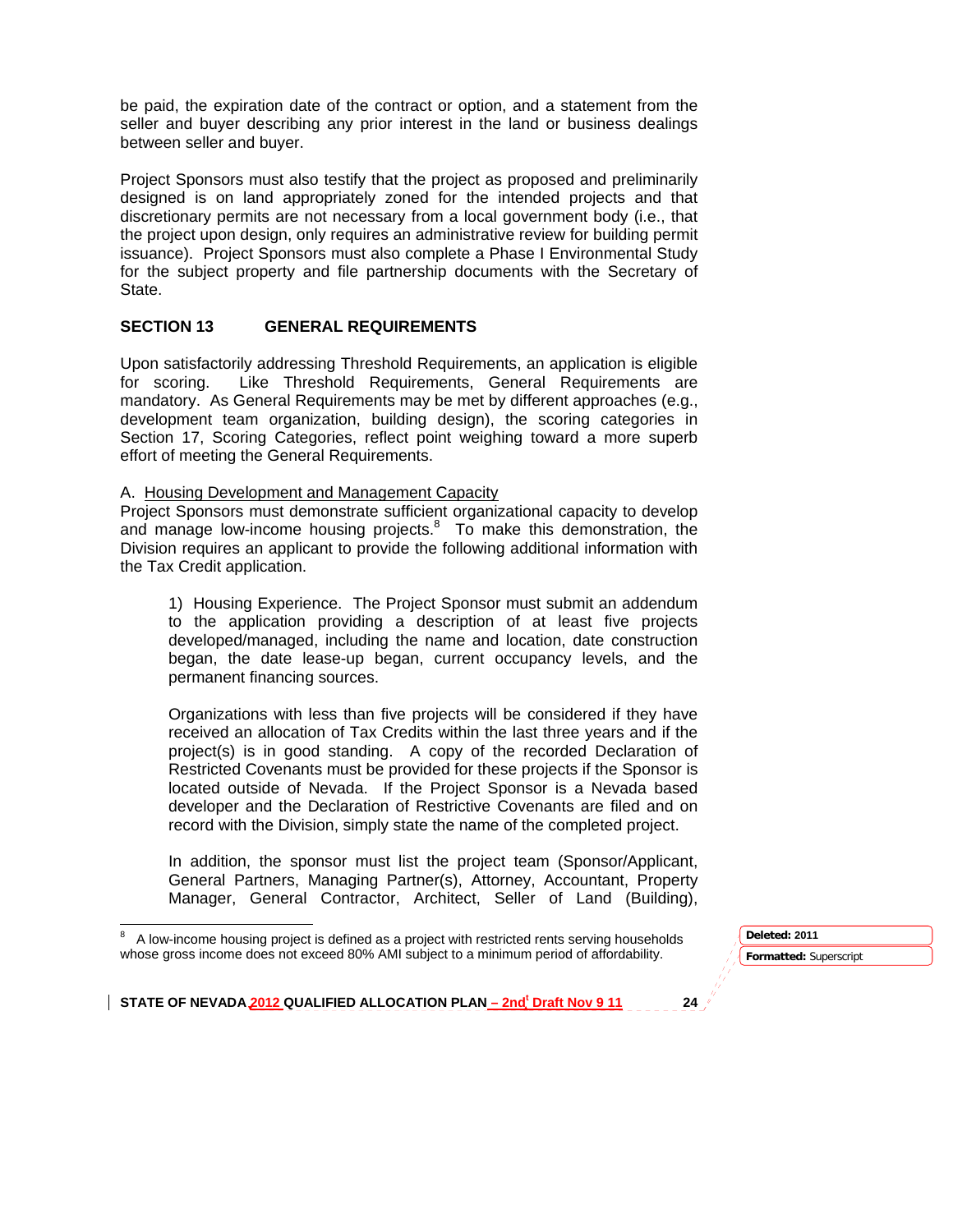be paid, the expiration date of the contract or option, and a statement from the seller and buyer describing any prior interest in the land or business dealings between seller and buyer.

Project Sponsors must also testify that the project as proposed and preliminarily designed is on land appropriately zoned for the intended projects and that discretionary permits are not necessary from a local government body (i.e., that the project upon design, only requires an administrative review for building permit issuance). Project Sponsors must also complete a Phase I Environmental Study for the subject property and file partnership documents with the Secretary of State.

## SECTION 13 GENERAL REQUIREMENTS

Upon satisfactorily addressing Threshold Requirements, an application is eligible for scoring. Like Threshold Requirements, General Requirements are mandatory. As General Requirements may be met by different approaches (e.g., development team organization, building design), the scoring categories in Section 17, Scoring Categories, reflect point weighing toward a more superb effort of meeting the General Requirements.

A. Housing Development and Management Capacity

Project Sponsors must demonstrate sufficient organizational capacity to develop and manage low-income housing projects.[8] To make this demonstration, the Division requires an applicant to provide the following additional information with the Tax Credit application.

1) Housing Experience. The Project Sponsor must submit an addendum to the application providing a description of at least five projects developed/managed, including the name and location, date construction began, the date lease-up began, current occupancy levels, and the permanent financing sources.

Organizations with less than five projects will be considered if they have received an allocation of Tax Credits within the last three years and if the project(s) is in good standing. A copy of the recorded Declaration of Restricted Covenants must be provided for these projects if the Sponsor is located outside of Nevada. If the Project Sponsor is a Nevada based developer and the Declaration of Restrictive Covenants are filed and on record with the Division, simply state the name of the completed project.

In addition, the sponsor must list the project team (Sponsor/Applicant, General Partners, Managing Partner(s), Attorney, Accountant, Property Manager, General Contractor, Architect, Seller of Land (Building),

[8] A low-income housing project is defined as a project with restricted rents serving households whose gross income does not exceed 80% AMI subject to a minimum period of affordability.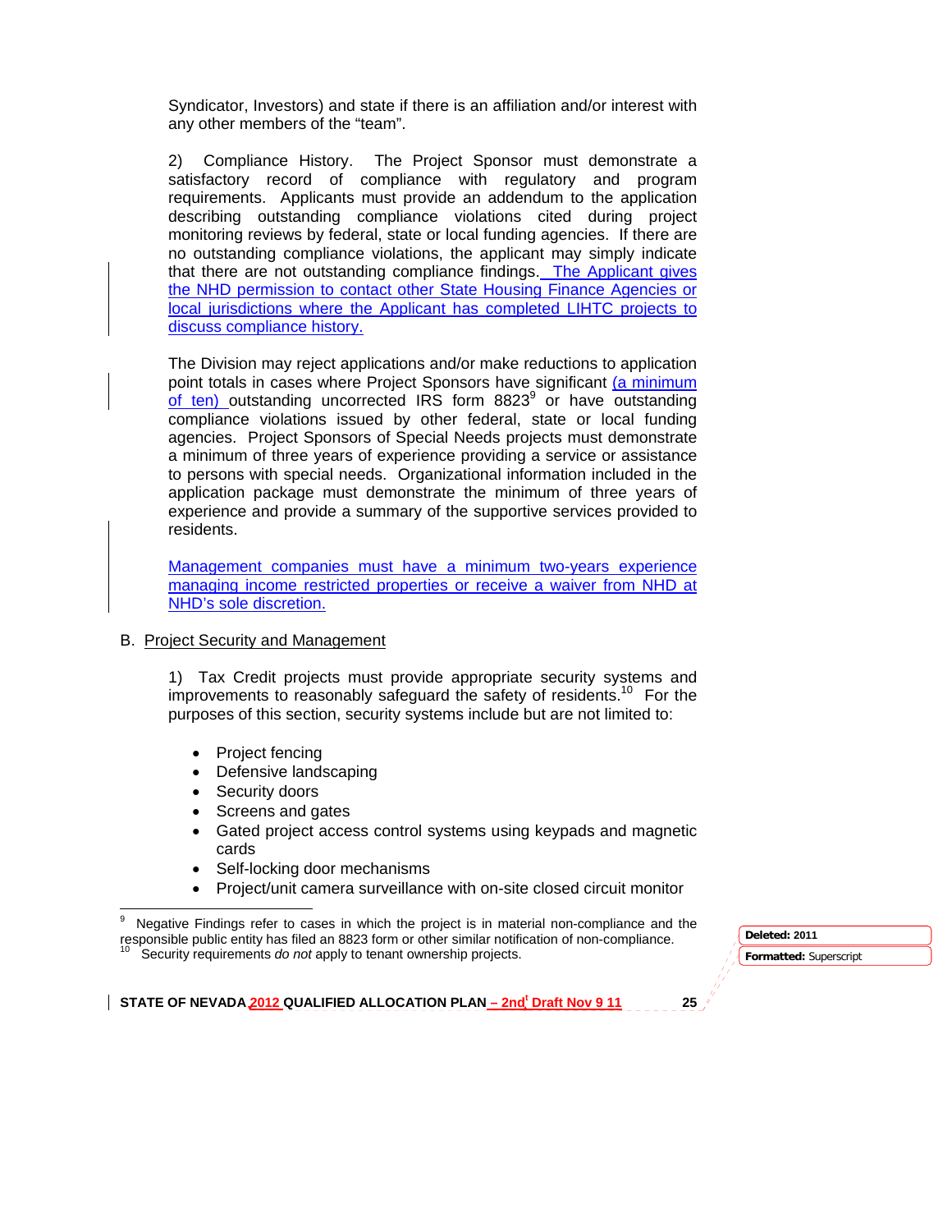Syndicator, Investors) and state if there is an affiliation and/or interest with any other members of the "team".

2) Compliance History. The Project Sponsor must demonstrate a satisfactory record of compliance with regulatory and program requirements. Applicants must provide an addendum to the application describing outstanding compliance violations cited during project monitoring reviews by federal, state or local funding agencies. If there are no outstanding compliance violations, the applicant may simply indicate that there are not outstanding compliance findings. The Applicant gives the NHD permission to contact other State Housing Finance Agencies or local jurisdictions where the Applicant has completed LIHTC projects to discuss compliance history.

The Division may reject applications and/or make reductions to application point totals in cases where Project Sponsors have significant (a minimum of ten) outstanding uncorrected IRS form 8823[9] or have outstanding compliance violations issued by other federal, state or local funding agencies. Project Sponsors of Special Needs projects must demonstrate a minimum of three years of experience providing a service or assistance to persons with special needs. Organizational information included in the application package must demonstrate the minimum of three years of experience and provide a summary of the supportive services provided to residents.

Management companies must have a minimum two-years experience managing income restricted properties or receive a waiver from NHD at NHD's sole discretion.

B. Project Security and Management

1) Tax Credit projects must provide appropriate security systems and improvements to reasonably safeguard the safety of residents.[10] For the purposes of this section, security systems include but are not limited to:

- Project fencing
- Defensive landscaping
- Security doors
- Screens and gates
- Gated project access control systems using keypads and magnetic cards
- Self-locking door mechanisms
- Project/unit camera surveillance with on-site closed circuit monitor

---

[9] Negative Findings refer to cases in which the project is in material non-compliance and the responsible public entity has filed an 8823 form or other similar notification of non-compliance.

[10] Security requirements *do not* apply to tenant ownership projects.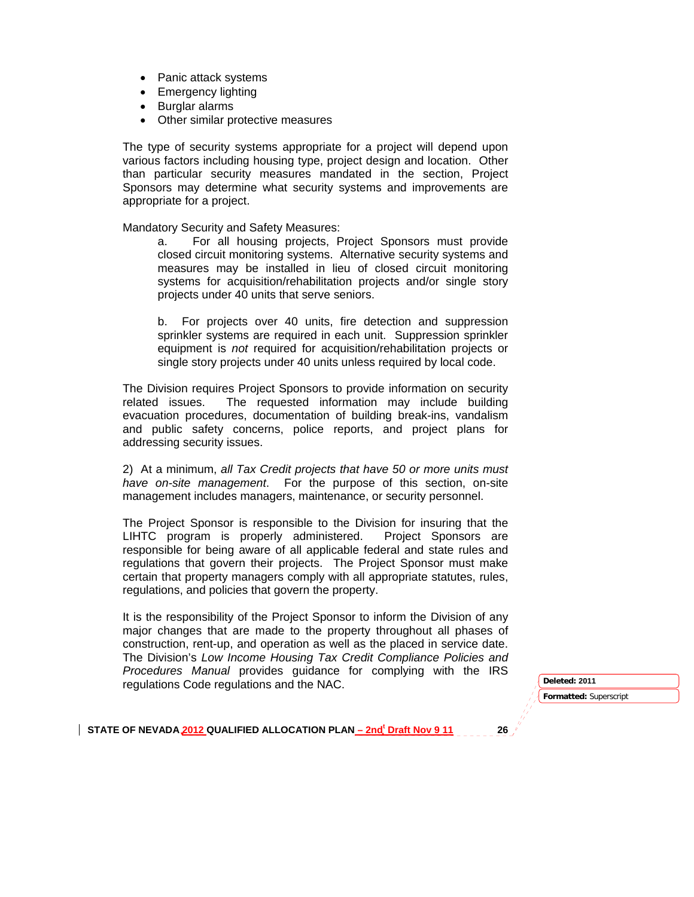- Panic attack systems
- Emergency lighting
- Burglar alarms
- Other similar protective measures

The type of security systems appropriate for a project will depend upon various factors including housing type, project design and location. Other than particular security measures mandated in the section, Project Sponsors may determine what security systems and improvements are appropriate for a project.

Mandatory Security and Safety Measures:

a. For all housing projects, Project Sponsors must provide closed circuit monitoring systems. Alternative security systems and measures may be installed in lieu of closed circuit monitoring systems for acquisition/rehabilitation projects and/or single story projects under 40 units that serve seniors.

b. For projects over 40 units, fire detection and suppression sprinkler systems are required in each unit. Suppression sprinkler equipment is *not* required for acquisition/rehabilitation projects or single story projects under 40 units unless required by local code.

The Division requires Project Sponsors to provide information on security related issues. The requested information may include building evacuation procedures, documentation of building break-ins, vandalism and public safety concerns, police reports, and project plans for addressing security issues.

2) At a minimum, *all Tax Credit projects that have 50 or more units must have on-site management*. For the purpose of this section, on-site management includes managers, maintenance, or security personnel.

The Project Sponsor is responsible to the Division for insuring that the LIHTC program is properly administered. Project Sponsors are responsible for being aware of all applicable federal and state rules and regulations that govern their projects. The Project Sponsor must make certain that property managers comply with all appropriate statutes, rules, regulations, and policies that govern the property.

It is the responsibility of the Project Sponsor to inform the Division of any major changes that are made to the property throughout all phases of construction, rent-up, and operation as well as the placed in service date. The Division's *Low Income Housing Tax Credit Compliance Policies and Procedures Manual* provides guidance for complying with the IRS regulations Code regulations and the NAC.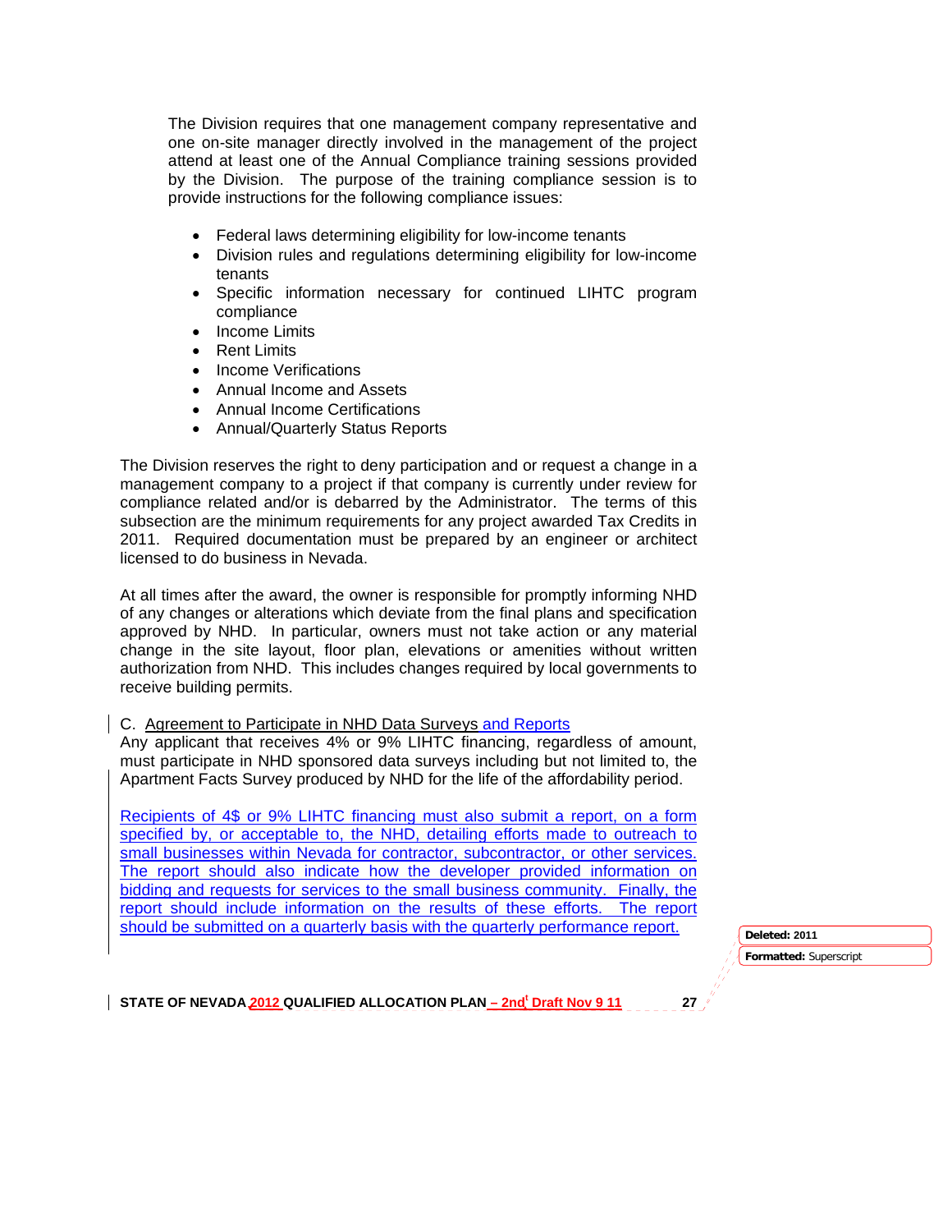The Division requires that one management company representative and one on-site manager directly involved in the management of the project attend at least one of the Annual Compliance training sessions provided by the Division. The purpose of the training compliance session is to provide instructions for the following compliance issues:

- Federal laws determining eligibility for low-income tenants
- Division rules and regulations determining eligibility for low-income tenants
- Specific information necessary for continued LIHTC program compliance
- Income Limits
- Rent Limits
- Income Verifications
- Annual Income and Assets
- Annual Income Certifications
- Annual/Quarterly Status Reports

The Division reserves the right to deny participation and or request a change in a management company to a project if that company is currently under review for compliance related and/or is debarred by the Administrator. The terms of this subsection are the minimum requirements for any project awarded Tax Credits in 2011. Required documentation must be prepared by an engineer or architect licensed to do business in Nevada.

At all times after the award, the owner is responsible for promptly informing NHD of any changes or alterations which deviate from the final plans and specification approved by NHD. In particular, owners must not take action or any material change in the site layout, floor plan, elevations or amenities without written authorization from NHD. This includes changes required by local governments to receive building permits.

C. Agreement to Participate in NHD Data Surveys and Reports

Any applicant that receives 4% or 9% LIHTC financing, regardless of amount, must participate in NHD sponsored data surveys including but not limited to, the Apartment Facts Survey produced by NHD for the life of the affordability period.

Recipients of 4$ or 9% LIHTC financing must also submit a report, on a form specified by, or acceptable to, the NHD, detailing efforts made to outreach to small businesses within Nevada for contractor, subcontractor, or other services. The report should also indicate how the developer provided information on bidding and requests for services to the small business community. Finally, the report should include information on the results of these efforts. The report should be submitted on a quarterly basis with the quarterly performance report.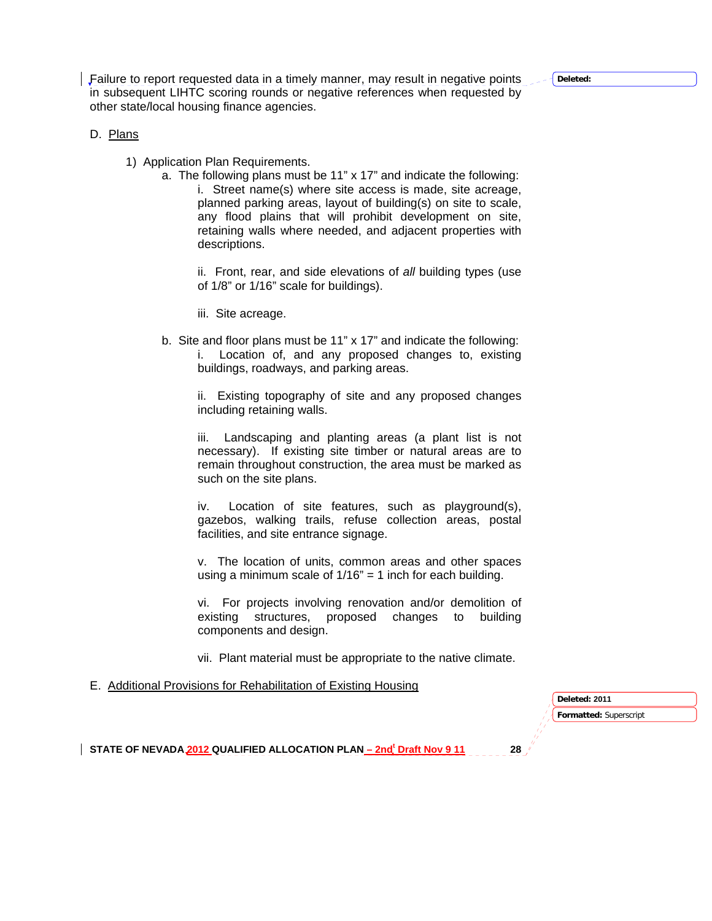Failure to report requested data in a timely manner, may result in negative points in subsequent LIHTC scoring rounds or negative references when requested by other state/local housing finance agencies.

D. Plans

1) Application Plan Requirements.

a. The following plans must be 11" x 17" and indicate the following:

i. Street name(s) where site access is made, site acreage, planned parking areas, layout of building(s) on site to scale, any flood plains that will prohibit development on site, retaining walls where needed, and adjacent properties with descriptions.

ii. Front, rear, and side elevations of *all* building types (use of 1/8" or 1/16" scale for buildings).

iii. Site acreage.

b. Site and floor plans must be 11" x 17" and indicate the following:

i. Location of, and any proposed changes to, existing buildings, roadways, and parking areas.

ii. Existing topography of site and any proposed changes including retaining walls.

iii. Landscaping and planting areas (a plant list is not necessary). If existing site timber or natural areas are to remain throughout construction, the area must be marked as such on the site plans.

iv. Location of site features, such as playground(s), gazebos, walking trails, refuse collection areas, postal facilities, and site entrance signage.

v. The location of units, common areas and other spaces using a minimum scale of 1/16" = 1 inch for each building.

vi. For projects involving renovation and/or demolition of existing structures, proposed changes to building components and design.

vii. Plant material must be appropriate to the native climate.

E. Additional Provisions for Rehabilitation of Existing Housing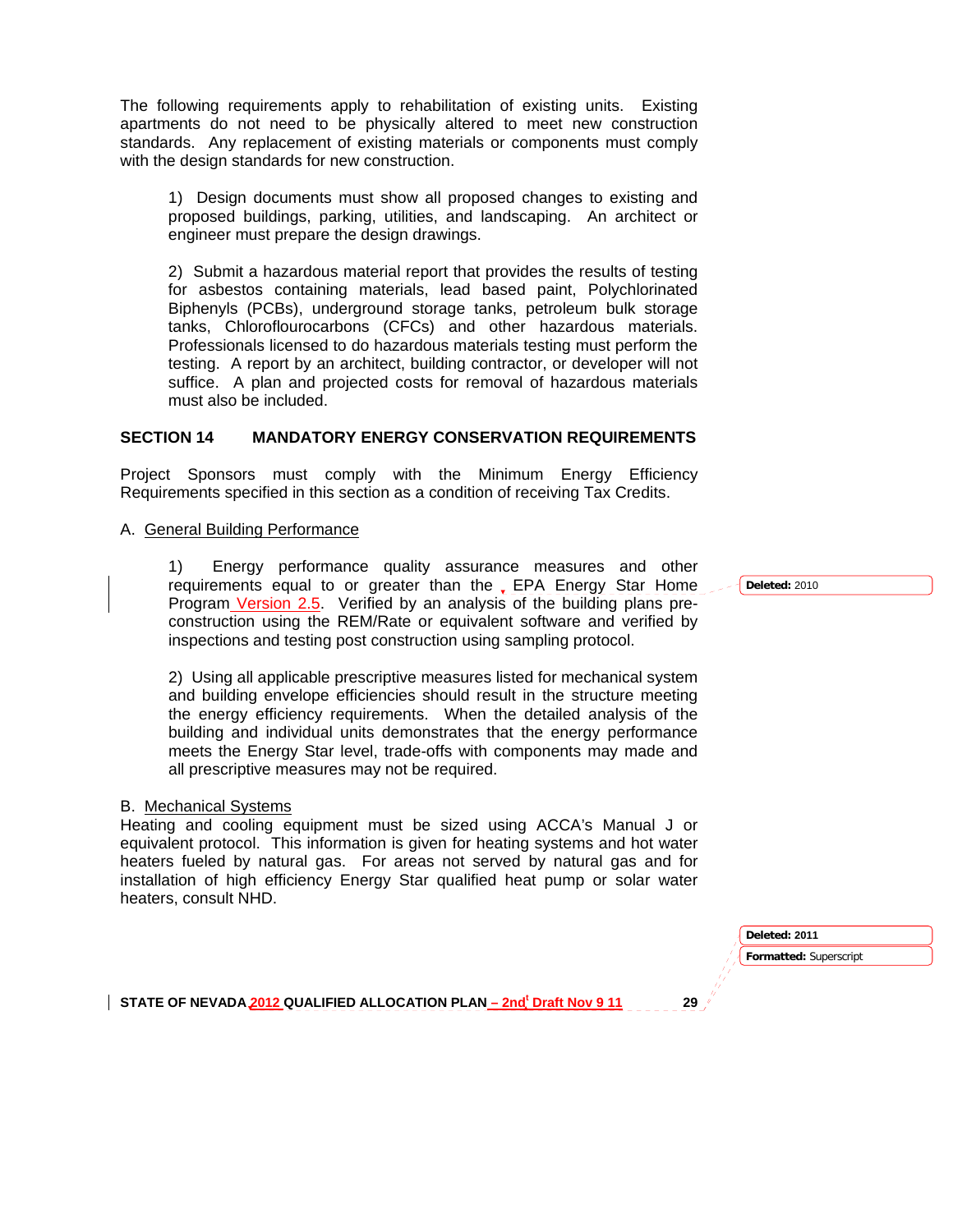The following requirements apply to rehabilitation of existing units. Existing apartments do not need to be physically altered to meet new construction standards. Any replacement of existing materials or components must comply with the design standards for new construction.

1) Design documents must show all proposed changes to existing and proposed buildings, parking, utilities, and landscaping. An architect or engineer must prepare the design drawings.

2) Submit a hazardous material report that provides the results of testing for asbestos containing materials, lead based paint, Polychlorinated Biphenyls (PCBs), underground storage tanks, petroleum bulk storage tanks, Chloroflourocarbons (CFCs) and other hazardous materials. Professionals licensed to do hazardous materials testing must perform the testing. A report by an architect, building contractor, or developer will not suffice. A plan and projected costs for removal of hazardous materials must also be included.

## SECTION 14 MANDATORY ENERGY CONSERVATION REQUIREMENTS

Project Sponsors must comply with the Minimum Energy Efficiency Requirements specified in this section as a condition of receiving Tax Credits.

### A. General Building Performance

1) Energy performance quality assurance measures and other requirements equal to or greater than the EPA Energy Star Home Program Version 2.5. Verified by an analysis of the building plans pre-construction using the REM/Rate or equivalent software and verified by inspections and testing post construction using sampling protocol.

2) Using all applicable prescriptive measures listed for mechanical system and building envelope efficiencies should result in the structure meeting the energy efficiency requirements. When the detailed analysis of the building and individual units demonstrates that the energy performance meets the Energy Star level, trade-offs with components may made and all prescriptive measures may not be required.

### B. Mechanical Systems

Heating and cooling equipment must be sized using ACCA's Manual J or equivalent protocol. This information is given for heating systems and hot water heaters fueled by natural gas. For areas not served by natural gas and for installation of high efficiency Energy Star qualified heat pump or solar water heaters, consult NHD.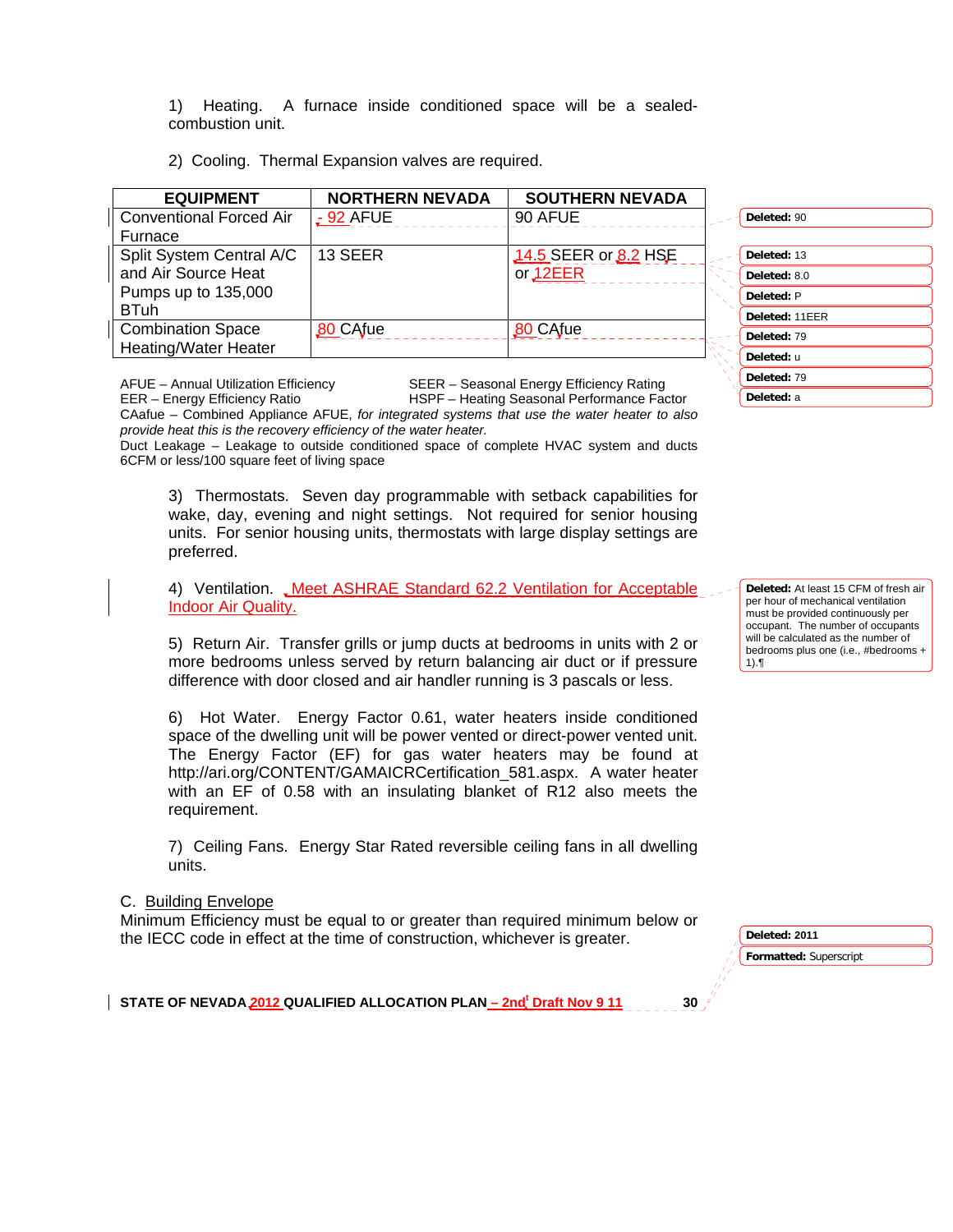1) Heating. A furnace inside conditioned space will be a sealed-combustion unit.

2) Cooling. Thermal Expansion valves are required.

| EQUIPMENT | NORTHERN NEVADA | SOUTHERN NEVADA |
|---|---|---|
| Conventional Forced Air Furnace | - 92 AFUE | 90 AFUE |
| Split System Central A/C and Air Source Heat Pumps up to 135,000 BTuh | 13 SEER | 14.5 SEER or 8.2 HSF or 12EER |
| Combination Space Heating/Water Heater | 80 CAfue | 80 CAfue |

AFUE – Annual Utilization Efficiency
SEER – Seasonal Energy Efficiency Rating
EER – Energy Efficiency Ratio
HSPF – Heating Seasonal Performance Factor
CAafue – Combined Appliance AFUE, *for integrated systems that use the water heater to also provide heat this is the recovery efficiency of the water heater.*
Duct Leakage – Leakage to outside conditioned space of complete HVAC system and ducts 6CFM or less/100 square feet of living space

3) Thermostats. Seven day programmable with setback capabilities for wake, day, evening and night settings. Not required for senior housing units. For senior housing units, thermostats with large display settings are preferred.

4) Ventilation. Meet ASHRAE Standard 62.2 Ventilation for Acceptable Indoor Air Quality.

5) Return Air. Transfer grills or jump ducts at bedrooms in units with 2 or more bedrooms unless served by return balancing air duct or if pressure difference with door closed and air handler running is 3 pascals or less.

6) Hot Water. Energy Factor 0.61, water heaters inside conditioned space of the dwelling unit will be power vented or direct-power vented unit. The Energy Factor (EF) for gas water heaters may be found at http://ari.org/CONTENT/GAMAICRCertification_581.aspx. A water heater with an EF of 0.58 with an insulating blanket of R12 also meets the requirement.

7) Ceiling Fans. Energy Star Rated reversible ceiling fans in all dwelling units.

C. Building Envelope

Minimum Efficiency must be equal to or greater than required minimum below or the IECC code in effect at the time of construction, whichever is greater.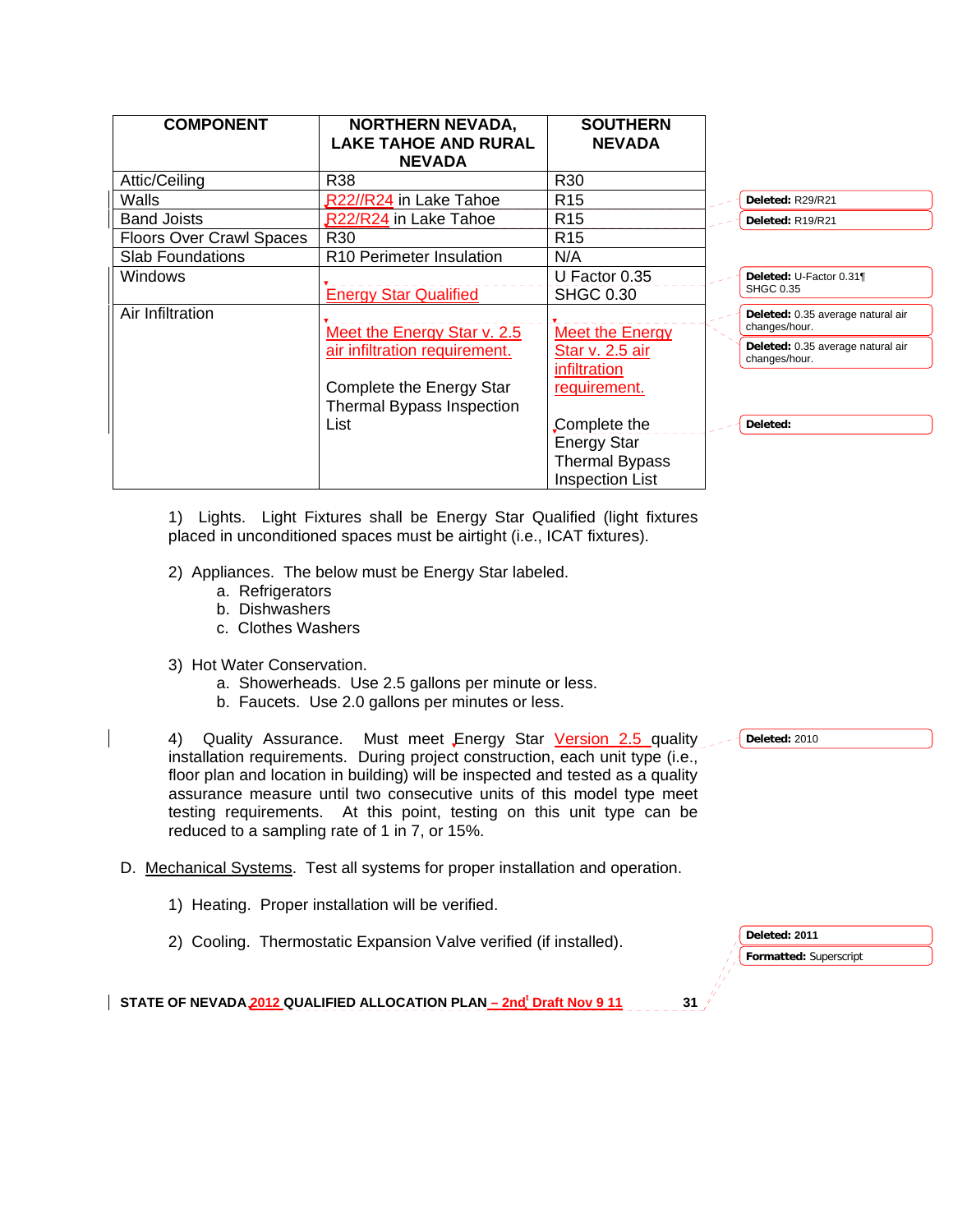| COMPONENT | NORTHERN NEVADA, LAKE TAHOE AND RURAL NEVADA | SOUTHERN NEVADA |
|---|---|---|
| Attic/Ceiling | R38 | R30 |
| Walls | R22//R24 in Lake Tahoe | R15 |
| Band Joists | R22/R24 in Lake Tahoe | R15 |
| Floors Over Crawl Spaces | R30 | R15 |
| Slab Foundations | R10 Perimeter Insulation | N/A |
| Windows | Energy Star Qualified | U Factor 0.35<br>SHGC 0.30 |
| Air Infiltration | Meet the Energy Star v. 2.5 air infiltration requirement.<br><br>Complete the Energy Star Thermal Bypass Inspection List | Meet the Energy Star v. 2.5 air infiltration requirement.<br><br>Complete the Energy Star Thermal Bypass Inspection List |

1) Lights. Light Fixtures shall be Energy Star Qualified (light fixtures placed in unconditioned spaces must be airtight (i.e., ICAT fixtures).

2) Appliances. The below must be Energy Star labeled.
   a. Refrigerators
   b. Dishwashers
   c. Clothes Washers

3) Hot Water Conservation.
   a. Showerheads. Use 2.5 gallons per minute or less.
   b. Faucets. Use 2.0 gallons per minutes or less.

4) Quality Assurance. Must meet Energy Star Version 2.5 quality installation requirements. During project construction, each unit type (i.e., floor plan and location in building) will be inspected and tested as a quality assurance measure until two consecutive units of this model type meet testing requirements. At this point, testing on this unit type can be reduced to a sampling rate of 1 in 7, or 15%.

D. Mechanical Systems. Test all systems for proper installation and operation.

1) Heating. Proper installation will be verified.

2) Cooling. Thermostatic Expansion Valve verified (if installed).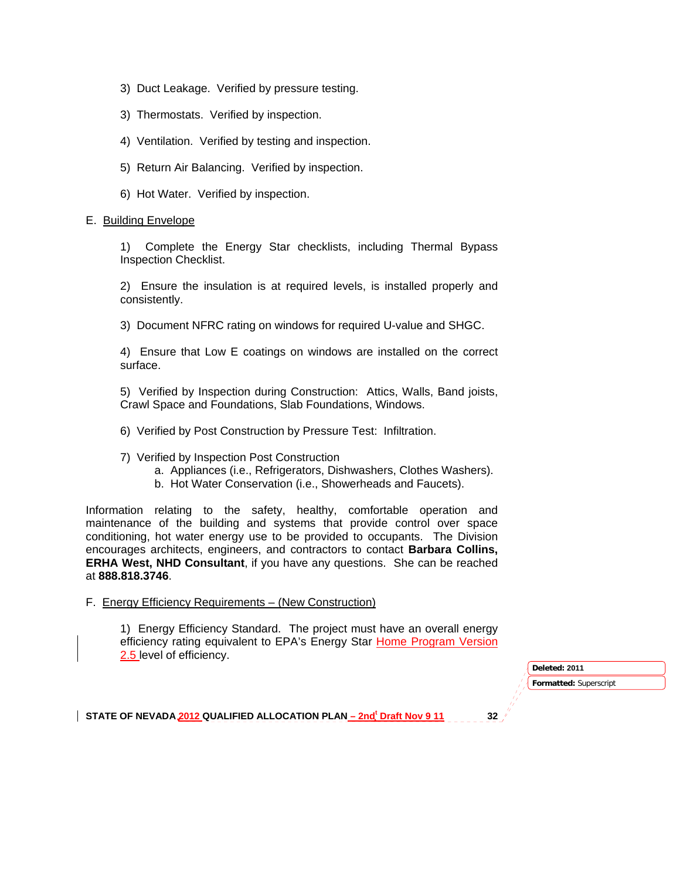3) Duct Leakage. Verified by pressure testing.

3) Thermostats. Verified by inspection.

4) Ventilation. Verified by testing and inspection.

5) Return Air Balancing. Verified by inspection.

6) Hot Water. Verified by inspection.

E. Building Envelope

1) Complete the Energy Star checklists, including Thermal Bypass Inspection Checklist.

2) Ensure the insulation is at required levels, is installed properly and consistently.

3) Document NFRC rating on windows for required U-value and SHGC.

4) Ensure that Low E coatings on windows are installed on the correct surface.

5) Verified by Inspection during Construction: Attics, Walls, Band joists, Crawl Space and Foundations, Slab Foundations, Windows.

6) Verified by Post Construction by Pressure Test: Infiltration.

7) Verified by Inspection Post Construction
   a. Appliances (i.e., Refrigerators, Dishwashers, Clothes Washers).
   b. Hot Water Conservation (i.e., Showerheads and Faucets).

Information relating to the safety, healthy, comfortable operation and maintenance of the building and systems that provide control over space conditioning, hot water energy use to be provided to occupants. The Division encourages architects, engineers, and contractors to contact **Barbara Collins, ERHA West, NHD Consultant**, if you have any questions. She can be reached at **888.818.3746**.

F. Energy Efficiency Requirements – (New Construction)

1) Energy Efficiency Standard. The project must have an overall energy efficiency rating equivalent to EPA's Energy Star Home Program Version 2.5 level of efficiency.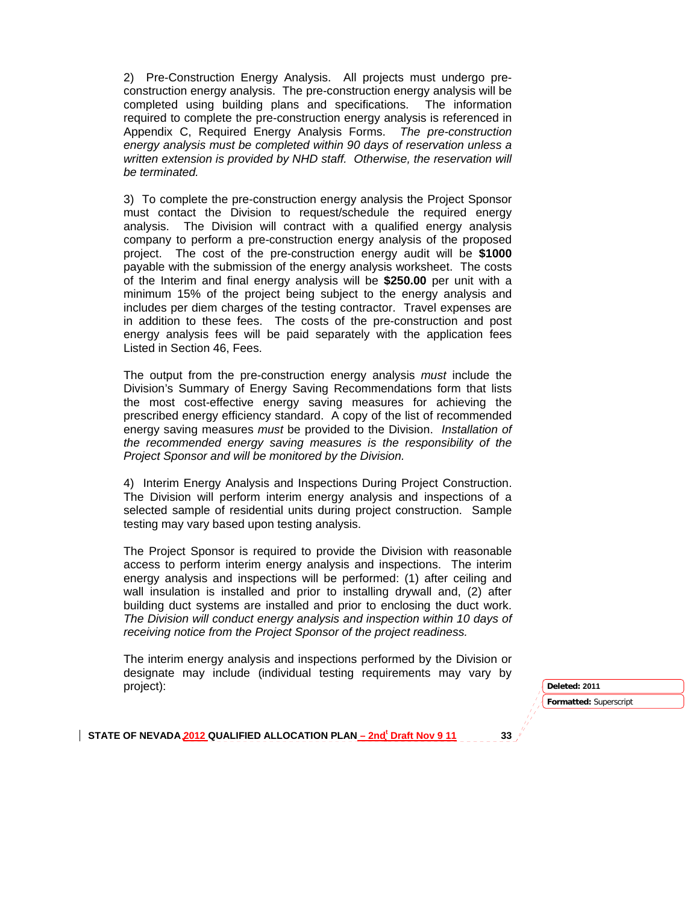2) Pre-Construction Energy Analysis. All projects must undergo pre-construction energy analysis. The pre-construction energy analysis will be completed using building plans and specifications. The information required to complete the pre-construction energy analysis is referenced in Appendix C, Required Energy Analysis Forms. *The pre-construction energy analysis must be completed within 90 days of reservation unless a written extension is provided by NHD staff. Otherwise, the reservation will be terminated.*

3) To complete the pre-construction energy analysis the Project Sponsor must contact the Division to request/schedule the required energy analysis. The Division will contract with a qualified energy analysis company to perform a pre-construction energy analysis of the proposed project. The cost of the pre-construction energy audit will be **$1000** payable with the submission of the energy analysis worksheet. The costs of the Interim and final energy analysis will be **$250.00** per unit with a minimum 15% of the project being subject to the energy analysis and includes per diem charges of the testing contractor. Travel expenses are in addition to these fees. The costs of the pre-construction and post energy analysis fees will be paid separately with the application fees Listed in Section 46, Fees.

The output from the pre-construction energy analysis *must* include the Division's Summary of Energy Saving Recommendations form that lists the most cost-effective energy saving measures for achieving the prescribed energy efficiency standard. A copy of the list of recommended energy saving measures *must* be provided to the Division. *Installation of the recommended energy saving measures is the responsibility of the Project Sponsor and will be monitored by the Division.*

4) Interim Energy Analysis and Inspections During Project Construction. The Division will perform interim energy analysis and inspections of a selected sample of residential units during project construction. Sample testing may vary based upon testing analysis.

The Project Sponsor is required to provide the Division with reasonable access to perform interim energy analysis and inspections. The interim energy analysis and inspections will be performed: (1) after ceiling and wall insulation is installed and prior to installing drywall and, (2) after building duct systems are installed and prior to enclosing the duct work. *The Division will conduct energy analysis and inspection within 10 days of receiving notice from the Project Sponsor of the project readiness.*

The interim energy analysis and inspections performed by the Division or designate may include (individual testing requirements may vary by project):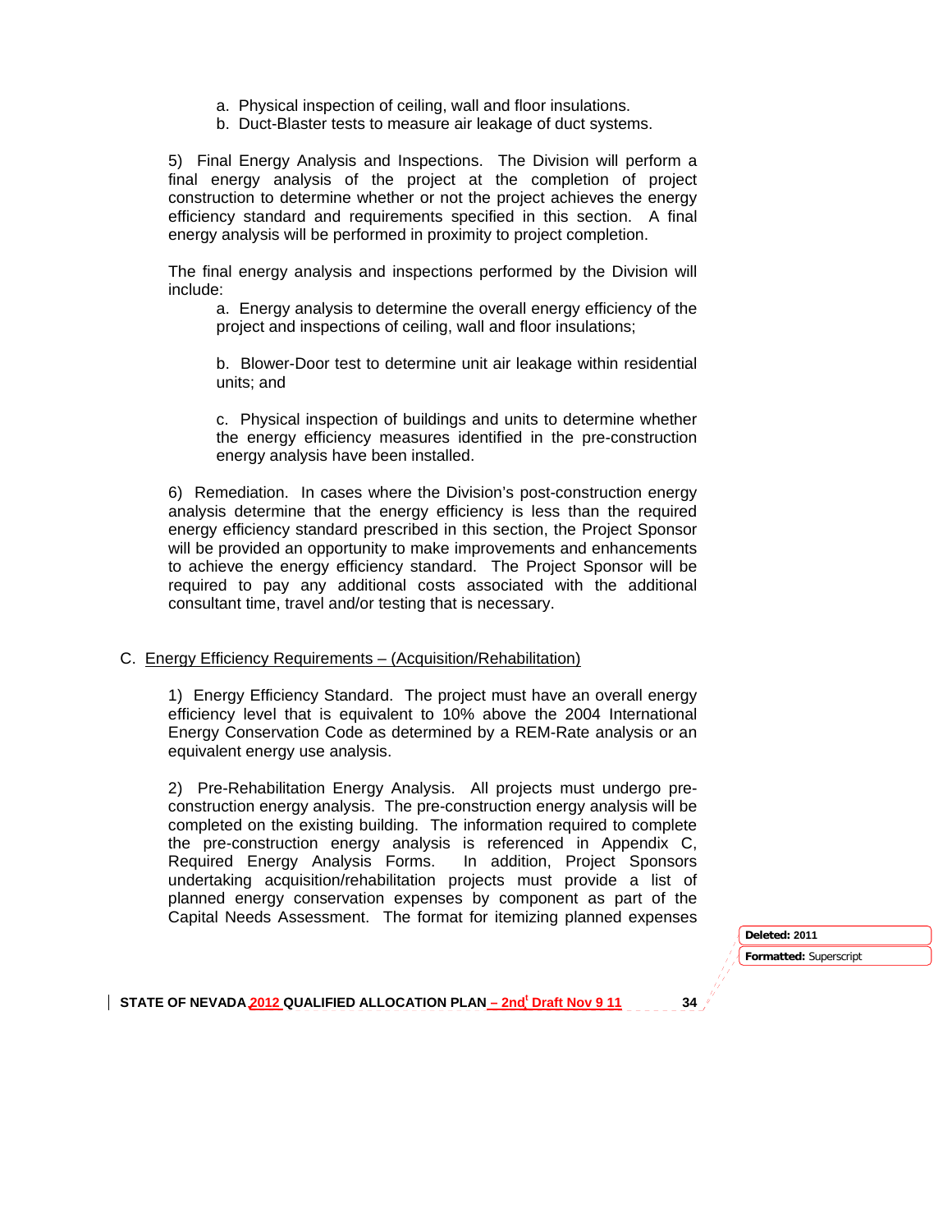a. Physical inspection of ceiling, wall and floor insulations.
b. Duct-Blaster tests to measure air leakage of duct systems.

5) Final Energy Analysis and Inspections. The Division will perform a final energy analysis of the project at the completion of project construction to determine whether or not the project achieves the energy efficiency standard and requirements specified in this section. A final energy analysis will be performed in proximity to project completion.

The final energy analysis and inspections performed by the Division will include:

a. Energy analysis to determine the overall energy efficiency of the project and inspections of ceiling, wall and floor insulations;

b. Blower-Door test to determine unit air leakage within residential units; and

c. Physical inspection of buildings and units to determine whether the energy efficiency measures identified in the pre-construction energy analysis have been installed.

6) Remediation. In cases where the Division's post-construction energy analysis determine that the energy efficiency is less than the required energy efficiency standard prescribed in this section, the Project Sponsor will be provided an opportunity to make improvements and enhancements to achieve the energy efficiency standard. The Project Sponsor will be required to pay any additional costs associated with the additional consultant time, travel and/or testing that is necessary.

C. Energy Efficiency Requirements – (Acquisition/Rehabilitation)

1) Energy Efficiency Standard. The project must have an overall energy efficiency level that is equivalent to 10% above the 2004 International Energy Conservation Code as determined by a REM-Rate analysis or an equivalent energy use analysis.

2) Pre-Rehabilitation Energy Analysis. All projects must undergo pre-construction energy analysis. The pre-construction energy analysis will be completed on the existing building. The information required to complete the pre-construction energy analysis is referenced in Appendix C, Required Energy Analysis Forms. In addition, Project Sponsors undertaking acquisition/rehabilitation projects must provide a list of planned energy conservation expenses by component as part of the Capital Needs Assessment. The format for itemizing planned expenses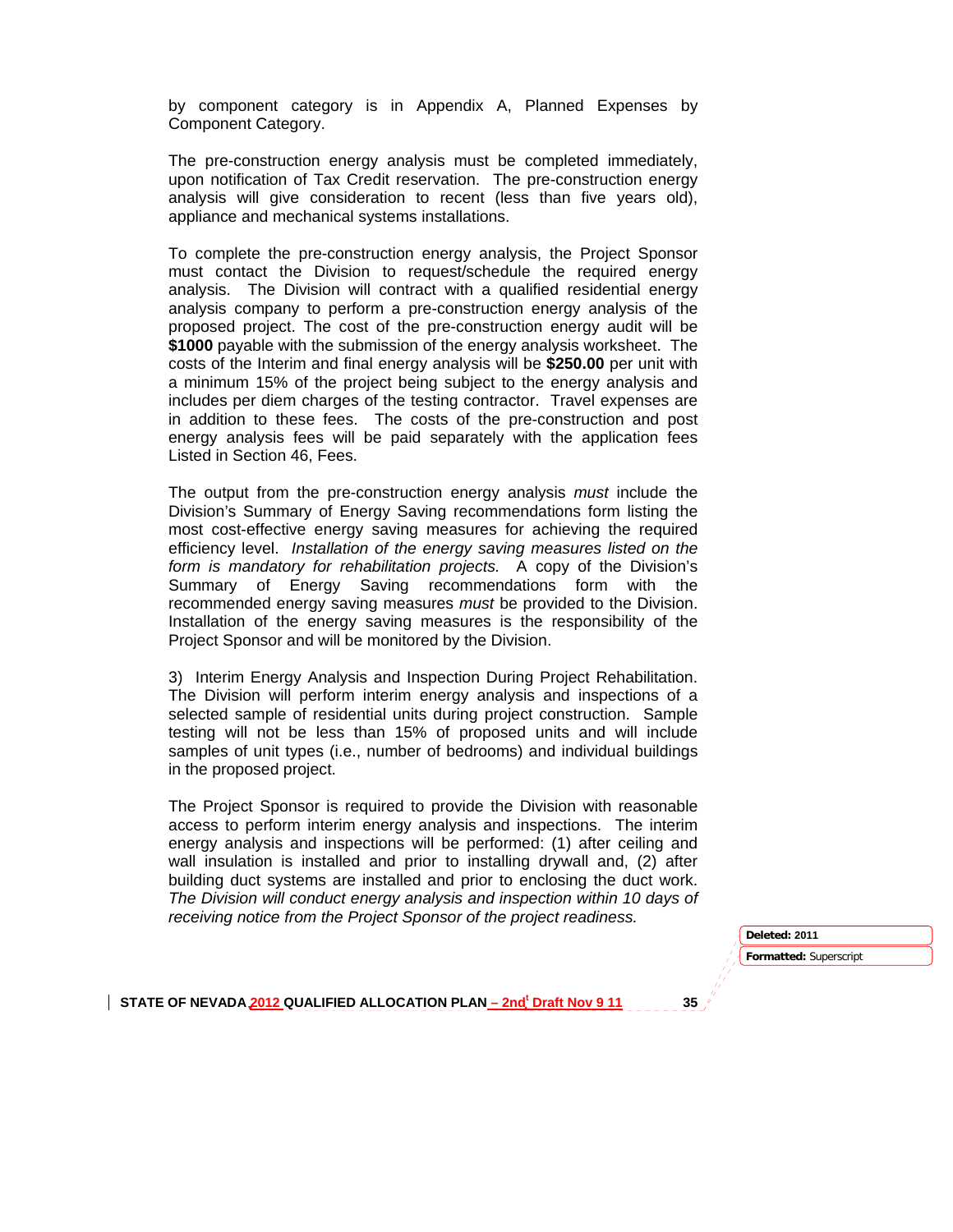by component category is in Appendix A, Planned Expenses by Component Category.

The pre-construction energy analysis must be completed immediately, upon notification of Tax Credit reservation. The pre-construction energy analysis will give consideration to recent (less than five years old), appliance and mechanical systems installations.

To complete the pre-construction energy analysis, the Project Sponsor must contact the Division to request/schedule the required energy analysis. The Division will contract with a qualified residential energy analysis company to perform a pre-construction energy analysis of the proposed project. The cost of the pre-construction energy audit will be **$1000** payable with the submission of the energy analysis worksheet. The costs of the Interim and final energy analysis will be **$250.00** per unit with a minimum 15% of the project being subject to the energy analysis and includes per diem charges of the testing contractor. Travel expenses are in addition to these fees. The costs of the pre-construction and post energy analysis fees will be paid separately with the application fees Listed in Section 46, Fees.

The output from the pre-construction energy analysis *must* include the Division's Summary of Energy Saving recommendations form listing the most cost-effective energy saving measures for achieving the required efficiency level. *Installation of the energy saving measures listed on the form is mandatory for rehabilitation projects.* A copy of the Division's Summary of Energy Saving recommendations form with the recommended energy saving measures *must* be provided to the Division. Installation of the energy saving measures is the responsibility of the Project Sponsor and will be monitored by the Division.

3) Interim Energy Analysis and Inspection During Project Rehabilitation. The Division will perform interim energy analysis and inspections of a selected sample of residential units during project construction. Sample testing will not be less than 15% of proposed units and will include samples of unit types (i.e., number of bedrooms) and individual buildings in the proposed project.

The Project Sponsor is required to provide the Division with reasonable access to perform interim energy analysis and inspections. The interim energy analysis and inspections will be performed: (1) after ceiling and wall insulation is installed and prior to installing drywall and, (2) after building duct systems are installed and prior to enclosing the duct work. *The Division will conduct energy analysis and inspection within 10 days of receiving notice from the Project Sponsor of the project readiness.*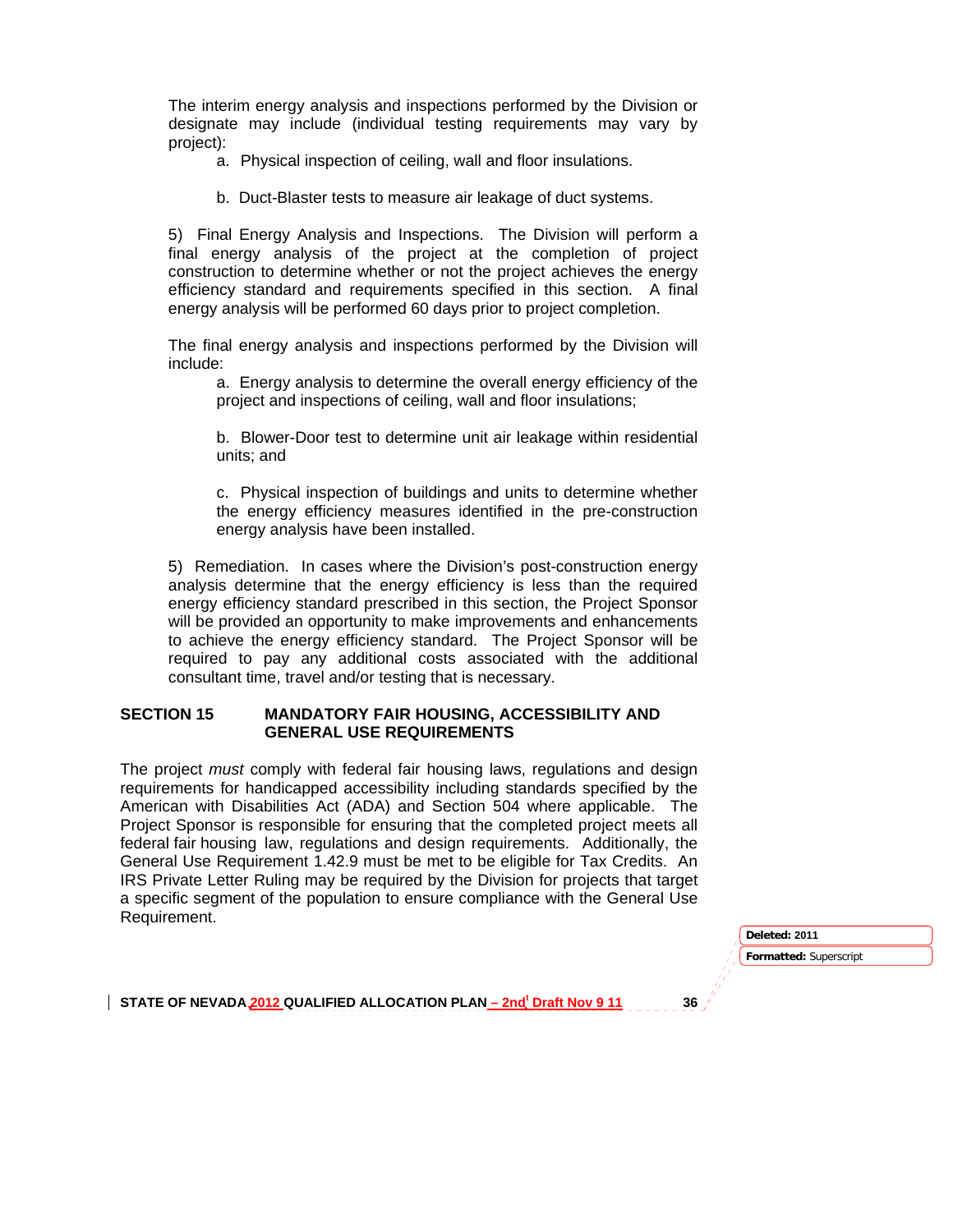The interim energy analysis and inspections performed by the Division or designate may include (individual testing requirements may vary by project):

a. Physical inspection of ceiling, wall and floor insulations.

b. Duct-Blaster tests to measure air leakage of duct systems.

5) Final Energy Analysis and Inspections. The Division will perform a final energy analysis of the project at the completion of project construction to determine whether or not the project achieves the energy efficiency standard and requirements specified in this section. A final energy analysis will be performed 60 days prior to project completion.

The final energy analysis and inspections performed by the Division will include:

a. Energy analysis to determine the overall energy efficiency of the project and inspections of ceiling, wall and floor insulations;

b. Blower-Door test to determine unit air leakage within residential units; and

c. Physical inspection of buildings and units to determine whether the energy efficiency measures identified in the pre-construction energy analysis have been installed.

5) Remediation. In cases where the Division's post-construction energy analysis determine that the energy efficiency is less than the required energy efficiency standard prescribed in this section, the Project Sponsor will be provided an opportunity to make improvements and enhancements to achieve the energy efficiency standard. The Project Sponsor will be required to pay any additional costs associated with the additional consultant time, travel and/or testing that is necessary.

## SECTION 15 MANDATORY FAIR HOUSING, ACCESSIBILITY AND GENERAL USE REQUIREMENTS

The project *must* comply with federal fair housing laws, regulations and design requirements for handicapped accessibility including standards specified by the American with Disabilities Act (ADA) and Section 504 where applicable. The Project Sponsor is responsible for ensuring that the completed project meets all federal fair housing law, regulations and design requirements. Additionally, the General Use Requirement 1.42.9 must be met to be eligible for Tax Credits. An IRS Private Letter Ruling may be required by the Division for projects that target a specific segment of the population to ensure compliance with the General Use Requirement.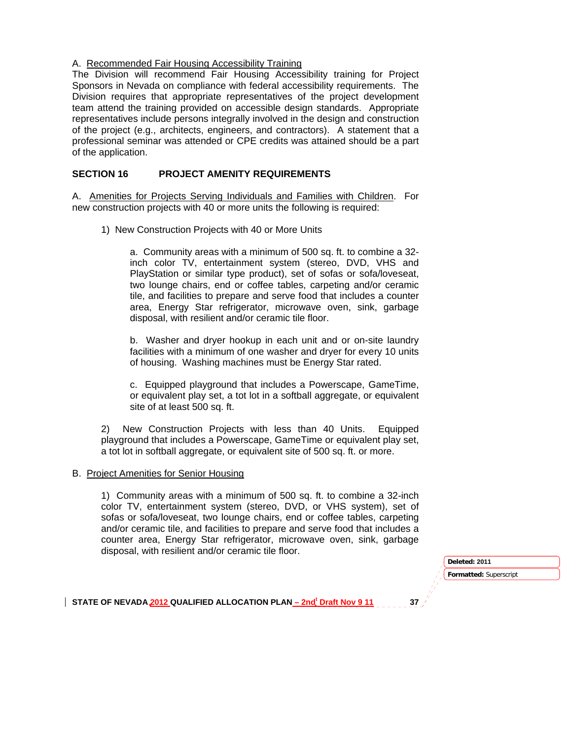A. Recommended Fair Housing Accessibility Training

The Division will recommend Fair Housing Accessibility training for Project Sponsors in Nevada on compliance with federal accessibility requirements. The Division requires that appropriate representatives of the project development team attend the training provided on accessible design standards. Appropriate representatives include persons integrally involved in the design and construction of the project (e.g., architects, engineers, and contractors). A statement that a professional seminar was attended or CPE credits was attained should be a part of the application.

## SECTION 16 PROJECT AMENITY REQUIREMENTS

A. Amenities for Projects Serving Individuals and Families with Children. For new construction projects with 40 or more units the following is required:

1) New Construction Projects with 40 or More Units

a. Community areas with a minimum of 500 sq. ft. to combine a 32-inch color TV, entertainment system (stereo, DVD, VHS and PlayStation or similar type product), set of sofas or sofa/loveseat, two lounge chairs, end or coffee tables, carpeting and/or ceramic tile, and facilities to prepare and serve food that includes a counter area, Energy Star refrigerator, microwave oven, sink, garbage disposal, with resilient and/or ceramic tile floor.

b. Washer and dryer hookup in each unit and or on-site laundry facilities with a minimum of one washer and dryer for every 10 units of housing. Washing machines must be Energy Star rated.

c. Equipped playground that includes a Powerscape, GameTime, or equivalent play set, a tot lot in a softball aggregate, or equivalent site of at least 500 sq. ft.

2) New Construction Projects with less than 40 Units. Equipped playground that includes a Powerscape, GameTime or equivalent play set, a tot lot in softball aggregate, or equivalent site of 500 sq. ft. or more.

B. Project Amenities for Senior Housing

1) Community areas with a minimum of 500 sq. ft. to combine a 32-inch color TV, entertainment system (stereo, DVD, or VHS system), set of sofas or sofa/loveseat, two lounge chairs, end or coffee tables, carpeting and/or ceramic tile, and facilities to prepare and serve food that includes a counter area, Energy Star refrigerator, microwave oven, sink, garbage disposal, with resilient and/or ceramic tile floor.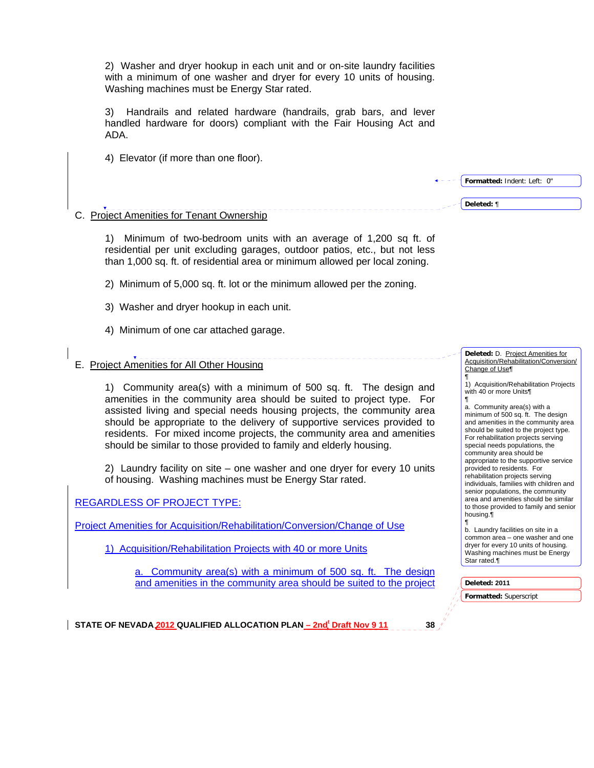2) Washer and dryer hookup in each unit and or on-site laundry facilities with a minimum of one washer and dryer for every 10 units of housing. Washing machines must be Energy Star rated.

3) Handrails and related hardware (handrails, grab bars, and lever handled hardware for doors) compliant with the Fair Housing Act and ADA.

4) Elevator (if more than one floor).

C. Project Amenities for Tenant Ownership

1) Minimum of two-bedroom units with an average of 1,200 sq ft. of residential per unit excluding garages, outdoor patios, etc., but not less than 1,000 sq. ft. of residential area or minimum allowed per local zoning.

2) Minimum of 5,000 sq. ft. lot or the minimum allowed per the zoning.

3) Washer and dryer hookup in each unit.

4) Minimum of one car attached garage.

E. Project Amenities for All Other Housing

1) Community area(s) with a minimum of 500 sq. ft. The design and amenities in the community area should be suited to project type. For assisted living and special needs housing projects, the community area should be appropriate to the delivery of supportive services provided to residents. For mixed income projects, the community area and amenities should be similar to those provided to family and elderly housing.

2) Laundry facility on site – one washer and one dryer for every 10 units of housing. Washing machines must be Energy Star rated.

REGARDLESS OF PROJECT TYPE:

Project Amenities for Acquisition/Rehabilitation/Conversion/Change of Use

1) Acquisition/Rehabilitation Projects with 40 or more Units

a. Community area(s) with a minimum of 500 sq. ft. The design and amenities in the community area should be suited to the project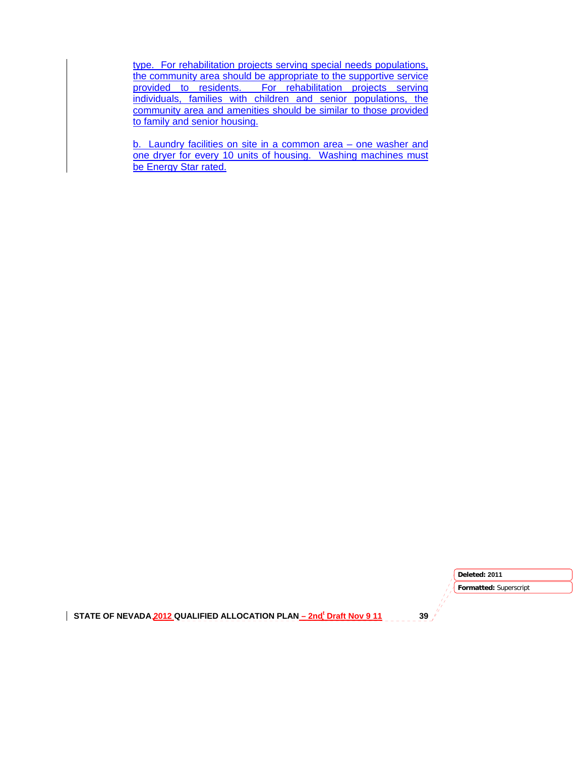type. For rehabilitation projects serving special needs populations, the community area should be appropriate to the supportive service provided to residents. For rehabilitation projects serving individuals, families with children and senior populations, the community area and amenities should be similar to those provided to family and senior housing.

b. Laundry facilities on site in a common area – one washer and one dryer for every 10 units of housing. Washing machines must be Energy Star rated.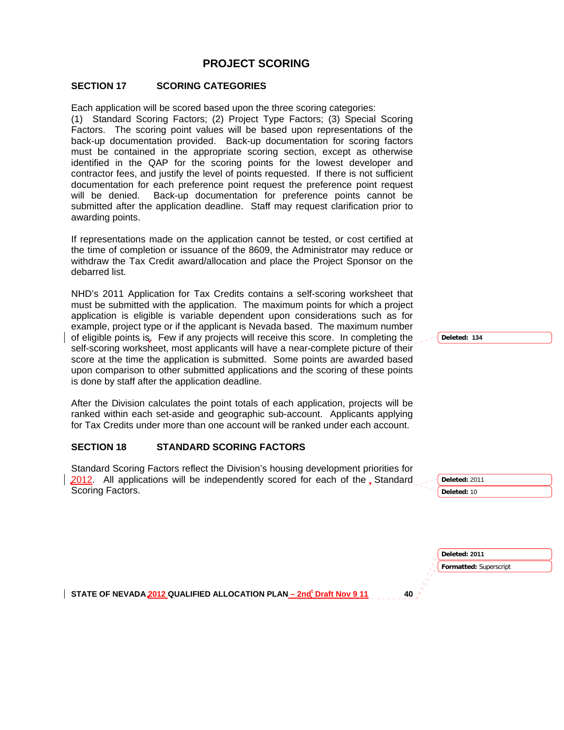## PROJECT SCORING

### SECTION 17 SCORING CATEGORIES

Each application will be scored based upon the three scoring categories: (1) Standard Scoring Factors; (2) Project Type Factors; (3) Special Scoring Factors. The scoring point values will be based upon representations of the back-up documentation provided. Back-up documentation for scoring factors must be contained in the appropriate scoring section, except as otherwise identified in the QAP for the scoring points for the lowest developer and contractor fees, and justify the level of points requested. If there is not sufficient documentation for each preference point request the preference point request will be denied. Back-up documentation for preference points cannot be submitted after the application deadline. Staff may request clarification prior to awarding points.

If representations made on the application cannot be tested, or cost certified at the time of completion or issuance of the 8609, the Administrator may reduce or withdraw the Tax Credit award/allocation and place the Project Sponsor on the debarred list.

NHD's 2011 Application for Tax Credits contains a self-scoring worksheet that must be submitted with the application. The maximum points for which a project application is eligible is variable dependent upon considerations such as for example, project type or if the applicant is Nevada based. The maximum number of eligible points is. Few if any projects will receive this score. In completing the self-scoring worksheet, most applicants will have a near-complete picture of their score at the time the application is submitted. Some points are awarded based upon comparison to other submitted applications and the scoring of these points is done by staff after the application deadline.

After the Division calculates the point totals of each application, projects will be ranked within each set-aside and geographic sub-account. Applicants applying for Tax Credits under more than one account will be ranked under each account.

### SECTION 18 STANDARD SCORING FACTORS

Standard Scoring Factors reflect the Division's housing development priorities for 2012. All applications will be independently scored for each of the Standard Scoring Factors.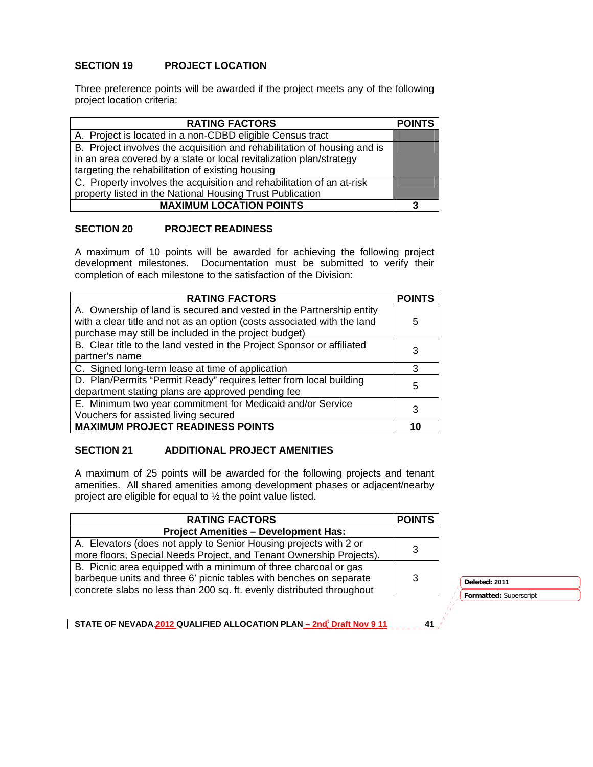## SECTION 19 PROJECT LOCATION

Three preference points will be awarded if the project meets any of the following project location criteria:

| RATING FACTORS | POINTS |
|---|---|
| A. Project is located in a non-CDBD eligible Census tract | |
| B. Project involves the acquisition and rehabilitation of housing and is in an area covered by a state or local revitalization plan/strategy targeting the rehabilitation of existing housing | |
| C. Property involves the acquisition and rehabilitation of an at-risk property listed in the National Housing Trust Publication | |
| **MAXIMUM LOCATION POINTS** | **3** |

## SECTION 20 PROJECT READINESS

A maximum of 10 points will be awarded for achieving the following project development milestones. Documentation must be submitted to verify their completion of each milestone to the satisfaction of the Division:

| RATING FACTORS | POINTS |
|---|---|
| A. Ownership of land is secured and vested in the Partnership entity with a clear title and not as an option (costs associated with the land purchase may still be included in the project budget) | 5 |
| B. Clear title to the land vested in the Project Sponsor or affiliated partner's name | 3 |
| C. Signed long-term lease at time of application | 3 |
| D. Plan/Permits "Permit Ready" requires letter from local building department stating plans are approved pending fee | 5 |
| E. Minimum two year commitment for Medicaid and/or Service Vouchers for assisted living secured | 3 |
| **MAXIMUM PROJECT READINESS POINTS** | **10** |

## SECTION 21 ADDITIONAL PROJECT AMENITIES

A maximum of 25 points will be awarded for the following projects and tenant amenities. All shared amenities among development phases or adjacent/nearby project are eligible for equal to ½ the point value listed.

| RATING FACTORS | POINTS |
|---|---|
| **Project Amenities – Development Has:** | |
| A. Elevators (does not apply to Senior Housing projects with 2 or more floors, Special Needs Project, and Tenant Ownership Projects). | 3 |
| B. Picnic area equipped with a minimum of three charcoal or gas barbeque units and three 6' picnic tables with benches on separate concrete slabs no less than 200 sq. ft. evenly distributed throughout | 3 |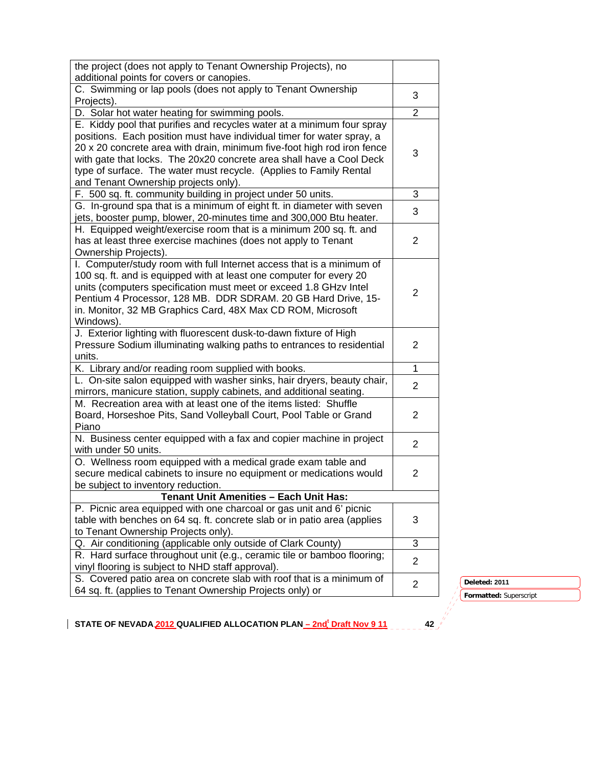| | |
|---|---|
| the project (does not apply to Tenant Ownership Projects), no additional points for covers or canopies. | |
| C. Swimming or lap pools (does not apply to Tenant Ownership Projects). | 3 |
| D. Solar hot water heating for swimming pools. | 2 |
| E. Kiddy pool that purifies and recycles water at a minimum four spray positions. Each position must have individual timer for water spray, a 20 x 20 concrete area with drain, minimum five-foot high rod iron fence with gate that locks. The 20x20 concrete area shall have a Cool Deck type of surface. The water must recycle. (Applies to Family Rental and Tenant Ownership projects only). | 3 |
| F. 500 sq. ft. community building in project under 50 units. | 3 |
| G. In-ground spa that is a minimum of eight ft. in diameter with seven jets, booster pump, blower, 20-minutes time and 300,000 Btu heater. | 3 |
| H. Equipped weight/exercise room that is a minimum 200 sq. ft. and has at least three exercise machines (does not apply to Tenant Ownership Projects). | 2 |
| I. Computer/study room with full Internet access that is a minimum of 100 sq. ft. and is equipped with at least one computer for every 20 units (computers specification must meet or exceed 1.8 GHzv Intel Pentium 4 Processor, 128 MB. DDR SDRAM. 20 GB Hard Drive, 15-in. Monitor, 32 MB Graphics Card, 48X Max CD ROM, Microsoft Windows). | 2 |
| J. Exterior lighting with fluorescent dusk-to-dawn fixture of High Pressure Sodium illuminating walking paths to entrances to residential units. | 2 |
| K. Library and/or reading room supplied with books. | 1 |
| L. On-site salon equipped with washer sinks, hair dryers, beauty chair, mirrors, manicure station, supply cabinets, and additional seating. | 2 |
| M. Recreation area with at least one of the items listed: Shuffle Board, Horseshoe Pits, Sand Volleyball Court, Pool Table or Grand Piano | 2 |
| N. Business center equipped with a fax and copier machine in project with under 50 units. | 2 |
| O. Wellness room equipped with a medical grade exam table and secure medical cabinets to insure no equipment or medications would be subject to inventory reduction. | 2 |
| **Tenant Unit Amenities – Each Unit Has:** | |
| P. Picnic area equipped with one charcoal or gas unit and 6' picnic table with benches on 64 sq. ft. concrete slab or in patio area (applies to Tenant Ownership Projects only). | 3 |
| Q. Air conditioning (applicable only outside of Clark County) | 3 |
| R. Hard surface throughout unit (e.g., ceramic tile or bamboo flooring; vinyl flooring is subject to NHD staff approval). | 2 |
| S. Covered patio area on concrete slab with roof that is a minimum of 64 sq. ft. (applies to Tenant Ownership Projects only) or | 2 |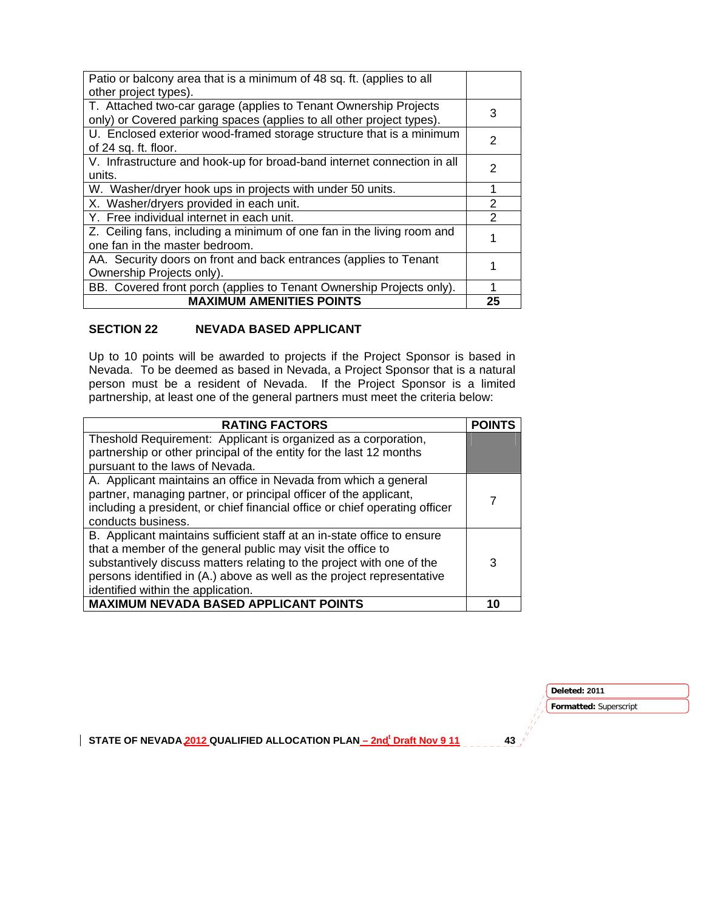| | |
|---|---|
| Patio or balcony area that is a minimum of 48 sq. ft. (applies to all other project types). | |
| T. Attached two-car garage (applies to Tenant Ownership Projects only) or Covered parking spaces (applies to all other project types). | 3 |
| U. Enclosed exterior wood-framed storage structure that is a minimum of 24 sq. ft. floor. | 2 |
| V. Infrastructure and hook-up for broad-band internet connection in all units. | 2 |
| W. Washer/dryer hook ups in projects with under 50 units. | 1 |
| X. Washer/dryers provided in each unit. | 2 |
| Y. Free individual internet in each unit. | 2 |
| Z. Ceiling fans, including a minimum of one fan in the living room and one fan in the master bedroom. | 1 |
| AA. Security doors on front and back entrances (applies to Tenant Ownership Projects only). | 1 |
| BB. Covered front porch (applies to Tenant Ownership Projects only). | 1 |
| **MAXIMUM AMENITIES POINTS** | **25** |

## SECTION 22 NEVADA BASED APPLICANT

Up to 10 points will be awarded to projects if the Project Sponsor is based in Nevada. To be deemed as based in Nevada, a Project Sponsor that is a natural person must be a resident of Nevada. If the Project Sponsor is a limited partnership, at least one of the general partners must meet the criteria below:

| RATING FACTORS | POINTS |
|---|---|
| Theshold Requirement: Applicant is organized as a corporation, partnership or other principal of the entity for the last 12 months pursuant to the laws of Nevada. | |
| A. Applicant maintains an office in Nevada from which a general partner, managing partner, or principal officer of the applicant, including a president, or chief financial office or chief operating officer conducts business. | 7 |
| B. Applicant maintains sufficient staff at an in-state office to ensure that a member of the general public may visit the office to substantively discuss matters relating to the project with one of the persons identified in (A.) above as well as the project representative identified within the application. | 3 |
| **MAXIMUM NEVADA BASED APPLICANT POINTS** | **10** |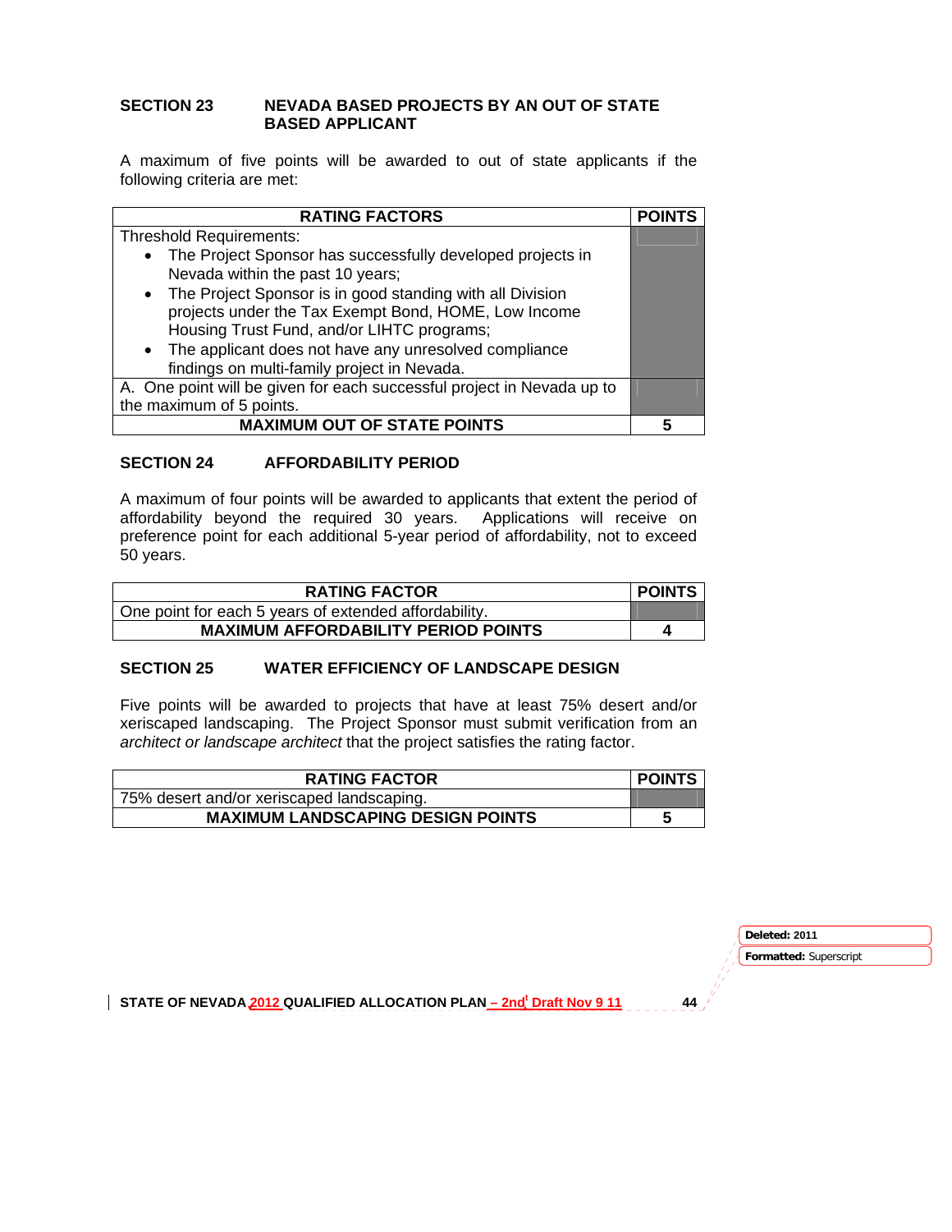## SECTION 23 NEVADA BASED PROJECTS BY AN OUT OF STATE BASED APPLICANT

A maximum of five points will be awarded to out of state applicants if the following criteria are met:

| RATING FACTORS | POINTS |
|---|---|
| Threshold Requirements:<br>• The Project Sponsor has successfully developed projects in Nevada within the past 10 years;<br>• The Project Sponsor is in good standing with all Division projects under the Tax Exempt Bond, HOME, Low Income Housing Trust Fund, and/or LIHTC programs;<br>• The applicant does not have any unresolved compliance findings on multi-family project in Nevada. | |
| A. One point will be given for each successful project in Nevada up to the maximum of 5 points. | |
| **MAXIMUM OUT OF STATE POINTS** | **5** |

## SECTION 24 AFFORDABILITY PERIOD

A maximum of four points will be awarded to applicants that extent the period of affordability beyond the required 30 years. Applications will receive on preference point for each additional 5-year period of affordability, not to exceed 50 years.

| RATING FACTOR | POINTS |
|---|---|
| One point for each 5 years of extended affordability. | |
| **MAXIMUM AFFORDABILITY PERIOD POINTS** | **4** |

## SECTION 25 WATER EFFICIENCY OF LANDSCAPE DESIGN

Five points will be awarded to projects that have at least 75% desert and/or xeriscaped landscaping. The Project Sponsor must submit verification from an *architect or landscape architect* that the project satisfies the rating factor.

| RATING FACTOR | POINTS |
|---|---|
| 75% desert and/or xeriscaped landscaping. | |
| **MAXIMUM LANDSCAPING DESIGN POINTS** | **5** |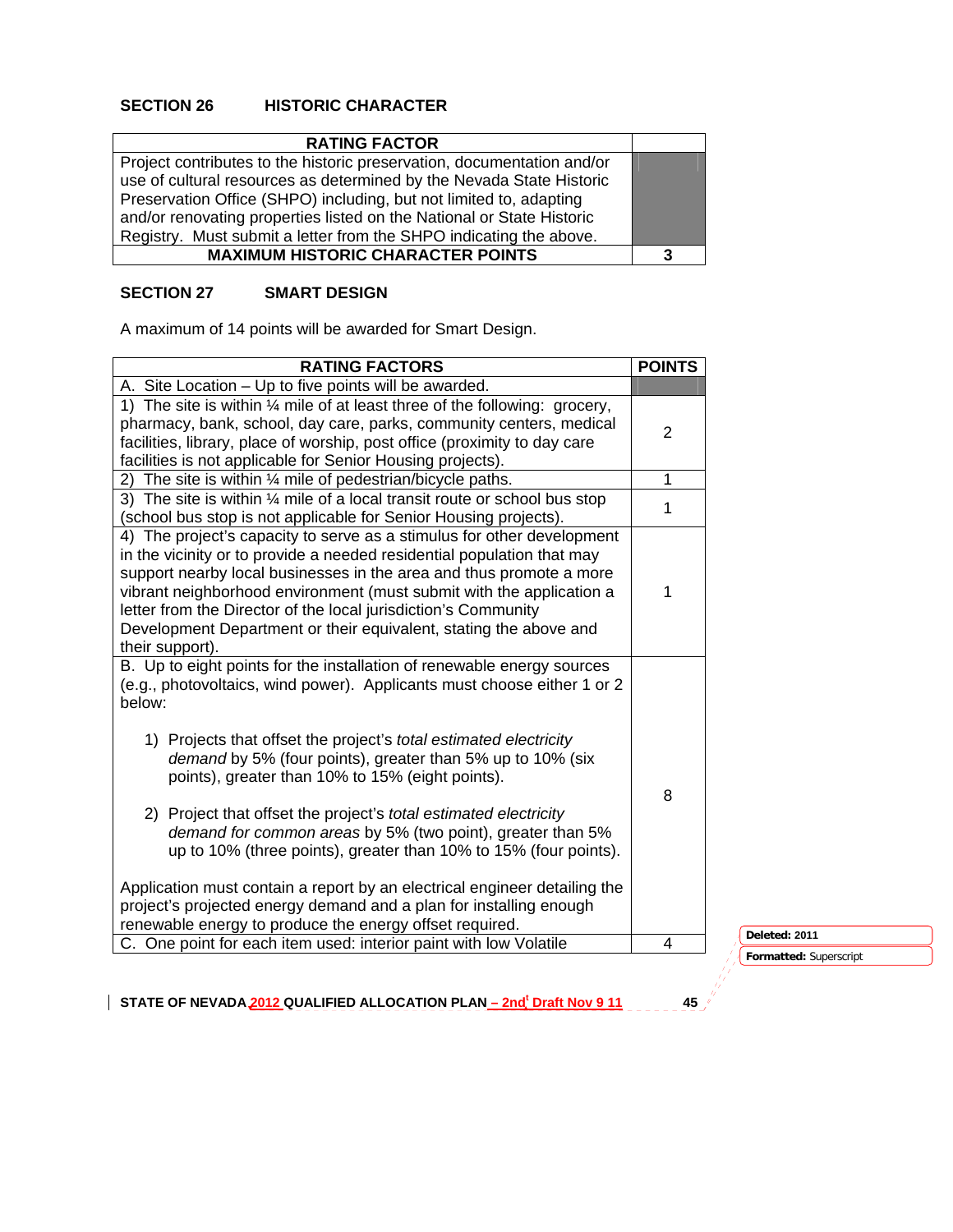## SECTION 26 HISTORIC CHARACTER

| RATING FACTOR | |
|---|---|
| Project contributes to the historic preservation, documentation and/or use of cultural resources as determined by the Nevada State Historic Preservation Office (SHPO) including, but not limited to, adapting and/or renovating properties listed on the National or State Historic Registry. Must submit a letter from the SHPO indicating the above. | |
| **MAXIMUM HISTORIC CHARACTER POINTS** | **3** |

## SECTION 27 SMART DESIGN

A maximum of 14 points will be awarded for Smart Design.

| RATING FACTORS | POINTS |
|---|---|
| A. Site Location – Up to five points will be awarded. | |
| 1) The site is within ¼ mile of at least three of the following: grocery, pharmacy, bank, school, day care, parks, community centers, medical facilities, library, place of worship, post office (proximity to day care facilities is not applicable for Senior Housing projects). | 2 |
| 2) The site is within ¼ mile of pedestrian/bicycle paths. | 1 |
| 3) The site is within ¼ mile of a local transit route or school bus stop (school bus stop is not applicable for Senior Housing projects). | 1 |
| 4) The project's capacity to serve as a stimulus for other development in the vicinity or to provide a needed residential population that may support nearby local businesses in the area and thus promote a more vibrant neighborhood environment (must submit with the application a letter from the Director of the local jurisdiction's Community Development Department or their equivalent, stating the above and their support). | 1 |
| B. Up to eight points for the installation of renewable energy sources (e.g., photovoltaics, wind power). Applicants must choose either 1 or 2 below:<br><br>1) Projects that offset the project's *total estimated electricity demand* by 5% (four points), greater than 5% up to 10% (six points), greater than 10% to 15% (eight points).<br><br>2) Project that offset the project's *total estimated electricity demand for common areas* by 5% (two point), greater than 5% up to 10% (three points), greater than 10% to 15% (four points).<br><br>Application must contain a report by an electrical engineer detailing the project's projected energy demand and a plan for installing enough renewable energy to produce the energy offset required. | 8 |
| C. One point for each item used: interior paint with low Volatile | 4 |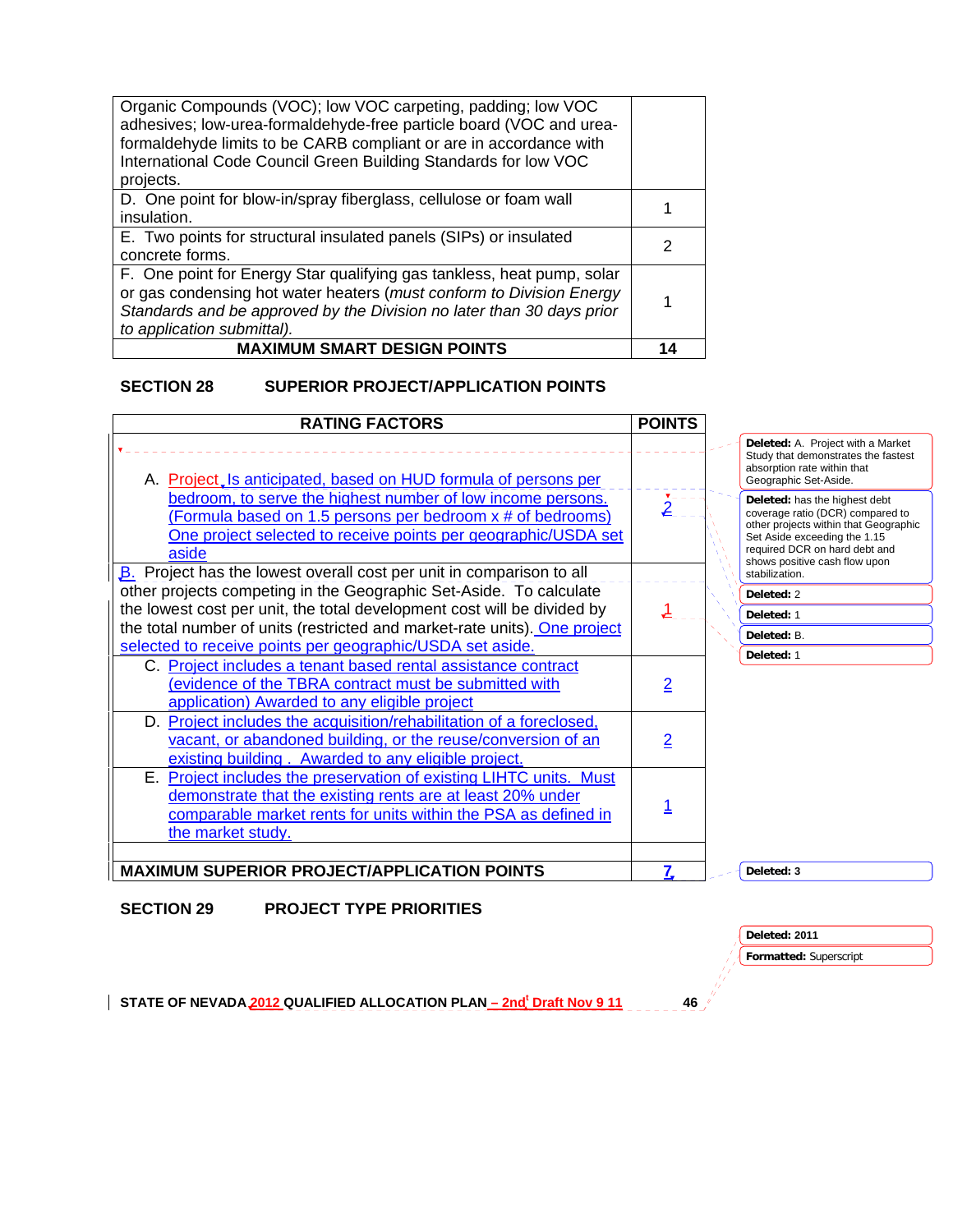| | |
|---|---|
| Organic Compounds (VOC); low VOC carpeting, padding; low VOC adhesives; low-urea-formaldehyde-free particle board (VOC and urea-formaldehyde limits to be CARB compliant or are in accordance with International Code Council Green Building Standards for low VOC projects. | |
| D. One point for blow-in/spray fiberglass, cellulose or foam wall insulation. | 1 |
| E. Two points for structural insulated panels (SIPs) or insulated concrete forms. | 2 |
| F. One point for Energy Star qualifying gas tankless, heat pump, solar or gas condensing hot water heaters (*must conform to Division Energy Standards and be approved by the Division no later than 30 days prior to application submittal).* | 1 |
| **MAXIMUM SMART DESIGN POINTS** | **14** |

## SECTION 28 SUPERIOR PROJECT/APPLICATION POINTS

| RATING FACTORS | POINTS |
|---|---|
| A. Project, Is anticipated, based on HUD formula of persons per bedroom, to serve the highest number of low income persons. (Formula based on 1.5 persons per bedroom x # of bedrooms) One project selected to receive points per geographic/USDA set aside | 2 |
| B. Project has the lowest overall cost per unit in comparison to all other projects competing in the Geographic Set-Aside. To calculate the lowest cost per unit, the total development cost will be divided by the total number of units (restricted and market-rate units). One project selected to receive points per geographic/USDA set aside. | 1 |
| C. Project includes a tenant based rental assistance contract (evidence of the TBRA contract must be submitted with application) Awarded to any eligible project | 2 |
| D. Project includes the acquisition/rehabilitation of a foreclosed, vacant, or abandoned building, or the reuse/conversion of an existing building . Awarded to any eligible project. | 2 |
| E. Project includes the preservation of existing LIHTC units. Must demonstrate that the existing rents are at least 20% under comparable market rents for units within the PSA as defined in the market study. | 1 |
| | |
| **MAXIMUM SUPERIOR PROJECT/APPLICATION POINTS** | 7 |

## SECTION 29 PROJECT TYPE PRIORITIES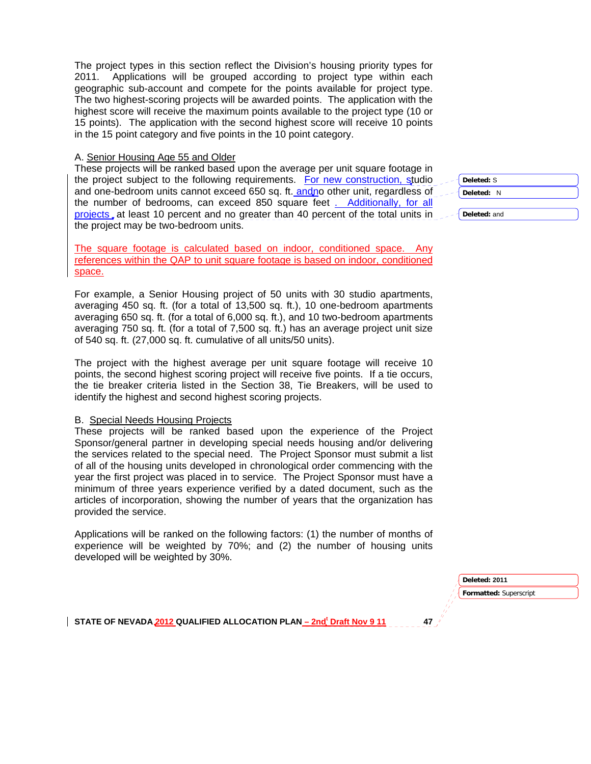The project types in this section reflect the Division's housing priority types for 2011. Applications will be grouped according to project type within each geographic sub-account and compete for the points available for project type. The two highest-scoring projects will be awarded points. The application with the highest score will receive the maximum points available to the project type (10 or 15 points). The application with the second highest score will receive 10 points in the 15 point category and five points in the 10 point category.

A. Senior Housing Age 55 and Older

These projects will be ranked based upon the average per unit square footage in the project subject to the following requirements. For new construction, studio and one-bedroom units cannot exceed 650 sq. ft. and no other unit, regardless of the number of bedrooms, can exceed 850 square feet. Additionally, for all projects, at least 10 percent and no greater than 40 percent of the total units in the project may be two-bedroom units.

The square footage is calculated based on indoor, conditioned space. Any references within the QAP to unit square footage is based on indoor, conditioned space.

For example, a Senior Housing project of 50 units with 30 studio apartments, averaging 450 sq. ft. (for a total of 13,500 sq. ft.), 10 one-bedroom apartments averaging 650 sq. ft. (for a total of 6,000 sq. ft.), and 10 two-bedroom apartments averaging 750 sq. ft. (for a total of 7,500 sq. ft.) has an average project unit size of 540 sq. ft. (27,000 sq. ft. cumulative of all units/50 units).

The project with the highest average per unit square footage will receive 10 points, the second highest scoring project will receive five points. If a tie occurs, the tie breaker criteria listed in the Section 38, Tie Breakers, will be used to identify the highest and second highest scoring projects.

B. Special Needs Housing Projects

These projects will be ranked based upon the experience of the Project Sponsor/general partner in developing special needs housing and/or delivering the services related to the special need. The Project Sponsor must submit a list of all of the housing units developed in chronological order commencing with the year the first project was placed in to service. The Project Sponsor must have a minimum of three years experience verified by a dated document, such as the articles of incorporation, showing the number of years that the organization has provided the service.

Applications will be ranked on the following factors: (1) the number of months of experience will be weighted by 70%; and (2) the number of housing units developed will be weighted by 30%.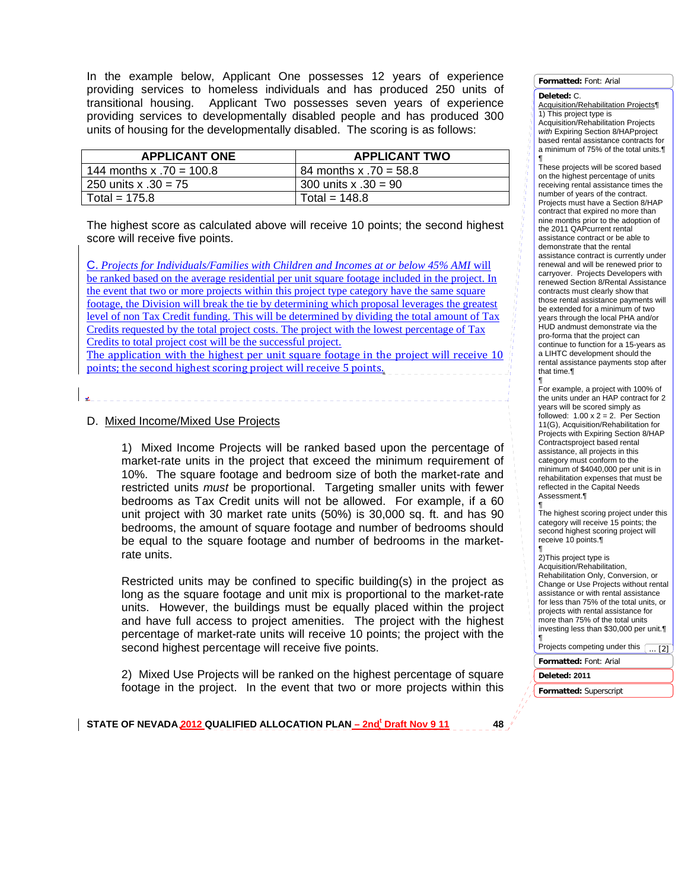In the example below, Applicant One possesses 12 years of experience providing services to homeless individuals and has produced 250 units of transitional housing. Applicant Two possesses seven years of experience providing services to developmentally disabled people and has produced 300 units of housing for the developmentally disabled. The scoring is as follows:

| APPLICANT ONE | APPLICANT TWO |
|---|---|
| 144 months x .70 = 100.8 | 84 months x .70 = 58.8 |
| 250 units x .30 = 75 | 300 units x .30 = 90 |
| Total = 175.8 | Total = 148.8 |

The highest score as calculated above will receive 10 points; the second highest score will receive five points.

C. *Projects for Individuals/Families with Children and Incomes at or below 45% AMI* will be ranked based on the average residential per unit square footage included in the project. In the event that two or more projects within this project type category have the same square footage, the Division will break the tie by determining which proposal leverages the greatest level of non Tax Credit funding. This will be determined by dividing the total amount of Tax Credits requested by the total project costs. The project with the lowest percentage of Tax Credits to total project cost will be the successful project.
The application with the highest per unit square footage in the project will receive 10 points; the second highest scoring project will receive 5 points.

D. Mixed Income/Mixed Use Projects

1) Mixed Income Projects will be ranked based upon the percentage of market-rate units in the project that exceed the minimum requirement of 10%. The square footage and bedroom size of both the market-rate and restricted units *must* be proportional. Targeting smaller units with fewer bedrooms as Tax Credit units will not be allowed. For example, if a 60 unit project with 30 market rate units (50%) is 30,000 sq. ft. and has 90 bedrooms, the amount of square footage and number of bedrooms should be equal to the square footage and number of bedrooms in the market-rate units.

Restricted units may be confined to specific building(s) in the project as long as the square footage and unit mix is proportional to the market-rate units. However, the buildings must be equally placed within the project and have full access to project amenities. The project with the highest percentage of market-rate units will receive 10 points; the project with the second highest percentage will receive five points.

2) Mixed Use Projects will be ranked on the highest percentage of square footage in the project. In the event that two or more projects within this

---

Formatted: Font: Arial

Deleted: C. Acquisition/Rehabilitation Projects
1) This project type is Acquisition/Rehabilitation Projects *with* Expiring Section 8/HAPproject based rental assistance contracts for a minimum of 75% of the total units.

These projects will be scored based on the highest percentage of units receiving rental assistance times the number of years of the contract. Projects must have a Section 8/HAP contract that expired no more than nine months prior to the adoption of the 2011 QAPcurrent rental assistance contract or be able to demonstrate that the rental assistance contract is currently under renewal and will be renewed prior to carryover. Projects Developers with renewed Section 8/Rental Assistance contracts must clearly show that those rental assistance payments will be extended for a minimum of two years through the local PHA and/or HUD andmust demonstrate via the pro-forma that the project can continue to function for a 15-years as a LIHTC development should the rental assistance payments stop after that time.

For example, a project with 100% of the units under an HAP contract for 2 years will be scored simply as followed: 1.00 x 2 = 2. Per Section 11(G), Acquisition/Rehabilitation for Projects with Expiring Section 8/HAP Contractsproject based rental assistance, all projects in this category must conform to the minimum of $4040,000 per unit is in rehabilitation expenses that must be reflected in the Capital Needs Assessment.

The highest scoring project under this category will receive 15 points; the second highest scoring project will receive 10 points.

2)This project type is Acquisition/Rehabilitation, Rehabilitation Only, Conversion, or Change or Use Projects without rental assistance or with rental assistance for less than 75% of the total units, or projects with rental assistance for more than 75% of the total units investing less than $30,000 per unit.

Projects competing under this ... [2]

Formatted: Font: Arial

Deleted: 2011

Formatted: Superscript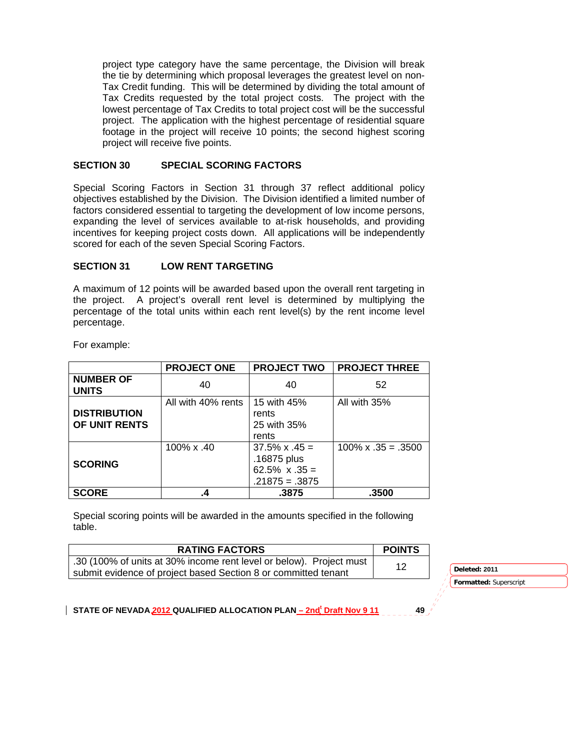project type category have the same percentage, the Division will break the tie by determining which proposal leverages the greatest level on non-Tax Credit funding. This will be determined by dividing the total amount of Tax Credits requested by the total project costs. The project with the lowest percentage of Tax Credits to total project cost will be the successful project. The application with the highest percentage of residential square footage in the project will receive 10 points; the second highest scoring project will receive five points.

## SECTION 30 SPECIAL SCORING FACTORS

Special Scoring Factors in Section 31 through 37 reflect additional policy objectives established by the Division. The Division identified a limited number of factors considered essential to targeting the development of low income persons, expanding the level of services available to at-risk households, and providing incentives for keeping project costs down. All applications will be independently scored for each of the seven Special Scoring Factors.

## SECTION 31 LOW RENT TARGETING

A maximum of 12 points will be awarded based upon the overall rent targeting in the project. A project's overall rent level is determined by multiplying the percentage of the total units within each rent level(s) by the rent income level percentage.

For example:

| | PROJECT ONE | PROJECT TWO | PROJECT THREE |
|---|---|---|---|
| **NUMBER OF UNITS** | 40 | 40 | 52 |
| **DISTRIBUTION OF UNIT RENTS** | All with 40% rents | 15 with 45% rents 25 with 35% rents | All with 35% |
| **SCORING** | 100% x .40 | 37.5% x .45 = .16875 plus 62.5% x .35 = .21875 = .3875 | 100% x .35 = .3500 |
| **SCORE** | **.4** | **.3875** | **.3500** |

Special scoring points will be awarded in the amounts specified in the following table.

| RATING FACTORS | POINTS |
|---|---|
| .30 (100% of units at 30% income rent level or below). Project must submit evidence of project based Section 8 or committed tenant | 12 |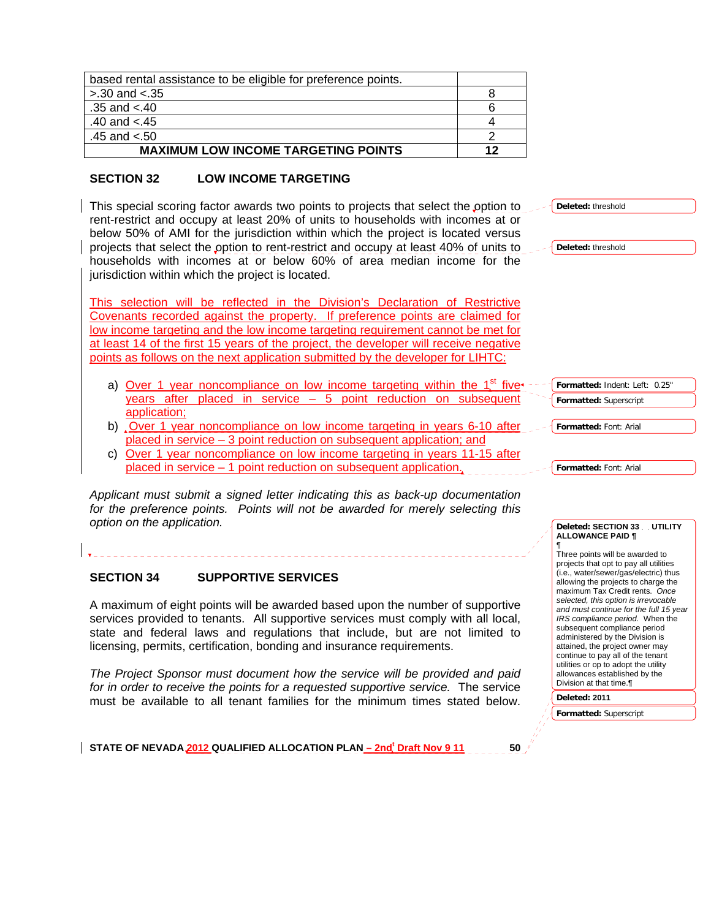| based rental assistance to be eligible for preference points. | |
|---|---|
| >.30 and <.35 | 8 |
| .35 and <.40 | 6 |
| .40 and <.45 | 4 |
| .45 and <.50 | 2 |
| **MAXIMUM LOW INCOME TARGETING POINTS** | **12** |

## SECTION 32 LOW INCOME TARGETING

This special scoring factor awards two points to projects that select the option to rent-restrict and occupy at least 20% of units to households with incomes at or below 50% of AMI for the jurisdiction within which the project is located versus projects that select the option to rent-restrict and occupy at least 40% of units to households with incomes at or below 60% of area median income for the jurisdiction within which the project is located.

This selection will be reflected in the Division's Declaration of Restrictive Covenants recorded against the property. If preference points are claimed for low income targeting and the low income targeting requirement cannot be met for at least 14 of the first 15 years of the project, the developer will receive negative points as follows on the next application submitted by the developer for LIHTC:

a) Over 1 year noncompliance on low income targeting within the 1st five years after placed in service – 5 point reduction on subsequent application;
b) Over 1 year noncompliance on low income targeting in years 6-10 after placed in service – 3 point reduction on subsequent application; and
c) Over 1 year noncompliance on low income targeting in years 11-15 after placed in service – 1 point reduction on subsequent application.

*Applicant must submit a signed letter indicating this as back-up documentation for the preference points. Points will not be awarded for merely selecting this option on the application.*

## SECTION 34 SUPPORTIVE SERVICES

A maximum of eight points will be awarded based upon the number of supportive services provided to tenants. All supportive services must comply with all local, state and federal laws and regulations that include, but are not limited to licensing, permits, certification, bonding and insurance requirements.

*The Project Sponsor must document how the service will be provided and paid for in order to receive the points for a requested supportive service.* The service must be available to all tenant families for the minimum times stated below.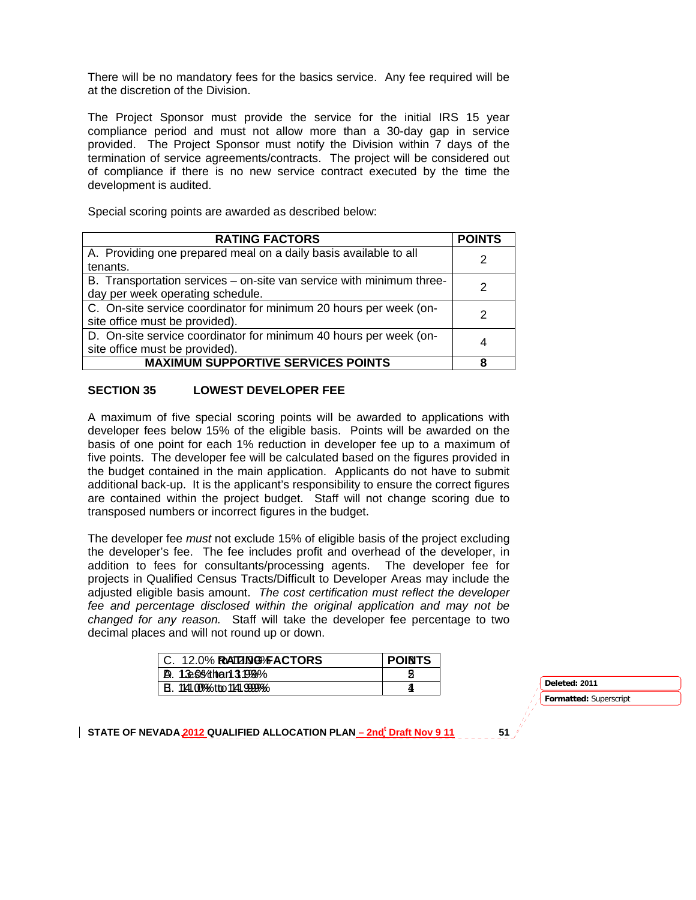There will be no mandatory fees for the basics service. Any fee required will be at the discretion of the Division.

The Project Sponsor must provide the service for the initial IRS 15 year compliance period and must not allow more than a 30-day gap in service provided. The Project Sponsor must notify the Division within 7 days of the termination of service agreements/contracts. The project will be considered out of compliance if there is no new service contract executed by the time the development is audited.

Special scoring points are awarded as described below:

| RATING FACTORS | POINTS |
|---|---|
| A. Providing one prepared meal on a daily basis available to all tenants. | 2 |
| B. Transportation services – on-site van service with minimum three-day per week operating schedule. | 2 |
| C. On-site service coordinator for minimum 20 hours per week (on-site office must be provided). | 2 |
| D. On-site service coordinator for minimum 40 hours per week (on-site office must be provided). | 4 |
| **MAXIMUM SUPPORTIVE SERVICES POINTS** | **8** |

## SECTION 35 LOWEST DEVELOPER FEE

A maximum of five special scoring points will be awarded to applications with developer fees below 15% of the eligible basis. Points will be awarded on the basis of one point for each 1% reduction in developer fee up to a maximum of five points. The developer fee will be calculated based on the figures provided in the budget contained in the main application. Applicants do not have to submit additional back-up. It is the applicant's responsibility to ensure the correct figures are contained within the project budget. Staff will not change scoring due to transposed numbers or incorrect figures in the budget.

The developer fee *must* not exclude 15% of eligible basis of the project excluding the developer's fee. The fee includes profit and overhead of the developer, in addition to fees for consultants/processing agents. The developer fee for projects in Qualified Census Tracts/Difficult to Developer Areas may include the adjusted eligible basis amount. *The cost certification must reflect the developer fee and percentage disclosed within the original application and may not be changed for any reason.* Staff will take the developer fee percentage to two decimal places and will not round up or down.

| RATING FACTORS | POINTS |
|---|---|
| C. 12.0% to 12.99% | 3 |
| D. 13.0% to 13.99% | 2 |
| E. 14.0% to 14.99% | 1 |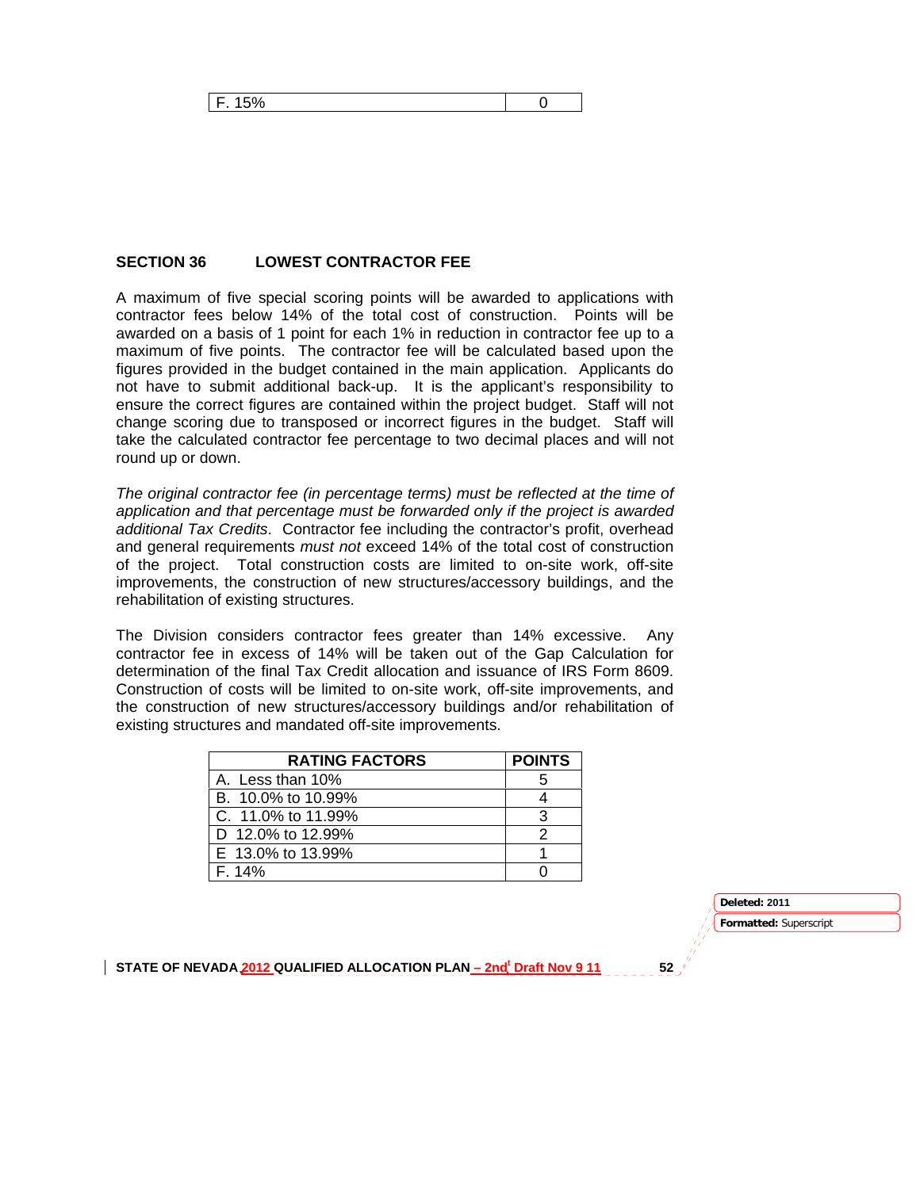| F. 15% | 0 |
|---|---|

## SECTION 36 LOWEST CONTRACTOR FEE

A maximum of five special scoring points will be awarded to applications with contractor fees below 14% of the total cost of construction. Points will be awarded on a basis of 1 point for each 1% in reduction in contractor fee up to a maximum of five points. The contractor fee will be calculated based upon the figures provided in the budget contained in the main application. Applicants do not have to submit additional back-up. It is the applicant's responsibility to ensure the correct figures are contained within the project budget. Staff will not change scoring due to transposed or incorrect figures in the budget. Staff will take the calculated contractor fee percentage to two decimal places and will not round up or down.

*The original contractor fee (in percentage terms) must be reflected at the time of application and that percentage must be forwarded only if the project is awarded additional Tax Credits*. Contractor fee including the contractor's profit, overhead and general requirements *must not* exceed 14% of the total cost of construction of the project. Total construction costs are limited to on-site work, off-site improvements, the construction of new structures/accessory buildings, and the rehabilitation of existing structures.

The Division considers contractor fees greater than 14% excessive. Any contractor fee in excess of 14% will be taken out of the Gap Calculation for determination of the final Tax Credit allocation and issuance of IRS Form 8609. Construction of costs will be limited to on-site work, off-site improvements, and the construction of new structures/accessory buildings and/or rehabilitation of existing structures and mandated off-site improvements.

| RATING FACTORS | POINTS |
|---|---|
| A. Less than 10% | 5 |
| B. 10.0% to 10.99% | 4 |
| C. 11.0% to 11.99% | 3 |
| D 12.0% to 12.99% | 2 |
| E 13.0% to 13.99% | 1 |
| F. 14% | 0 |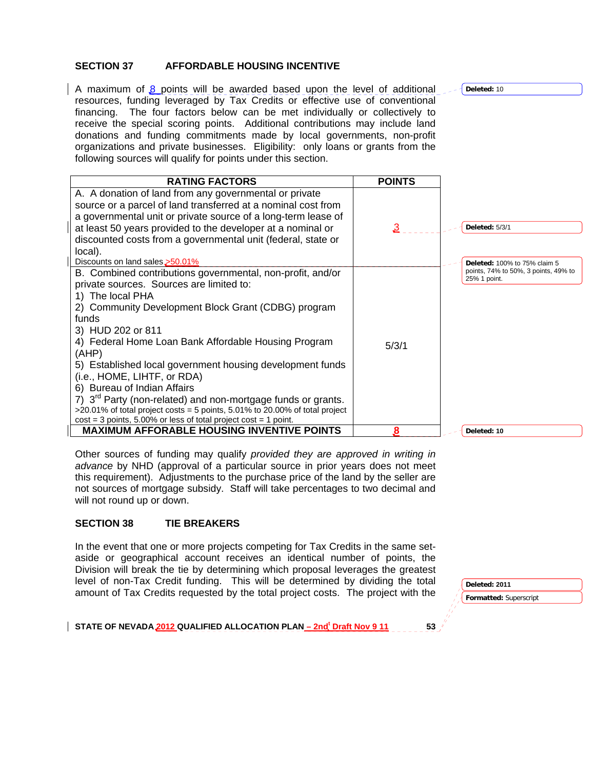## SECTION 37 AFFORDABLE HOUSING INCENTIVE

A maximum of 8 points will be awarded based upon the level of additional resources, funding leveraged by Tax Credits or effective use of conventional financing. The four factors below can be met individually or collectively to receive the special scoring points. Additional contributions may include land donations and funding commitments made by local governments, non-profit organizations and private businesses. Eligibility: only loans or grants from the following sources will qualify for points under this section.

| RATING FACTORS | POINTS |
|---|---|
| A. A donation of land from any governmental or private source or a parcel of land transferred at a nominal cost from a governmental unit or private source of a long-term lease of at least 50 years provided to the developer at a nominal or discounted costs from a governmental unit (federal, state or local).<br>Discounts on land sales >50.01% | 3 |
| B. Combined contributions governmental, non-profit, and/or private sources. Sources are limited to:<br>1) The local PHA<br>2) Community Development Block Grant (CDBG) program funds<br>3) HUD 202 or 811<br>4) Federal Home Loan Bank Affordable Housing Program (AHP)<br>5) Established local government housing development funds (i.e., HOME, LIHTF, or RDA)<br>6) Bureau of Indian Affairs<br>7) 3rd Party (non-related) and non-mortgage funds or grants.<br>>20.01% of total project costs = 5 points, 5.01% to 20.00% of total project cost = 3 points, 5.00% or less of total project cost = 1 point. | 5/3/1 |
| **MAXIMUM AFFORABLE HOUSING INVENTIVE POINTS** | **8** |

Other sources of funding may qualify *provided they are approved in writing in advance* by NHD (approval of a particular source in prior years does not meet this requirement). Adjustments to the purchase price of the land by the seller are not sources of mortgage subsidy. Staff will take percentages to two decimal and will not round up or down.

## SECTION 38 TIE BREAKERS

In the event that one or more projects competing for Tax Credits in the same set-aside or geographical account receives an identical number of points, the Division will break the tie by determining which proposal leverages the greatest level of non-Tax Credit funding. This will be determined by dividing the total amount of Tax Credits requested by the total project costs. The project with the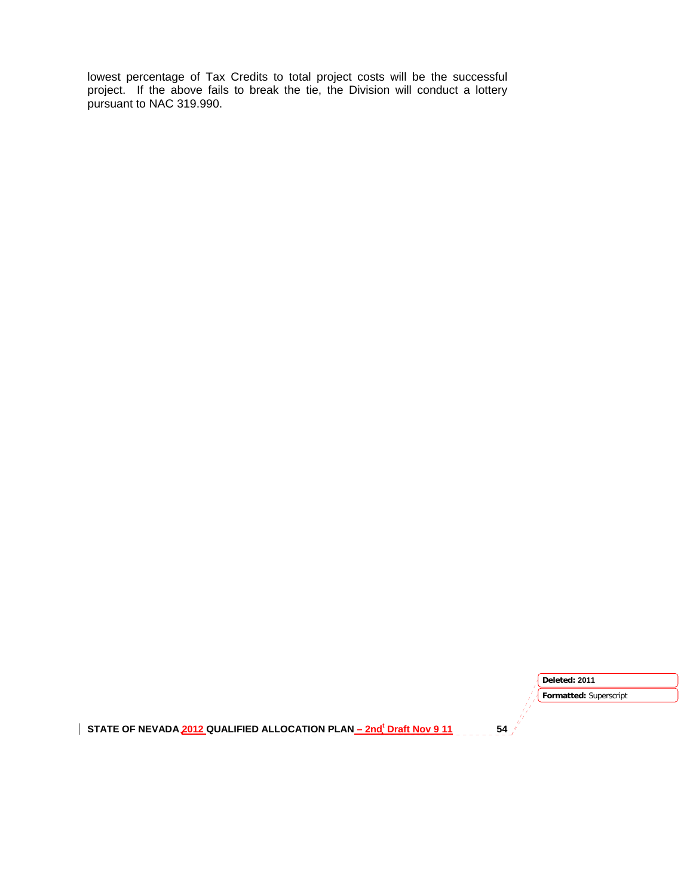lowest percentage of Tax Credits to total project costs will be the successful project. If the above fails to break the tie, the Division will conduct a lottery pursuant to NAC 319.990.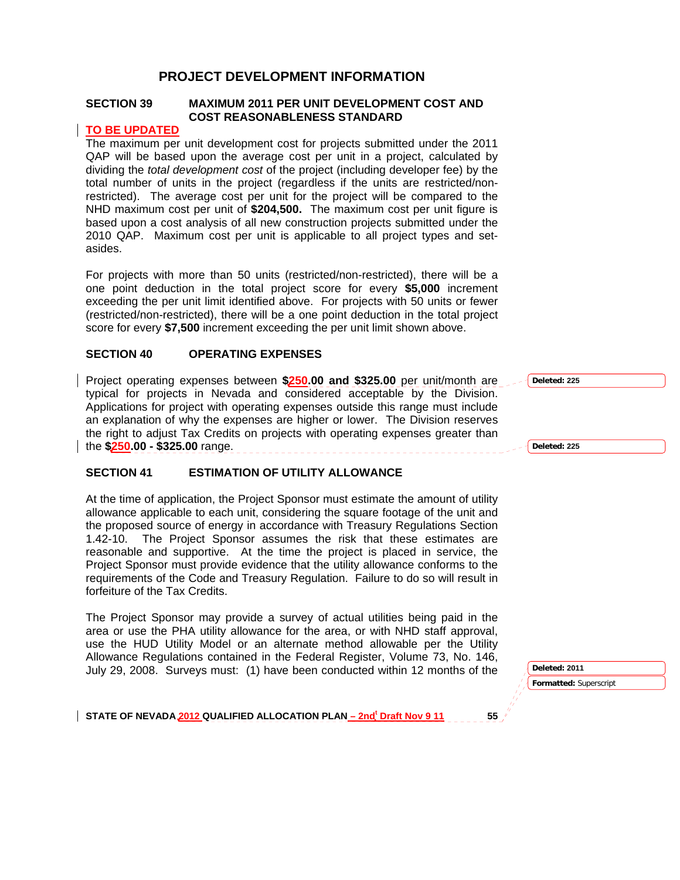# PROJECT DEVELOPMENT INFORMATION

## SECTION 39 MAXIMUM 2011 PER UNIT DEVELOPMENT COST AND COST REASONABLENESS STANDARD

**TO BE UPDATED**

The maximum per unit development cost for projects submitted under the 2011 QAP will be based upon the average cost per unit in a project, calculated by dividing the *total development cost* of the project (including developer fee) by the total number of units in the project (regardless if the units are restricted/non-restricted). The average cost per unit for the project will be compared to the NHD maximum cost per unit of **$204,500.** The maximum cost per unit figure is based upon a cost analysis of all new construction projects submitted under the 2010 QAP. Maximum cost per unit is applicable to all project types and set-asides.

For projects with more than 50 units (restricted/non-restricted), there will be a one point deduction in the total project score for every **$5,000** increment exceeding the per unit limit identified above. For projects with 50 units or fewer (restricted/non-restricted), there will be a one point deduction in the total project score for every **$7,500** increment exceeding the per unit limit shown above.

## SECTION 40 OPERATING EXPENSES

Project operating expenses between **$250.00 and $325.00** per unit/month are typical for projects in Nevada and considered acceptable by the Division. Applications for project with operating expenses outside this range must include an explanation of why the expenses are higher or lower. The Division reserves the right to adjust Tax Credits on projects with operating expenses greater than the **$250.00 - $325.00** range.

## SECTION 41 ESTIMATION OF UTILITY ALLOWANCE

At the time of application, the Project Sponsor must estimate the amount of utility allowance applicable to each unit, considering the square footage of the unit and the proposed source of energy in accordance with Treasury Regulations Section 1.42-10. The Project Sponsor assumes the risk that these estimates are reasonable and supportive. At the time the project is placed in service, the Project Sponsor must provide evidence that the utility allowance conforms to the requirements of the Code and Treasury Regulation. Failure to do so will result in forfeiture of the Tax Credits.

The Project Sponsor may provide a survey of actual utilities being paid in the area or use the PHA utility allowance for the area, or with NHD staff approval, use the HUD Utility Model or an alternate method allowable per the Utility Allowance Regulations contained in the Federal Register, Volume 73, No. 146, July 29, 2008. Surveys must: (1) have been conducted within 12 months of the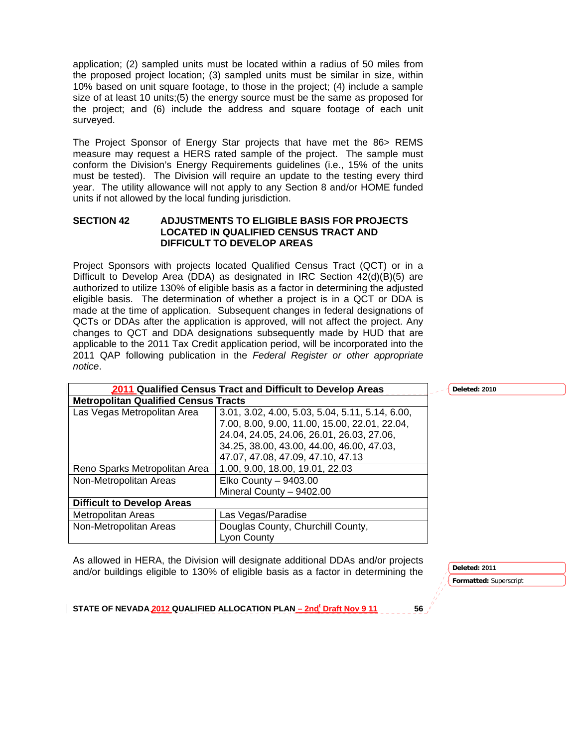application; (2) sampled units must be located within a radius of 50 miles from the proposed project location; (3) sampled units must be similar in size, within 10% based on unit square footage, to those in the project; (4) include a sample size of at least 10 units;(5) the energy source must be the same as proposed for the project; and (6) include the address and square footage of each unit surveyed.

The Project Sponsor of Energy Star projects that have met the 86> REMS measure may request a HERS rated sample of the project. The sample must conform the Division's Energy Requirements guidelines (i.e., 15% of the units must be tested). The Division will require an update to the testing every third year. The utility allowance will not apply to any Section 8 and/or HOME funded units if not allowed by the local funding jurisdiction.

## SECTION 42 ADJUSTMENTS TO ELIGIBLE BASIS FOR PROJECTS LOCATED IN QUALIFIED CENSUS TRACT AND DIFFICULT TO DEVELOP AREAS

Project Sponsors with projects located Qualified Census Tract (QCT) or in a Difficult to Develop Area (DDA) as designated in IRC Section 42(d)(B)(5) are authorized to utilize 130% of eligible basis as a factor in determining the adjusted eligible basis. The determination of whether a project is in a QCT or DDA is made at the time of application. Subsequent changes in federal designations of QCTs or DDAs after the application is approved, will not affect the project. Any changes to QCT and DDA designations subsequently made by HUD that are applicable to the 2011 Tax Credit application period, will be incorporated into the 2011 QAP following publication in the *Federal Register or other appropriate notice*.

| **2011 Qualified Census Tract and Difficult to Develop Areas** | |
|---|---|
| **Metropolitan Qualified Census Tracts** | |
| Las Vegas Metropolitan Area | 3.01, 3.02, 4.00, 5.03, 5.04, 5.11, 5.14, 6.00, 7.00, 8.00, 9.00, 11.00, 15.00, 22.01, 22.04, 24.04, 24.05, 24.06, 26.01, 26.03, 27.06, 34.25, 38.00, 43.00, 44.00, 46.00, 47.03, 47.07, 47.08, 47.09, 47.10, 47.13 |
| Reno Sparks Metropolitan Area | 1.00, 9.00, 18.00, 19.01, 22.03 |
| Non-Metropolitan Areas | Elko County – 9403.00<br>Mineral County – 9402.00 |
| **Difficult to Develop Areas** | |
| Metropolitan Areas | Las Vegas/Paradise |
| Non-Metropolitan Areas | Douglas County, Churchill County, Lyon County |

As allowed in HERA, the Division will designate additional DDAs and/or projects and/or buildings eligible to 130% of eligible basis as a factor in determining the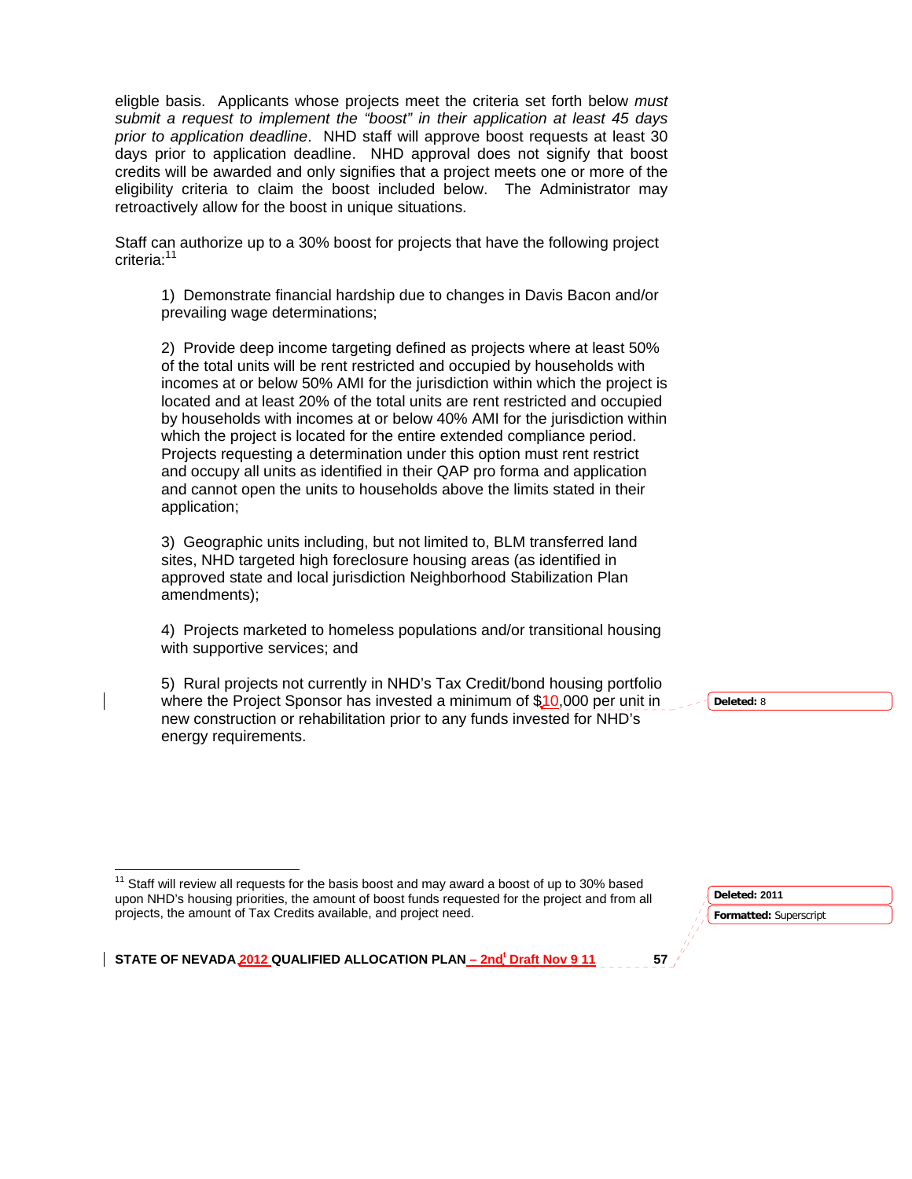eligble basis. Applicants whose projects meet the criteria set forth below *must submit a request to implement the "boost" in their application at least 45 days prior to application deadline*. NHD staff will approve boost requests at least 30 days prior to application deadline. NHD approval does not signify that boost credits will be awarded and only signifies that a project meets one or more of the eligibility criteria to claim the boost included below. The Administrator may retroactively allow for the boost in unique situations.

Staff can authorize up to a 30% boost for projects that have the following project criteria:[11]

1) Demonstrate financial hardship due to changes in Davis Bacon and/or prevailing wage determinations;

2) Provide deep income targeting defined as projects where at least 50% of the total units will be rent restricted and occupied by households with incomes at or below 50% AMI for the jurisdiction within which the project is located and at least 20% of the total units are rent restricted and occupied by households with incomes at or below 40% AMI for the jurisdiction within which the project is located for the entire extended compliance period. Projects requesting a determination under this option must rent restrict and occupy all units as identified in their QAP pro forma and application and cannot open the units to households above the limits stated in their application;

3) Geographic units including, but not limited to, BLM transferred land sites, NHD targeted high foreclosure housing areas (as identified in approved state and local jurisdiction Neighborhood Stabilization Plan amendments);

4) Projects marketed to homeless populations and/or transitional housing with supportive services; and

5) Rural projects not currently in NHD's Tax Credit/bond housing portfolio where the Project Sponsor has invested a minimum of $10,000 per unit in new construction or rehabilitation prior to any funds invested for NHD's energy requirements.

[11] Staff will review all requests for the basis boost and may award a boost of up to 30% based upon NHD's housing priorities, the amount of boost funds requested for the project and from all projects, the amount of Tax Credits available, and project need.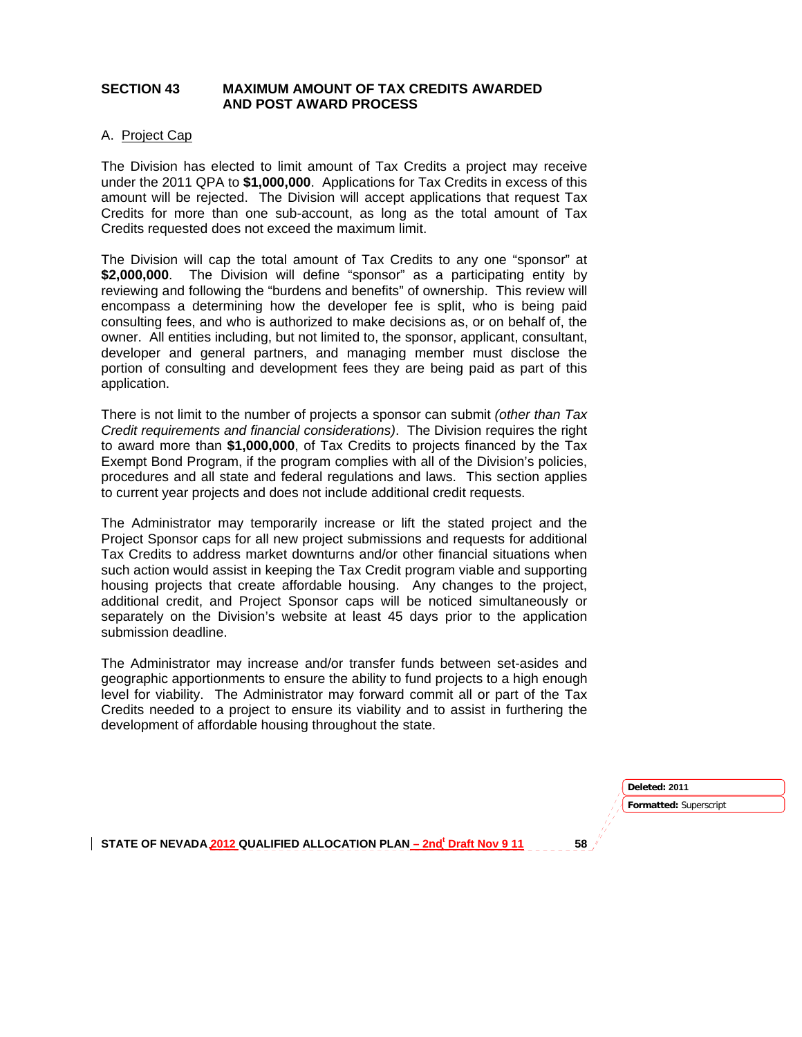## SECTION 43 MAXIMUM AMOUNT OF TAX CREDITS AWARDED AND POST AWARD PROCESS

A. Project Cap

The Division has elected to limit amount of Tax Credits a project may receive under the 2011 QPA to **$1,000,000**. Applications for Tax Credits in excess of this amount will be rejected. The Division will accept applications that request Tax Credits for more than one sub-account, as long as the total amount of Tax Credits requested does not exceed the maximum limit.

The Division will cap the total amount of Tax Credits to any one "sponsor" at **$2,000,000**. The Division will define "sponsor" as a participating entity by reviewing and following the "burdens and benefits" of ownership. This review will encompass a determining how the developer fee is split, who is being paid consulting fees, and who is authorized to make decisions as, or on behalf of, the owner. All entities including, but not limited to, the sponsor, applicant, consultant, developer and general partners, and managing member must disclose the portion of consulting and development fees they are being paid as part of this application.

There is not limit to the number of projects a sponsor can submit *(other than Tax Credit requirements and financial considerations)*. The Division requires the right to award more than **$1,000,000**, of Tax Credits to projects financed by the Tax Exempt Bond Program, if the program complies with all of the Division's policies, procedures and all state and federal regulations and laws. This section applies to current year projects and does not include additional credit requests.

The Administrator may temporarily increase or lift the stated project and the Project Sponsor caps for all new project submissions and requests for additional Tax Credits to address market downturns and/or other financial situations when such action would assist in keeping the Tax Credit program viable and supporting housing projects that create affordable housing. Any changes to the project, additional credit, and Project Sponsor caps will be noticed simultaneously or separately on the Division's website at least 45 days prior to the application submission deadline.

The Administrator may increase and/or transfer funds between set-asides and geographic apportionments to ensure the ability to fund projects to a high enough level for viability. The Administrator may forward commit all or part of the Tax Credits needed to a project to ensure its viability and to assist in furthering the development of affordable housing throughout the state.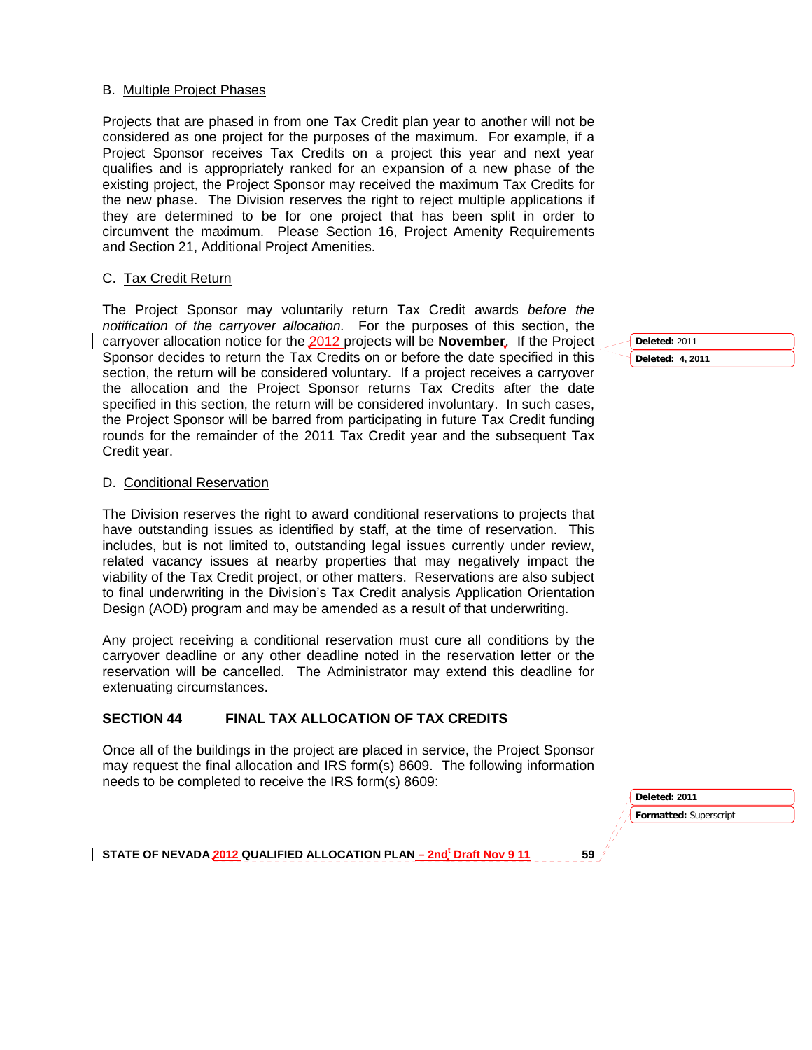B. Multiple Project Phases

Projects that are phased in from one Tax Credit plan year to another will not be considered as one project for the purposes of the maximum. For example, if a Project Sponsor receives Tax Credits on a project this year and next year qualifies and is appropriately ranked for an expansion of a new phase of the existing project, the Project Sponsor may received the maximum Tax Credits for the new phase. The Division reserves the right to reject multiple applications if they are determined to be for one project that has been split in order to circumvent the maximum. Please Section 16, Project Amenity Requirements and Section 21, Additional Project Amenities.

C. Tax Credit Return

The Project Sponsor may voluntarily return Tax Credit awards *before the notification of the carryover allocation.* For the purposes of this section, the carryover allocation notice for the 2012 projects will be **November**. If the Project Sponsor decides to return the Tax Credits on or before the date specified in this section, the return will be considered voluntary. If a project receives a carryover the allocation and the Project Sponsor returns Tax Credits after the date specified in this section, the return will be considered involuntary. In such cases, the Project Sponsor will be barred from participating in future Tax Credit funding rounds for the remainder of the 2011 Tax Credit year and the subsequent Tax Credit year.

D. Conditional Reservation

The Division reserves the right to award conditional reservations to projects that have outstanding issues as identified by staff, at the time of reservation. This includes, but is not limited to, outstanding legal issues currently under review, related vacancy issues at nearby properties that may negatively impact the viability of the Tax Credit project, or other matters. Reservations are also subject to final underwriting in the Division's Tax Credit analysis Application Orientation Design (AOD) program and may be amended as a result of that underwriting.

Any project receiving a conditional reservation must cure all conditions by the carryover deadline or any other deadline noted in the reservation letter or the reservation will be cancelled. The Administrator may extend this deadline for extenuating circumstances.

## SECTION 44 FINAL TAX ALLOCATION OF TAX CREDITS

Once all of the buildings in the project are placed in service, the Project Sponsor may request the final allocation and IRS form(s) 8609. The following information needs to be completed to receive the IRS form(s) 8609: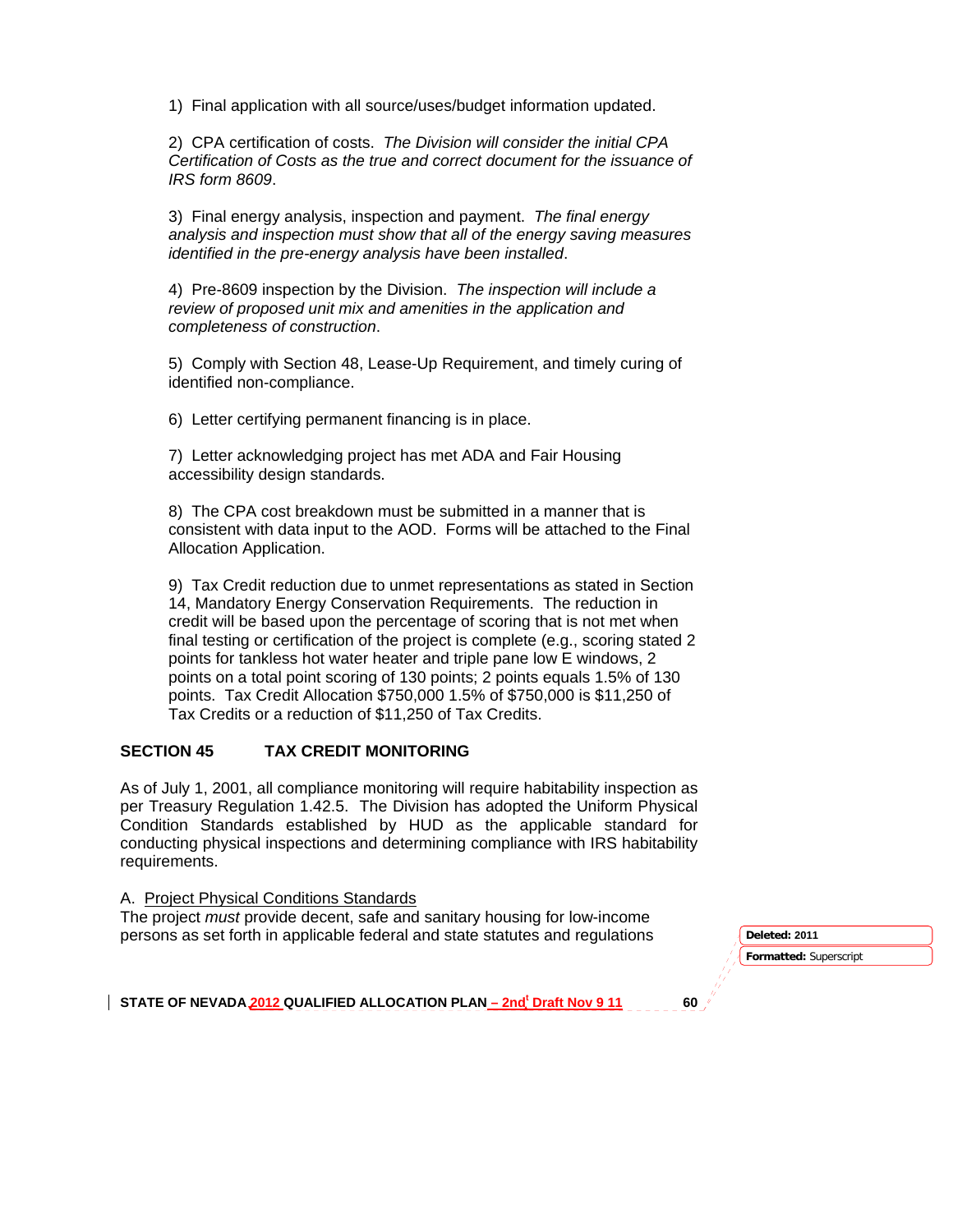1) Final application with all source/uses/budget information updated.

2) CPA certification of costs. *The Division will consider the initial CPA Certification of Costs as the true and correct document for the issuance of IRS form 8609*.

3) Final energy analysis, inspection and payment. *The final energy analysis and inspection must show that all of the energy saving measures identified in the pre-energy analysis have been installed*.

4) Pre-8609 inspection by the Division. *The inspection will include a review of proposed unit mix and amenities in the application and completeness of construction*.

5) Comply with Section 48, Lease-Up Requirement, and timely curing of identified non-compliance.

6) Letter certifying permanent financing is in place.

7) Letter acknowledging project has met ADA and Fair Housing accessibility design standards.

8) The CPA cost breakdown must be submitted in a manner that is consistent with data input to the AOD. Forms will be attached to the Final Allocation Application.

9) Tax Credit reduction due to unmet representations as stated in Section 14, Mandatory Energy Conservation Requirements. The reduction in credit will be based upon the percentage of scoring that is not met when final testing or certification of the project is complete (e.g., scoring stated 2 points for tankless hot water heater and triple pane low E windows, 2 points on a total point scoring of 130 points; 2 points equals 1.5% of 130 points. Tax Credit Allocation $750,000 1.5% of $750,000 is $11,250 of Tax Credits or a reduction of $11,250 of Tax Credits.

## SECTION 45 TAX CREDIT MONITORING

As of July 1, 2001, all compliance monitoring will require habitability inspection as per Treasury Regulation 1.42.5. The Division has adopted the Uniform Physical Condition Standards established by HUD as the applicable standard for conducting physical inspections and determining compliance with IRS habitability requirements.

A. Project Physical Conditions Standards

The project *must* provide decent, safe and sanitary housing for low-income persons as set forth in applicable federal and state statutes and regulations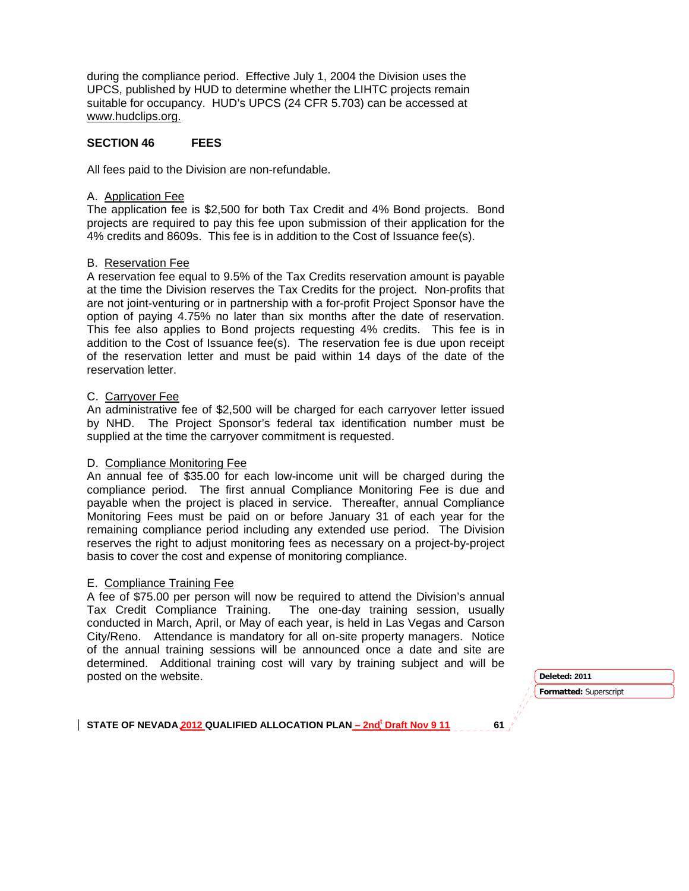during the compliance period. Effective July 1, 2004 the Division uses the UPCS, published by HUD to determine whether the LIHTC projects remain suitable for occupancy. HUD's UPCS (24 CFR 5.703) can be accessed at www.hudclips.org.

## SECTION 46 FEES

All fees paid to the Division are non-refundable.

### A. Application Fee

The application fee is $2,500 for both Tax Credit and 4% Bond projects. Bond projects are required to pay this fee upon submission of their application for the 4% credits and 8609s. This fee is in addition to the Cost of Issuance fee(s).

### B. Reservation Fee

A reservation fee equal to 9.5% of the Tax Credits reservation amount is payable at the time the Division reserves the Tax Credits for the project. Non-profits that are not joint-venturing or in partnership with a for-profit Project Sponsor have the option of paying 4.75% no later than six months after the date of reservation. This fee also applies to Bond projects requesting 4% credits. This fee is in addition to the Cost of Issuance fee(s). The reservation fee is due upon receipt of the reservation letter and must be paid within 14 days of the date of the reservation letter.

### C. Carryover Fee

An administrative fee of $2,500 will be charged for each carryover letter issued by NHD. The Project Sponsor's federal tax identification number must be supplied at the time the carryover commitment is requested.

### D. Compliance Monitoring Fee

An annual fee of $35.00 for each low-income unit will be charged during the compliance period. The first annual Compliance Monitoring Fee is due and payable when the project is placed in service. Thereafter, annual Compliance Monitoring Fees must be paid on or before January 31 of each year for the remaining compliance period including any extended use period. The Division reserves the right to adjust monitoring fees as necessary on a project-by-project basis to cover the cost and expense of monitoring compliance.

### E. Compliance Training Fee

A fee of $75.00 per person will now be required to attend the Division's annual Tax Credit Compliance Training. The one-day training session, usually conducted in March, April, or May of each year, is held in Las Vegas and Carson City/Reno. Attendance is mandatory for all on-site property managers. Notice of the annual training sessions will be announced once a date and site are determined. Additional training cost will vary by training subject and will be posted on the website.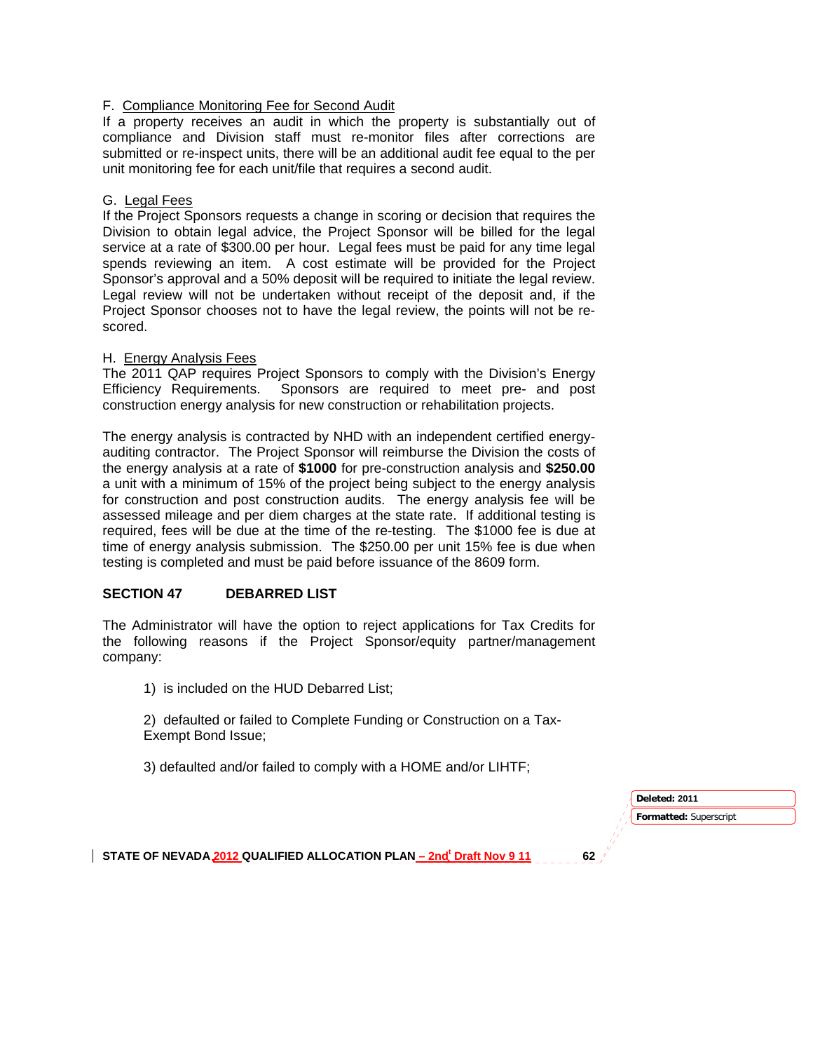F. Compliance Monitoring Fee for Second Audit

If a property receives an audit in which the property is substantially out of compliance and Division staff must re-monitor files after corrections are submitted or re-inspect units, there will be an additional audit fee equal to the per unit monitoring fee for each unit/file that requires a second audit.

G. Legal Fees

If the Project Sponsors requests a change in scoring or decision that requires the Division to obtain legal advice, the Project Sponsor will be billed for the legal service at a rate of $300.00 per hour. Legal fees must be paid for any time legal spends reviewing an item. A cost estimate will be provided for the Project Sponsor's approval and a 50% deposit will be required to initiate the legal review. Legal review will not be undertaken without receipt of the deposit and, if the Project Sponsor chooses not to have the legal review, the points will not be re-scored.

H. Energy Analysis Fees

The 2011 QAP requires Project Sponsors to comply with the Division's Energy Efficiency Requirements. Sponsors are required to meet pre- and post construction energy analysis for new construction or rehabilitation projects.

The energy analysis is contracted by NHD with an independent certified energy-auditing contractor. The Project Sponsor will reimburse the Division the costs of the energy analysis at a rate of **$1000** for pre-construction analysis and **$250.00** a unit with a minimum of 15% of the project being subject to the energy analysis for construction and post construction audits. The energy analysis fee will be assessed mileage and per diem charges at the state rate. If additional testing is required, fees will be due at the time of the re-testing. The $1000 fee is due at time of energy analysis submission. The $250.00 per unit 15% fee is due when testing is completed and must be paid before issuance of the 8609 form.

## SECTION 47 DEBARRED LIST

The Administrator will have the option to reject applications for Tax Credits for the following reasons if the Project Sponsor/equity partner/management company:

1) is included on the HUD Debarred List;

2) defaulted or failed to Complete Funding or Construction on a Tax-Exempt Bond Issue;

3) defaulted and/or failed to comply with a HOME and/or LIHTF;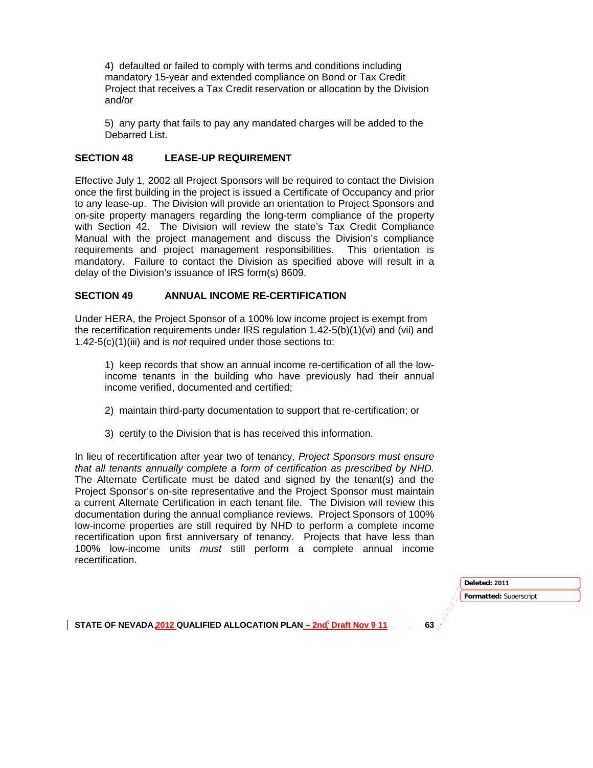4) defaulted or failed to comply with terms and conditions including mandatory 15-year and extended compliance on Bond or Tax Credit Project that receives a Tax Credit reservation or allocation by the Division and/or

5) any party that fails to pay any mandated charges will be added to the Debarred List.

## SECTION 48 LEASE-UP REQUIREMENT

Effective July 1, 2002 all Project Sponsors will be required to contact the Division once the first building in the project is issued a Certificate of Occupancy and prior to any lease-up. The Division will provide an orientation to Project Sponsors and on-site property managers regarding the long-term compliance of the property with Section 42. The Division will review the state's Tax Credit Compliance Manual with the project management and discuss the Division's compliance requirements and project management responsibilities. This orientation is mandatory. Failure to contact the Division as specified above will result in a delay of the Division's issuance of IRS form(s) 8609.

## SECTION 49 ANNUAL INCOME RE-CERTIFICATION

Under HERA, the Project Sponsor of a 100% low income project is exempt from the recertification requirements under IRS regulation 1.42-5(b)(1)(vi) and (vii) and 1.42-5(c)(1)(iii) and is *not* required under those sections to:

1) keep records that show an annual income re-certification of all the low-income tenants in the building who have previously had their annual income verified, documented and certified;

2) maintain third-party documentation to support that re-certification; or

3) certify to the Division that is has received this information.

In lieu of recertification after year two of tenancy, *Project Sponsors must ensure that all tenants annually complete a form of certification as prescribed by NHD.* The Alternate Certificate must be dated and signed by the tenant(s) and the Project Sponsor's on-site representative and the Project Sponsor must maintain a current Alternate Certification in each tenant file. The Division will review this documentation during the annual compliance reviews. Project Sponsors of 100% low-income properties are still required by NHD to perform a complete income recertification upon first anniversary of tenancy. Projects that have less than 100% low-income units *must* still perform a complete annual income recertification.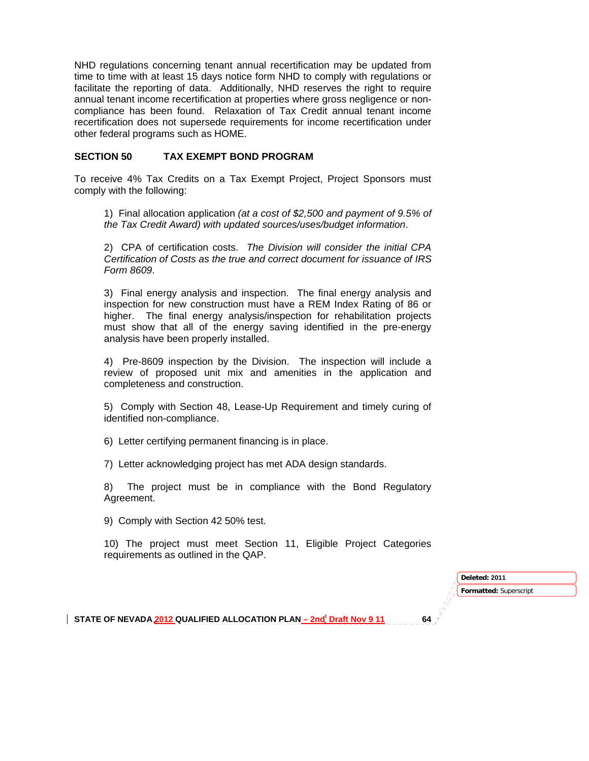NHD regulations concerning tenant annual recertification may be updated from time to time with at least 15 days notice form NHD to comply with regulations or facilitate the reporting of data. Additionally, NHD reserves the right to require annual tenant income recertification at properties where gross negligence or non-compliance has been found. Relaxation of Tax Credit annual tenant income recertification does not supersede requirements for income recertification under other federal programs such as HOME.

## SECTION 50 TAX EXEMPT BOND PROGRAM

To receive 4% Tax Credits on a Tax Exempt Project, Project Sponsors must comply with the following:

1) Final allocation application *(at a cost of $2,500 and payment of 9.5% of the Tax Credit Award) with updated sources/uses/budget information*.

2) CPA of certification costs. *The Division will consider the initial CPA Certification of Costs as the true and correct document for issuance of IRS Form 8609*.

3) Final energy analysis and inspection. The final energy analysis and inspection for new construction must have a REM Index Rating of 86 or higher. The final energy analysis/inspection for rehabilitation projects must show that all of the energy saving identified in the pre-energy analysis have been properly installed.

4) Pre-8609 inspection by the Division. The inspection will include a review of proposed unit mix and amenities in the application and completeness and construction.

5) Comply with Section 48, Lease-Up Requirement and timely curing of identified non-compliance.

6) Letter certifying permanent financing is in place.

7) Letter acknowledging project has met ADA design standards.

8) The project must be in compliance with the Bond Regulatory Agreement.

9) Comply with Section 42 50% test.

10) The project must meet Section 11, Eligible Project Categories requirements as outlined in the QAP.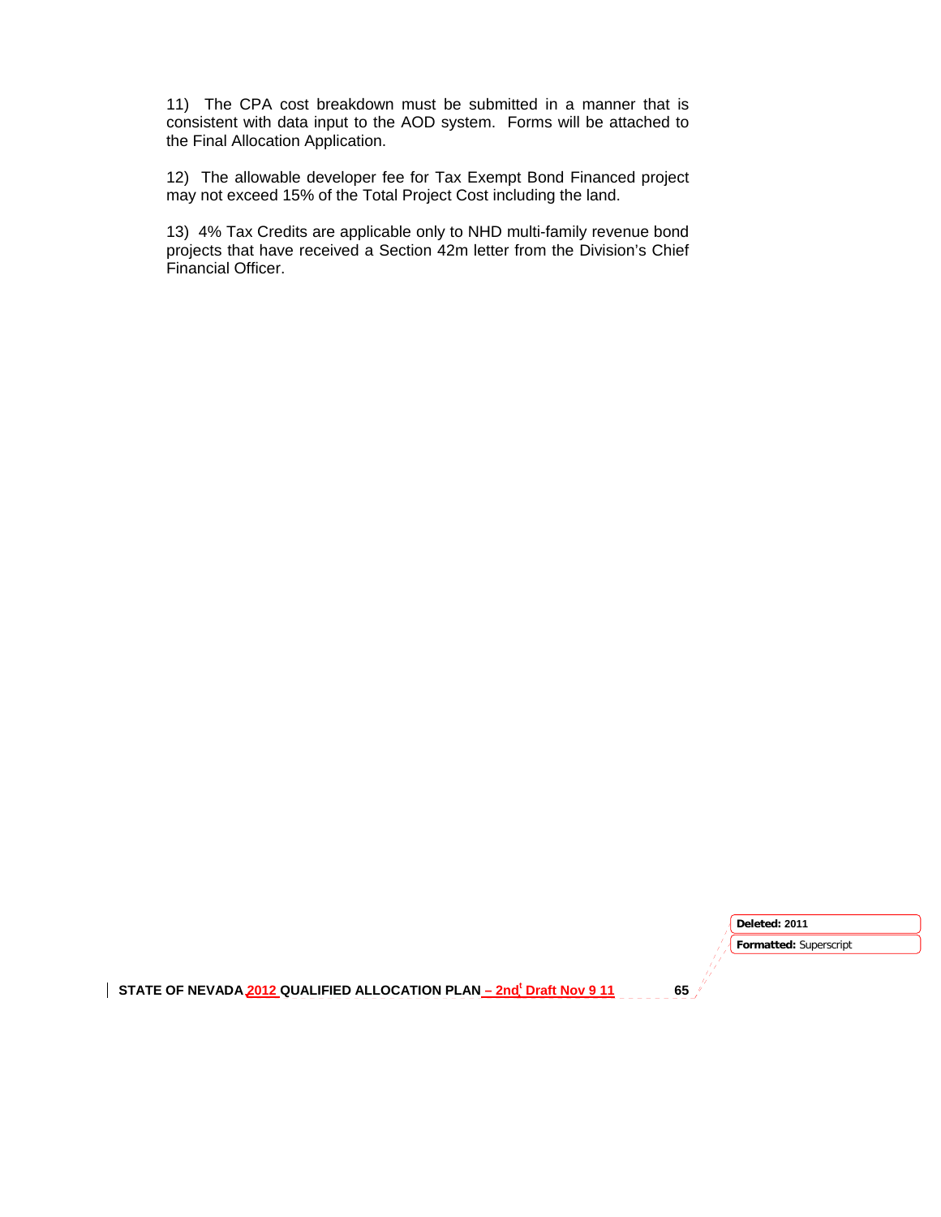11) The CPA cost breakdown must be submitted in a manner that is consistent with data input to the AOD system. Forms will be attached to the Final Allocation Application.

12) The allowable developer fee for Tax Exempt Bond Financed project may not exceed 15% of the Total Project Cost including the land.

13) 4% Tax Credits are applicable only to NHD multi-family revenue bond projects that have received a Section 42m letter from the Division's Chief Financial Officer.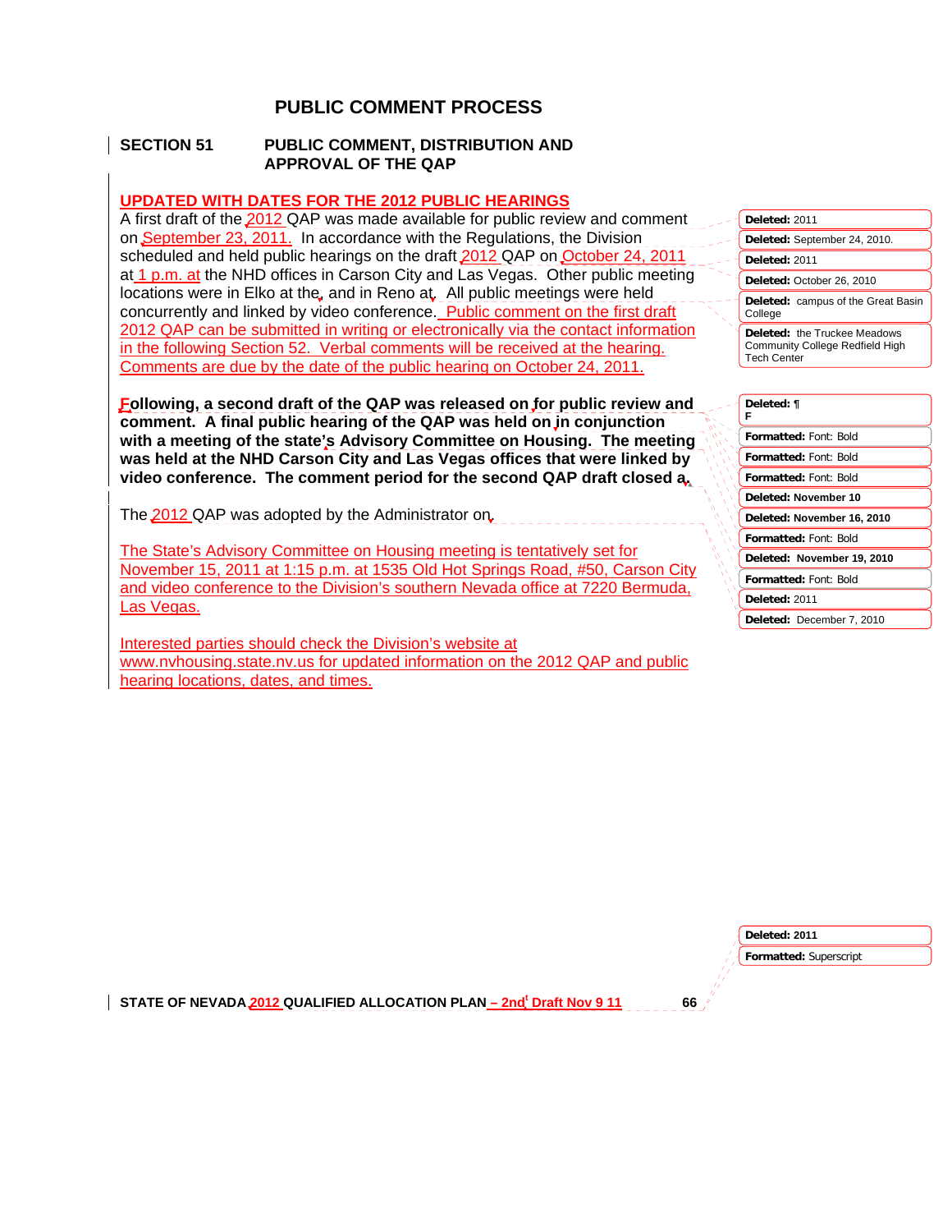# PUBLIC COMMENT PROCESS

## SECTION 51 PUBLIC COMMENT, DISTRIBUTION AND APPROVAL OF THE QAP

**UPDATED WITH DATES FOR THE 2012 PUBLIC HEARINGS**

A first draft of the 2012 QAP was made available for public review and comment on September 23, 2011. In accordance with the Regulations, the Division scheduled and held public hearings on the draft 2012 QAP on October 24, 2011 at 1 p.m. at the NHD offices in Carson City and Las Vegas. Other public meeting locations were in Elko at the, and in Reno at. All public meetings were held concurrently and linked by video conference. Public comment on the first draft 2012 QAP can be submitted in writing or electronically via the contact information in the following Section 52. Verbal comments will be received at the hearing. Comments are due by the date of the public hearing on October 24, 2011.

**Following, a second draft of the QAP was released on for public review and comment. A final public hearing of the QAP was held on in conjunction with a meeting of the state's Advisory Committee on Housing. The meeting was held at the NHD Carson City and Las Vegas offices that were linked by video conference. The comment period for the second QAP draft closed a.**

The 2012 QAP was adopted by the Administrator on.

The State's Advisory Committee on Housing meeting is tentatively set for November 15, 2011 at 1:15 p.m. at 1535 Old Hot Springs Road, #50, Carson City and video conference to the Division's southern Nevada office at 7220 Bermuda, Las Vegas.

Interested parties should check the Division's website at www.nvhousing.state.nv.us for updated information on the 2012 QAP and public hearing locations, dates, and times.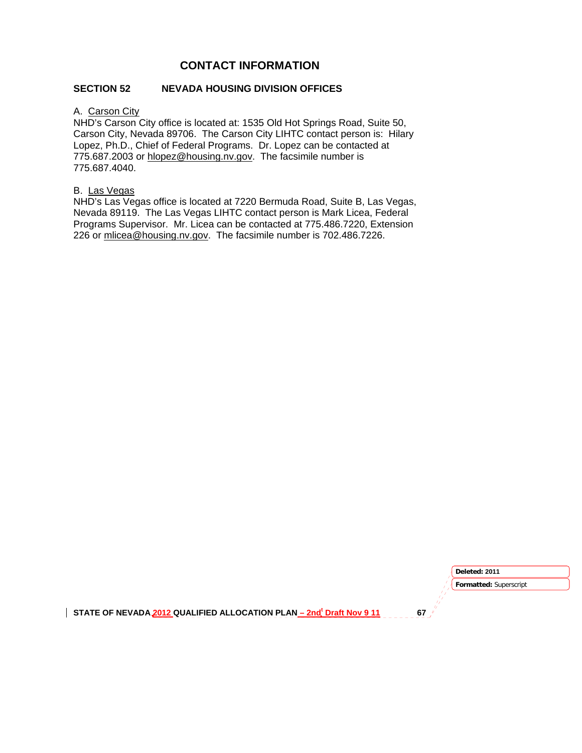# CONTACT INFORMATION

## SECTION 52 NEVADA HOUSING DIVISION OFFICES

A. Carson City

NHD's Carson City office is located at: 1535 Old Hot Springs Road, Suite 50, Carson City, Nevada 89706. The Carson City LIHTC contact person is: Hilary Lopez, Ph.D., Chief of Federal Programs. Dr. Lopez can be contacted at 775.687.2003 or hlopez@housing.nv.gov. The facsimile number is 775.687.4040.

B. Las Vegas

NHD's Las Vegas office is located at 7220 Bermuda Road, Suite B, Las Vegas, Nevada 89119. The Las Vegas LIHTC contact person is Mark Licea, Federal Programs Supervisor. Mr. Licea can be contacted at 775.486.7220, Extension 226 or mlicea@housing.nv.gov. The facsimile number is 702.486.7226.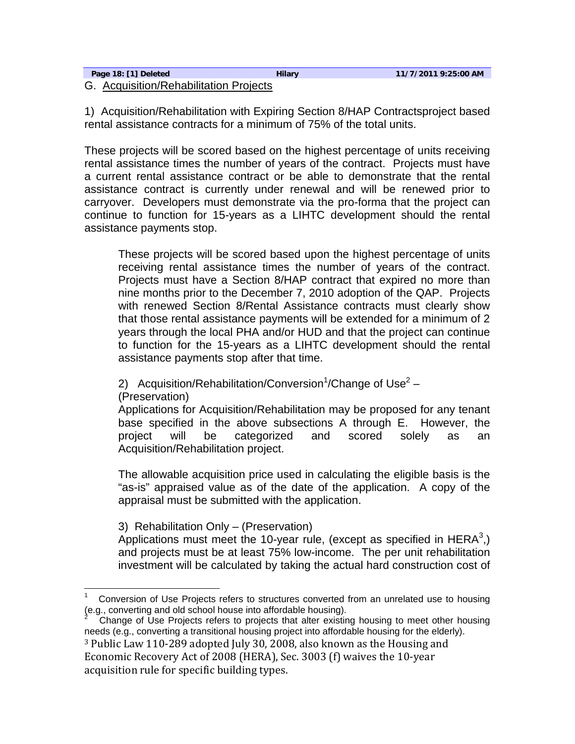Page 18: [1] Deleted Hilary 11/7/2011 9:25:00 AM

G. Acquisition/Rehabilitation Projects

1) Acquisition/Rehabilitation with Expiring Section 8/HAP Contractsproject based rental assistance contracts for a minimum of 75% of the total units.

These projects will be scored based on the highest percentage of units receiving rental assistance times the number of years of the contract. Projects must have a current rental assistance contract or be able to demonstrate that the rental assistance contract is currently under renewal and will be renewed prior to carryover. Developers must demonstrate via the pro-forma that the project can continue to function for 15-years as a LIHTC development should the rental assistance payments stop.

These projects will be scored based upon the highest percentage of units receiving rental assistance times the number of years of the contract. Projects must have a Section 8/HAP contract that expired no more than nine months prior to the December 7, 2010 adoption of the QAP. Projects with renewed Section 8/Rental Assistance contracts must clearly show that those rental assistance payments will be extended for a minimum of 2 years through the local PHA and/or HUD and that the project can continue to function for the 15-years as a LIHTC development should the rental assistance payments stop after that time.

2) Acquisition/Rehabilitation/Conversion[1]/Change of Use[2] – (Preservation)

Applications for Acquisition/Rehabilitation may be proposed for any tenant base specified in the above subsections A through E. However, the project will be categorized and scored solely as an Acquisition/Rehabilitation project.

The allowable acquisition price used in calculating the eligible basis is the "as-is" appraised value as of the date of the application. A copy of the appraisal must be submitted with the application.

3) Rehabilitation Only – (Preservation)

Applications must meet the 10-year rule, (except as specified in HERA[3],) and projects must be at least 75% low-income. The per unit rehabilitation investment will be calculated by taking the actual hard construction cost of

---

[1] Conversion of Use Projects refers to structures converted from an unrelated use to housing (e.g., converting and old school house into affordable housing).

[2] Change of Use Projects refers to projects that alter existing housing to meet other housing needs (e.g., converting a transitional housing project into affordable housing for the elderly).

[3] Public Law 110-289 adopted July 30, 2008, also known as the Housing and Economic Recovery Act of 2008 (HERA), Sec. 3003 (f) waives the 10-year acquisition rule for specific building types.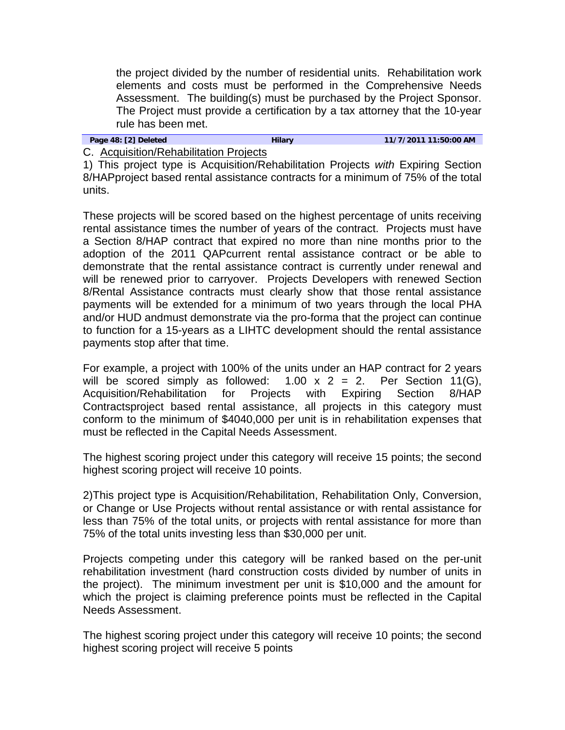the project divided by the number of residential units. Rehabilitation work elements and costs must be performed in the Comprehensive Needs Assessment. The building(s) must be purchased by the Project Sponsor. The Project must provide a certification by a tax attorney that the 10-year rule has been met.

**Page 48: [2] Deleted** **Hilary** **11/7/2011 11:50:00 AM**

C. Acquisition/Rehabilitation Projects

1) This project type is Acquisition/Rehabilitation Projects *with* Expiring Section 8/HAPproject based rental assistance contracts for a minimum of 75% of the total units.

These projects will be scored based on the highest percentage of units receiving rental assistance times the number of years of the contract. Projects must have a Section 8/HAP contract that expired no more than nine months prior to the adoption of the 2011 QAPcurrent rental assistance contract or be able to demonstrate that the rental assistance contract is currently under renewal and will be renewed prior to carryover. Projects Developers with renewed Section 8/Rental Assistance contracts must clearly show that those rental assistance payments will be extended for a minimum of two years through the local PHA and/or HUD andmust demonstrate via the pro-forma that the project can continue to function for a 15-years as a LIHTC development should the rental assistance payments stop after that time.

For example, a project with 100% of the units under an HAP contract for 2 years will be scored simply as followed: 1.00 x 2 = 2. Per Section 11(G), Acquisition/Rehabilitation for Projects with Expiring Section 8/HAP Contractsproject based rental assistance, all projects in this category must conform to the minimum of $4040,000 per unit is in rehabilitation expenses that must be reflected in the Capital Needs Assessment.

The highest scoring project under this category will receive 15 points; the second highest scoring project will receive 10 points.

2)This project type is Acquisition/Rehabilitation, Rehabilitation Only, Conversion, or Change or Use Projects without rental assistance or with rental assistance for less than 75% of the total units, or projects with rental assistance for more than 75% of the total units investing less than $30,000 per unit.

Projects competing under this category will be ranked based on the per-unit rehabilitation investment (hard construction costs divided by number of units in the project). The minimum investment per unit is $10,000 and the amount for which the project is claiming preference points must be reflected in the Capital Needs Assessment.

The highest scoring project under this category will receive 10 points; the second highest scoring project will receive 5 points